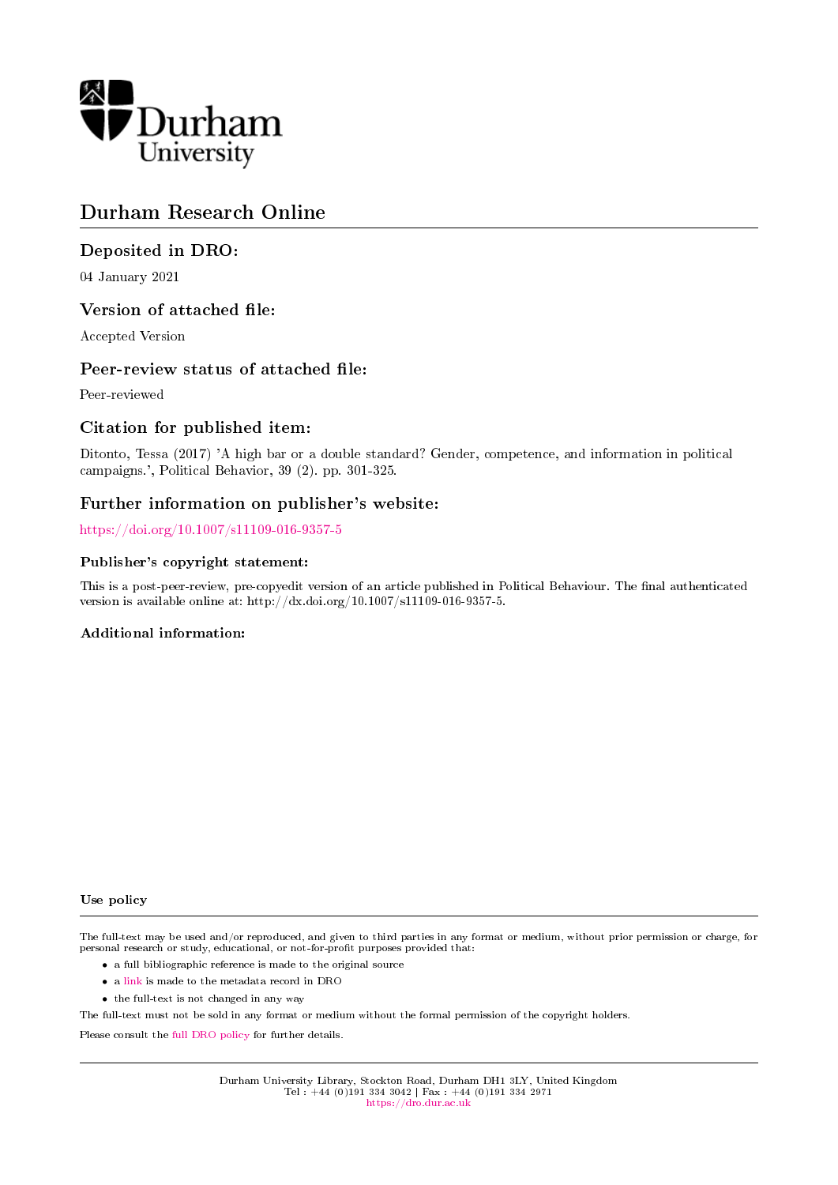Durham University

# Durham Research Online

## Deposited in DRO:

04 January 2021

## Version of attached file:

Accepted Version

## Peer-review status of attached file:

Peer-reviewed

## Citation for published item:

Ditonto, Tessa (2017) 'A high bar or a double standard? Gender, competence, and information in political campaigns.', Political Behavior, 39 (2). pp. 301-325.

## Further information on publisher's website:

https://doi.org/10.1007/s11109-016-9357-5

### Publisher's copyright statement:

This is a post-peer-review, pre-copyedit version of an article published in Political Behaviour. The final authenticated version is available online at: http://dx.doi.org/10.1007/s11109-016-9357-5.

### Additional information:

### Use policy

The full-text may be used and/or reproduced, and given to third parties in any format or medium, without prior permission or charge, for personal research or study, educational, or not-for-profit purposes provided that:

- a full bibliographic reference is made to the original source
- a link is made to the metadata record in DRO
- the full-text is not changed in any way

The full-text must not be sold in any format or medium without the formal permission of the copyright holders.

Please consult the full DRO policy for further details.

Durham University Library, Stockton Road, Durham DH1 3LY, United Kingdom
Tel : +44 (0)191 334 3042 | Fax : +44 (0)191 334 2971
https://dro.dur.ac.uk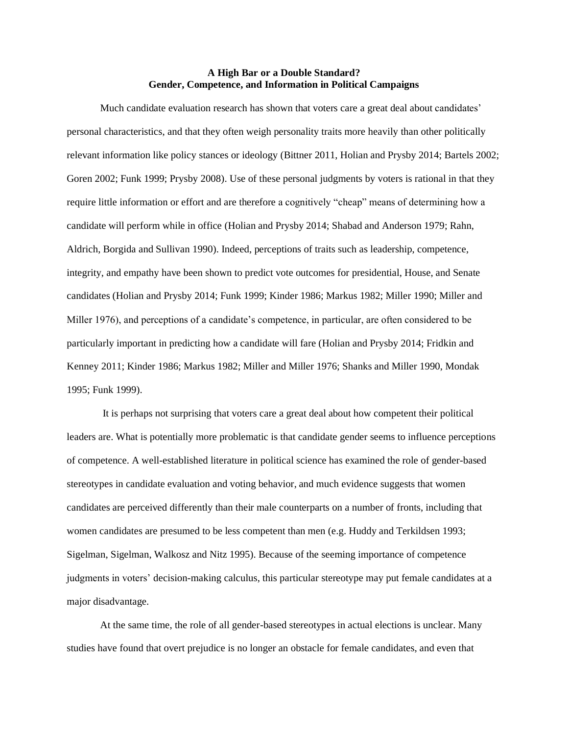**A High Bar or a Double Standard?**
**Gender, Competence, and Information in Political Campaigns**

Much candidate evaluation research has shown that voters care a great deal about candidates' personal characteristics, and that they often weigh personality traits more heavily than other politically relevant information like policy stances or ideology (Bittner 2011, Holian and Prysby 2014; Bartels 2002; Goren 2002; Funk 1999; Prysby 2008). Use of these personal judgments by voters is rational in that they require little information or effort and are therefore a cognitively "cheap" means of determining how a candidate will perform while in office (Holian and Prysby 2014; Shabad and Anderson 1979; Rahn, Aldrich, Borgida and Sullivan 1990). Indeed, perceptions of traits such as leadership, competence, integrity, and empathy have been shown to predict vote outcomes for presidential, House, and Senate candidates (Holian and Prysby 2014; Funk 1999; Kinder 1986; Markus 1982; Miller 1990; Miller and Miller 1976), and perceptions of a candidate's competence, in particular, are often considered to be particularly important in predicting how a candidate will fare (Holian and Prysby 2014; Fridkin and Kenney 2011; Kinder 1986; Markus 1982; Miller and Miller 1976; Shanks and Miller 1990, Mondak 1995; Funk 1999).

It is perhaps not surprising that voters care a great deal about how competent their political leaders are. What is potentially more problematic is that candidate gender seems to influence perceptions of competence. A well-established literature in political science has examined the role of gender-based stereotypes in candidate evaluation and voting behavior, and much evidence suggests that women candidates are perceived differently than their male counterparts on a number of fronts, including that women candidates are presumed to be less competent than men (e.g. Huddy and Terkildsen 1993; Sigelman, Sigelman, Walkosz and Nitz 1995). Because of the seeming importance of competence judgments in voters' decision-making calculus, this particular stereotype may put female candidates at a major disadvantage.

At the same time, the role of all gender-based stereotypes in actual elections is unclear. Many studies have found that overt prejudice is no longer an obstacle for female candidates, and even that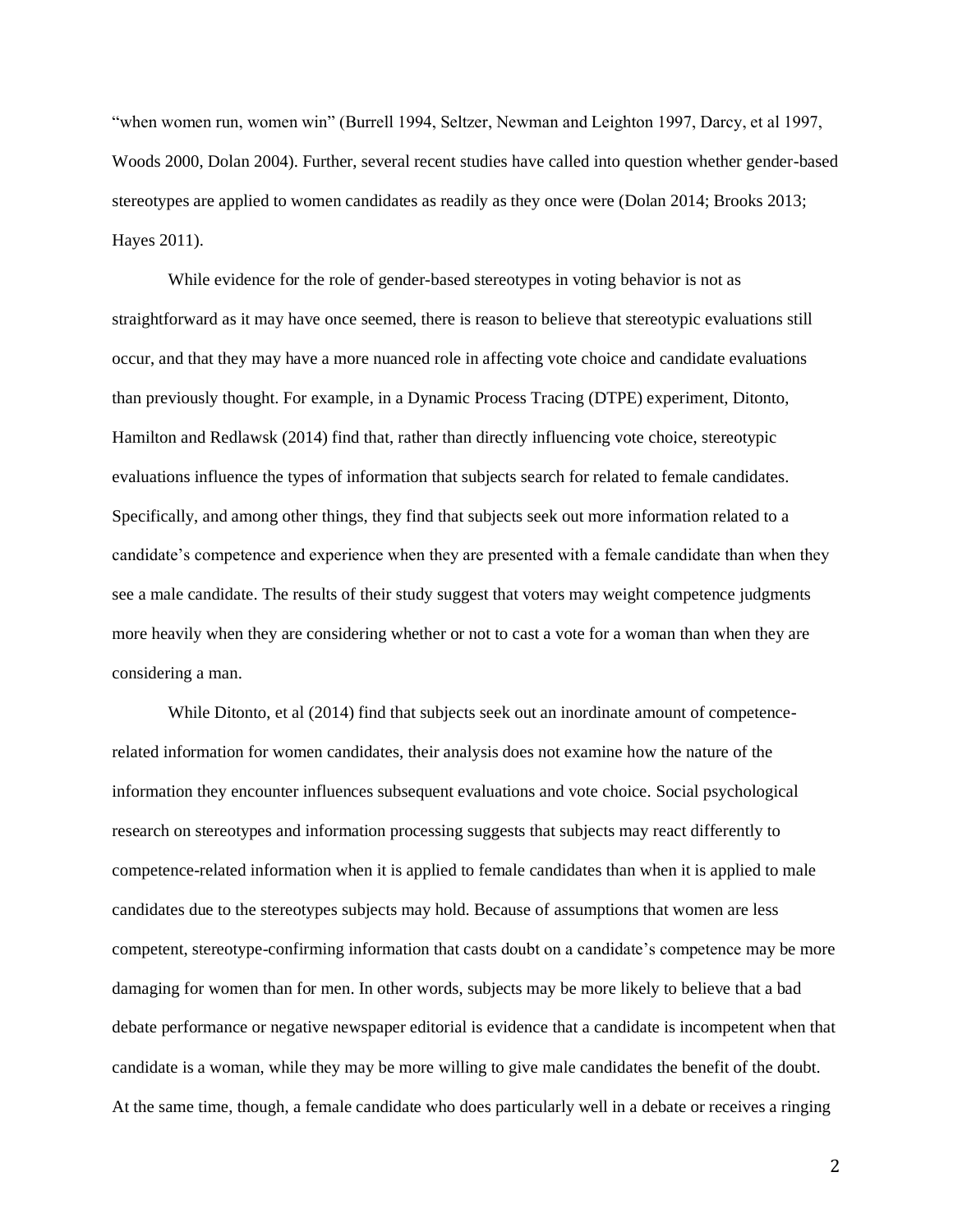"when women run, women win" (Burrell 1994, Seltzer, Newman and Leighton 1997, Darcy, et al 1997, Woods 2000, Dolan 2004). Further, several recent studies have called into question whether gender-based stereotypes are applied to women candidates as readily as they once were (Dolan 2014; Brooks 2013; Hayes 2011).

While evidence for the role of gender-based stereotypes in voting behavior is not as straightforward as it may have once seemed, there is reason to believe that stereotypic evaluations still occur, and that they may have a more nuanced role in affecting vote choice and candidate evaluations than previously thought. For example, in a Dynamic Process Tracing (DTPE) experiment, Ditonto, Hamilton and Redlawsk (2014) find that, rather than directly influencing vote choice, stereotypic evaluations influence the types of information that subjects search for related to female candidates. Specifically, and among other things, they find that subjects seek out more information related to a candidate's competence and experience when they are presented with a female candidate than when they see a male candidate. The results of their study suggest that voters may weight competence judgments more heavily when they are considering whether or not to cast a vote for a woman than when they are considering a man.

While Ditonto, et al (2014) find that subjects seek out an inordinate amount of competence-related information for women candidates, their analysis does not examine how the nature of the information they encounter influences subsequent evaluations and vote choice. Social psychological research on stereotypes and information processing suggests that subjects may react differently to competence-related information when it is applied to female candidates than when it is applied to male candidates due to the stereotypes subjects may hold. Because of assumptions that women are less competent, stereotype-confirming information that casts doubt on a candidate's competence may be more damaging for women than for men. In other words, subjects may be more likely to believe that a bad debate performance or negative newspaper editorial is evidence that a candidate is incompetent when that candidate is a woman, while they may be more willing to give male candidates the benefit of the doubt. At the same time, though, a female candidate who does particularly well in a debate or receives a ringing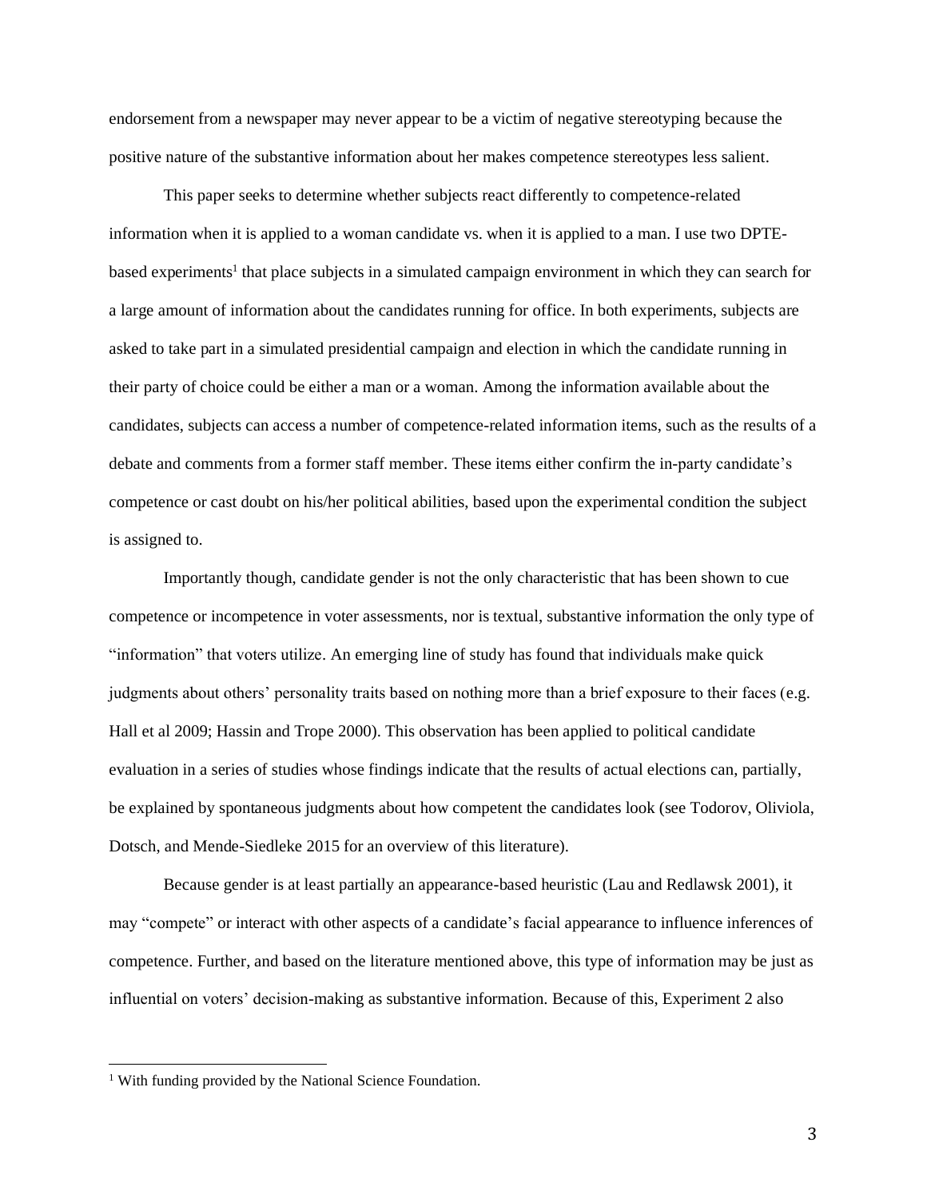endorsement from a newspaper may never appear to be a victim of negative stereotyping because the positive nature of the substantive information about her makes competence stereotypes less salient.

This paper seeks to determine whether subjects react differently to competence-related information when it is applied to a woman candidate vs. when it is applied to a man. I use two DPTE-based experiments[1] that place subjects in a simulated campaign environment in which they can search for a large amount of information about the candidates running for office. In both experiments, subjects are asked to take part in a simulated presidential campaign and election in which the candidate running in their party of choice could be either a man or a woman. Among the information available about the candidates, subjects can access a number of competence-related information items, such as the results of a debate and comments from a former staff member. These items either confirm the in-party candidate's competence or cast doubt on his/her political abilities, based upon the experimental condition the subject is assigned to.

Importantly though, candidate gender is not the only characteristic that has been shown to cue competence or incompetence in voter assessments, nor is textual, substantive information the only type of "information" that voters utilize. An emerging line of study has found that individuals make quick judgments about others' personality traits based on nothing more than a brief exposure to their faces (e.g. Hall et al 2009; Hassin and Trope 2000). This observation has been applied to political candidate evaluation in a series of studies whose findings indicate that the results of actual elections can, partially, be explained by spontaneous judgments about how competent the candidates look (see Todorov, Oliviola, Dotsch, and Mende-Siedleke 2015 for an overview of this literature).

Because gender is at least partially an appearance-based heuristic (Lau and Redlawsk 2001), it may "compete" or interact with other aspects of a candidate's facial appearance to influence inferences of competence. Further, and based on the literature mentioned above, this type of information may be just as influential on voters' decision-making as substantive information. Because of this, Experiment 2 also

[1] With funding provided by the National Science Foundation.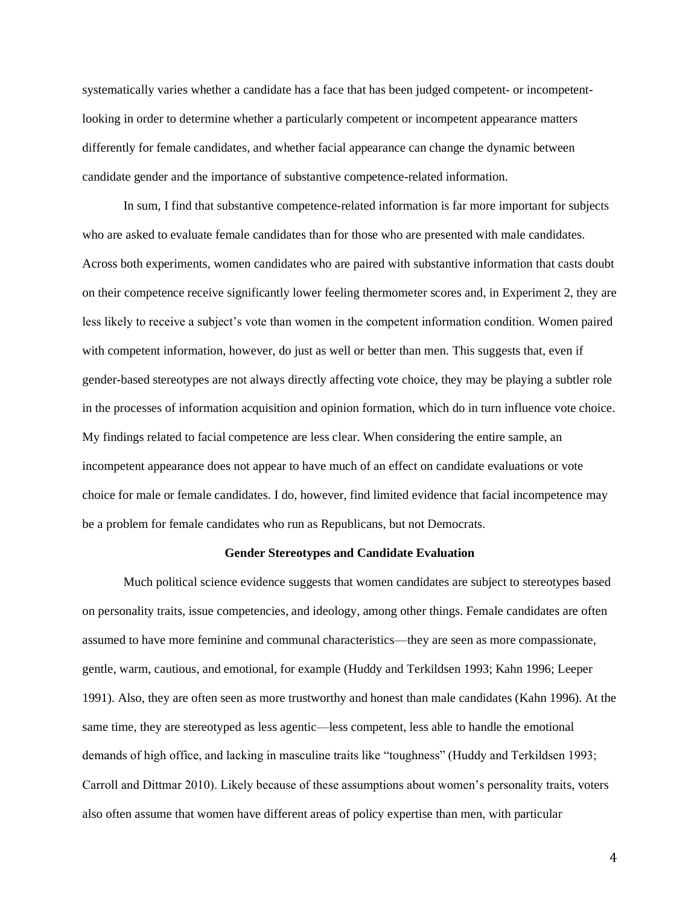systematically varies whether a candidate has a face that has been judged competent- or incompetent-looking in order to determine whether a particularly competent or incompetent appearance matters differently for female candidates, and whether facial appearance can change the dynamic between candidate gender and the importance of substantive competence-related information.

In sum, I find that substantive competence-related information is far more important for subjects who are asked to evaluate female candidates than for those who are presented with male candidates. Across both experiments, women candidates who are paired with substantive information that casts doubt on their competence receive significantly lower feeling thermometer scores and, in Experiment 2, they are less likely to receive a subject's vote than women in the competent information condition. Women paired with competent information, however, do just as well or better than men. This suggests that, even if gender-based stereotypes are not always directly affecting vote choice, they may be playing a subtler role in the processes of information acquisition and opinion formation, which do in turn influence vote choice. My findings related to facial competence are less clear. When considering the entire sample, an incompetent appearance does not appear to have much of an effect on candidate evaluations or vote choice for male or female candidates. I do, however, find limited evidence that facial incompetence may be a problem for female candidates who run as Republicans, but not Democrats.

## Gender Stereotypes and Candidate Evaluation

Much political science evidence suggests that women candidates are subject to stereotypes based on personality traits, issue competencies, and ideology, among other things. Female candidates are often assumed to have more feminine and communal characteristics—they are seen as more compassionate, gentle, warm, cautious, and emotional, for example (Huddy and Terkildsen 1993; Kahn 1996; Leeper 1991). Also, they are often seen as more trustworthy and honest than male candidates (Kahn 1996). At the same time, they are stereotyped as less agentic—less competent, less able to handle the emotional demands of high office, and lacking in masculine traits like "toughness" (Huddy and Terkildsen 1993; Carroll and Dittmar 2010). Likely because of these assumptions about women's personality traits, voters also often assume that women have different areas of policy expertise than men, with particular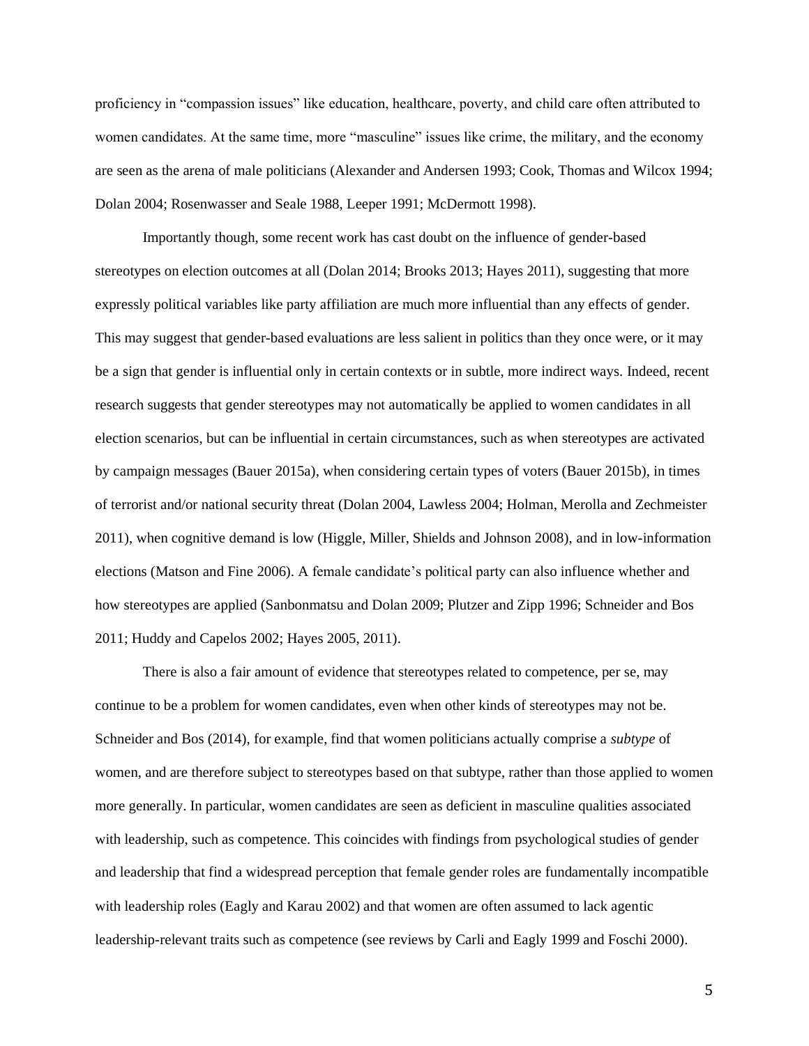proficiency in "compassion issues" like education, healthcare, poverty, and child care often attributed to women candidates. At the same time, more "masculine" issues like crime, the military, and the economy are seen as the arena of male politicians (Alexander and Andersen 1993; Cook, Thomas and Wilcox 1994; Dolan 2004; Rosenwasser and Seale 1988, Leeper 1991; McDermott 1998).

Importantly though, some recent work has cast doubt on the influence of gender-based stereotypes on election outcomes at all (Dolan 2014; Brooks 2013; Hayes 2011), suggesting that more expressly political variables like party affiliation are much more influential than any effects of gender. This may suggest that gender-based evaluations are less salient in politics than they once were, or it may be a sign that gender is influential only in certain contexts or in subtle, more indirect ways. Indeed, recent research suggests that gender stereotypes may not automatically be applied to women candidates in all election scenarios, but can be influential in certain circumstances, such as when stereotypes are activated by campaign messages (Bauer 2015a), when considering certain types of voters (Bauer 2015b), in times of terrorist and/or national security threat (Dolan 2004, Lawless 2004; Holman, Merolla and Zechmeister 2011), when cognitive demand is low (Higgle, Miller, Shields and Johnson 2008), and in low-information elections (Matson and Fine 2006). A female candidate's political party can also influence whether and how stereotypes are applied (Sanbonmatsu and Dolan 2009; Plutzer and Zipp 1996; Schneider and Bos 2011; Huddy and Capelos 2002; Hayes 2005, 2011).

There is also a fair amount of evidence that stereotypes related to competence, per se, may continue to be a problem for women candidates, even when other kinds of stereotypes may not be. Schneider and Bos (2014), for example, find that women politicians actually comprise a *subtype* of women, and are therefore subject to stereotypes based on that subtype, rather than those applied to women more generally. In particular, women candidates are seen as deficient in masculine qualities associated with leadership, such as competence. This coincides with findings from psychological studies of gender and leadership that find a widespread perception that female gender roles are fundamentally incompatible with leadership roles (Eagly and Karau 2002) and that women are often assumed to lack agentic leadership-relevant traits such as competence (see reviews by Carli and Eagly 1999 and Foschi 2000).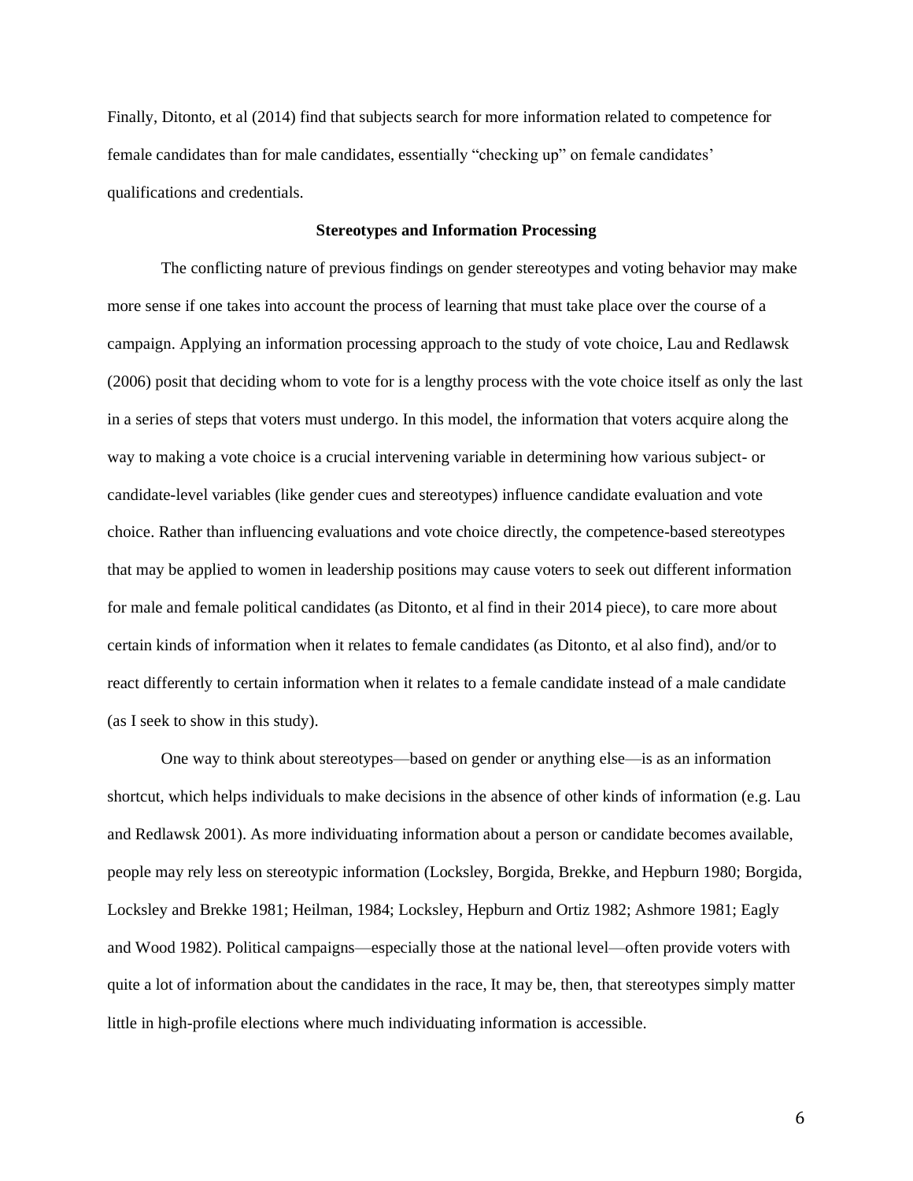Finally, Ditonto, et al (2014) find that subjects search for more information related to competence for female candidates than for male candidates, essentially "checking up" on female candidates' qualifications and credentials.

### Stereotypes and Information Processing

The conflicting nature of previous findings on gender stereotypes and voting behavior may make more sense if one takes into account the process of learning that must take place over the course of a campaign. Applying an information processing approach to the study of vote choice, Lau and Redlawsk (2006) posit that deciding whom to vote for is a lengthy process with the vote choice itself as only the last in a series of steps that voters must undergo. In this model, the information that voters acquire along the way to making a vote choice is a crucial intervening variable in determining how various subject- or candidate-level variables (like gender cues and stereotypes) influence candidate evaluation and vote choice. Rather than influencing evaluations and vote choice directly, the competence-based stereotypes that may be applied to women in leadership positions may cause voters to seek out different information for male and female political candidates (as Ditonto, et al find in their 2014 piece), to care more about certain kinds of information when it relates to female candidates (as Ditonto, et al also find), and/or to react differently to certain information when it relates to a female candidate instead of a male candidate (as I seek to show in this study).

One way to think about stereotypes—based on gender or anything else—is as an information shortcut, which helps individuals to make decisions in the absence of other kinds of information (e.g. Lau and Redlawsk 2001). As more individuating information about a person or candidate becomes available, people may rely less on stereotypic information (Locksley, Borgida, Brekke, and Hepburn 1980; Borgida, Locksley and Brekke 1981; Heilman, 1984; Locksley, Hepburn and Ortiz 1982; Ashmore 1981; Eagly and Wood 1982). Political campaigns—especially those at the national level—often provide voters with quite a lot of information about the candidates in the race, It may be, then, that stereotypes simply matter little in high-profile elections where much individuating information is accessible.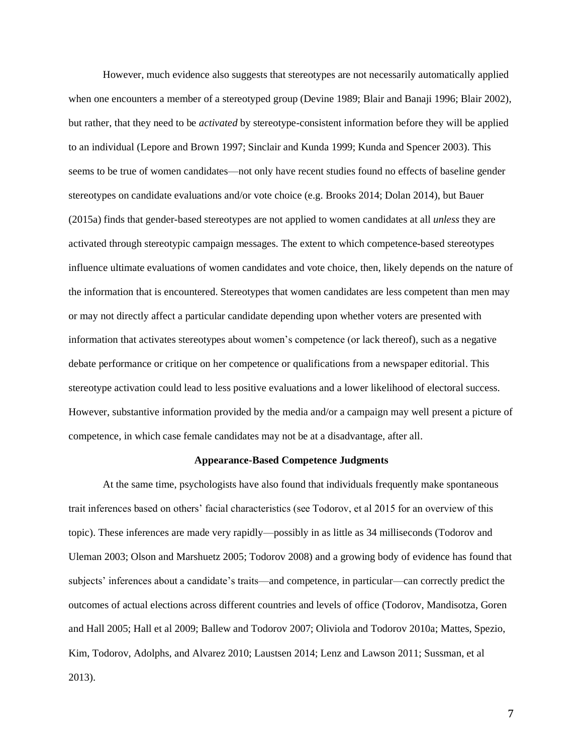However, much evidence also suggests that stereotypes are not necessarily automatically applied when one encounters a member of a stereotyped group (Devine 1989; Blair and Banaji 1996; Blair 2002), but rather, that they need to be *activated* by stereotype-consistent information before they will be applied to an individual (Lepore and Brown 1997; Sinclair and Kunda 1999; Kunda and Spencer 2003). This seems to be true of women candidates—not only have recent studies found no effects of baseline gender stereotypes on candidate evaluations and/or vote choice (e.g. Brooks 2014; Dolan 2014), but Bauer (2015a) finds that gender-based stereotypes are not applied to women candidates at all *unless* they are activated through stereotypic campaign messages. The extent to which competence-based stereotypes influence ultimate evaluations of women candidates and vote choice, then, likely depends on the nature of the information that is encountered. Stereotypes that women candidates are less competent than men may or may not directly affect a particular candidate depending upon whether voters are presented with information that activates stereotypes about women's competence (or lack thereof), such as a negative debate performance or critique on her competence or qualifications from a newspaper editorial. This stereotype activation could lead to less positive evaluations and a lower likelihood of electoral success. However, substantive information provided by the media and/or a campaign may well present a picture of competence, in which case female candidates may not be at a disadvantage, after all.

## Appearance-Based Competence Judgments

At the same time, psychologists have also found that individuals frequently make spontaneous trait inferences based on others' facial characteristics (see Todorov, et al 2015 for an overview of this topic). These inferences are made very rapidly—possibly in as little as 34 milliseconds (Todorov and Uleman 2003; Olson and Marshuetz 2005; Todorov 2008) and a growing body of evidence has found that subjects' inferences about a candidate's traits—and competence, in particular—can correctly predict the outcomes of actual elections across different countries and levels of office (Todorov, Mandisotza, Goren and Hall 2005; Hall et al 2009; Ballew and Todorov 2007; Oliviola and Todorov 2010a; Mattes, Spezio, Kim, Todorov, Adolphs, and Alvarez 2010; Laustsen 2014; Lenz and Lawson 2011; Sussman, et al 2013).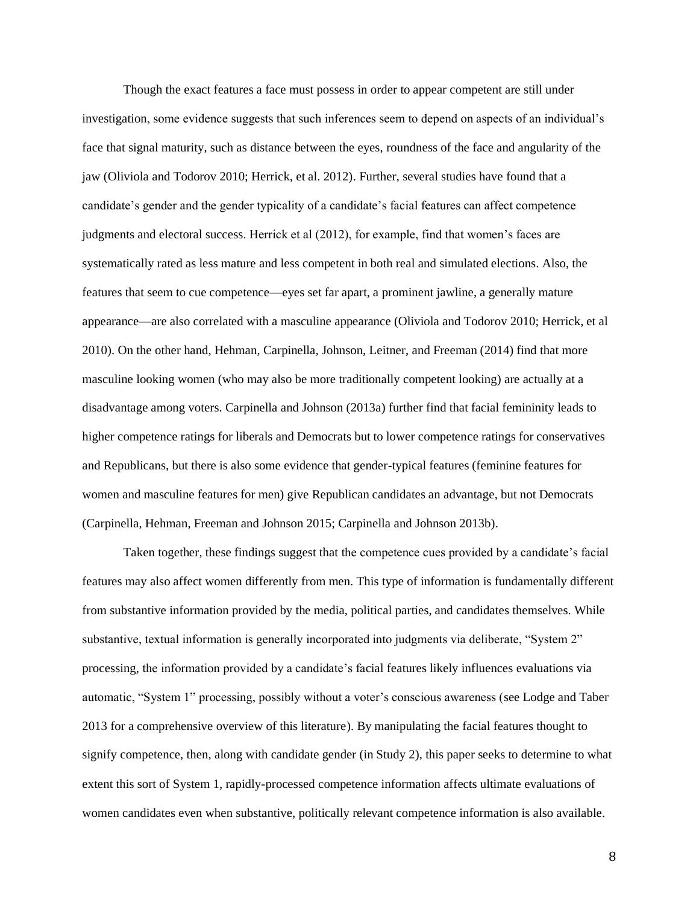Though the exact features a face must possess in order to appear competent are still under investigation, some evidence suggests that such inferences seem to depend on aspects of an individual's face that signal maturity, such as distance between the eyes, roundness of the face and angularity of the jaw (Oliviola and Todorov 2010; Herrick, et al. 2012). Further, several studies have found that a candidate's gender and the gender typicality of a candidate's facial features can affect competence judgments and electoral success. Herrick et al (2012), for example, find that women's faces are systematically rated as less mature and less competent in both real and simulated elections. Also, the features that seem to cue competence—eyes set far apart, a prominent jawline, a generally mature appearance—are also correlated with a masculine appearance (Oliviola and Todorov 2010; Herrick, et al 2010). On the other hand, Hehman, Carpinella, Johnson, Leitner, and Freeman (2014) find that more masculine looking women (who may also be more traditionally competent looking) are actually at a disadvantage among voters. Carpinella and Johnson (2013a) further find that facial femininity leads to higher competence ratings for liberals and Democrats but to lower competence ratings for conservatives and Republicans, but there is also some evidence that gender-typical features (feminine features for women and masculine features for men) give Republican candidates an advantage, but not Democrats (Carpinella, Hehman, Freeman and Johnson 2015; Carpinella and Johnson 2013b).

Taken together, these findings suggest that the competence cues provided by a candidate's facial features may also affect women differently from men. This type of information is fundamentally different from substantive information provided by the media, political parties, and candidates themselves. While substantive, textual information is generally incorporated into judgments via deliberate, "System 2" processing, the information provided by a candidate's facial features likely influences evaluations via automatic, "System 1" processing, possibly without a voter's conscious awareness (see Lodge and Taber 2013 for a comprehensive overview of this literature). By manipulating the facial features thought to signify competence, then, along with candidate gender (in Study 2), this paper seeks to determine to what extent this sort of System 1, rapidly-processed competence information affects ultimate evaluations of women candidates even when substantive, politically relevant competence information is also available.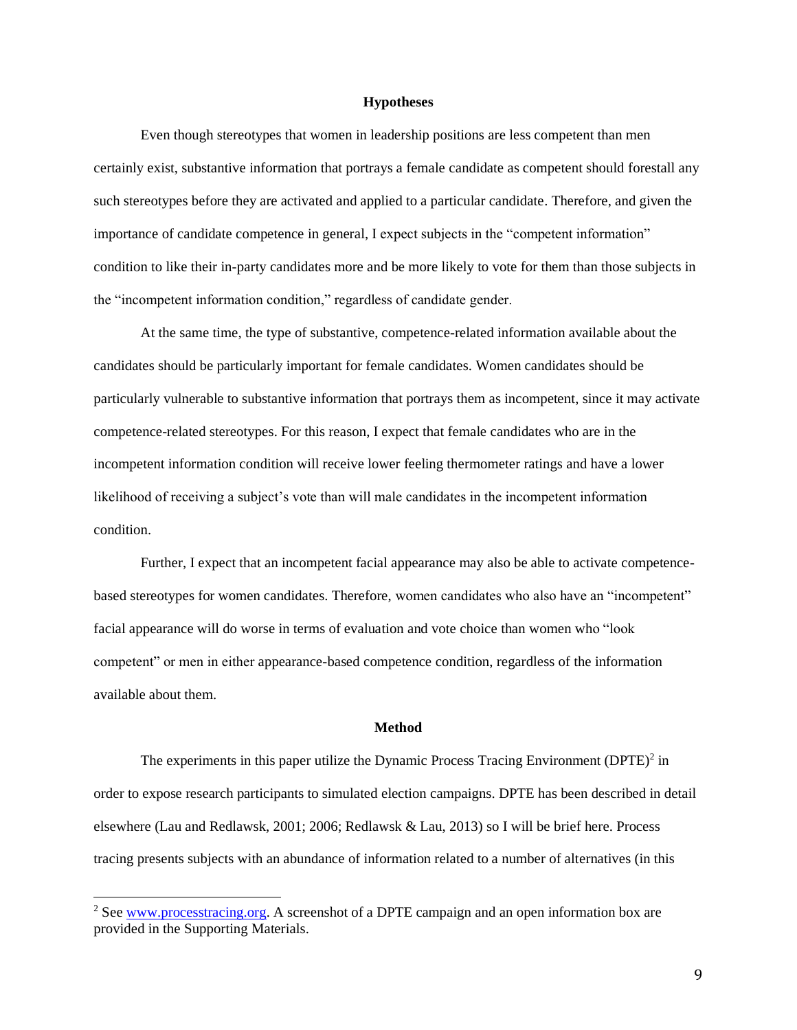## Hypotheses

Even though stereotypes that women in leadership positions are less competent than men certainly exist, substantive information that portrays a female candidate as competent should forestall any such stereotypes before they are activated and applied to a particular candidate. Therefore, and given the importance of candidate competence in general, I expect subjects in the "competent information" condition to like their in-party candidates more and be more likely to vote for them than those subjects in the "incompetent information condition," regardless of candidate gender.

At the same time, the type of substantive, competence-related information available about the candidates should be particularly important for female candidates. Women candidates should be particularly vulnerable to substantive information that portrays them as incompetent, since it may activate competence-related stereotypes. For this reason, I expect that female candidates who are in the incompetent information condition will receive lower feeling thermometer ratings and have a lower likelihood of receiving a subject's vote than will male candidates in the incompetent information condition.

Further, I expect that an incompetent facial appearance may also be able to activate competence-based stereotypes for women candidates. Therefore, women candidates who also have an "incompetent" facial appearance will do worse in terms of evaluation and vote choice than women who "look competent" or men in either appearance-based competence condition, regardless of the information available about them.

## Method

The experiments in this paper utilize the Dynamic Process Tracing Environment (DPTE)[2] in order to expose research participants to simulated election campaigns. DPTE has been described in detail elsewhere (Lau and Redlawsk, 2001; 2006; Redlawsk & Lau, 2013) so I will be brief here. Process tracing presents subjects with an abundance of information related to a number of alternatives (in this

[2] See www.processtracing.org. A screenshot of a DPTE campaign and an open information box are provided in the Supporting Materials.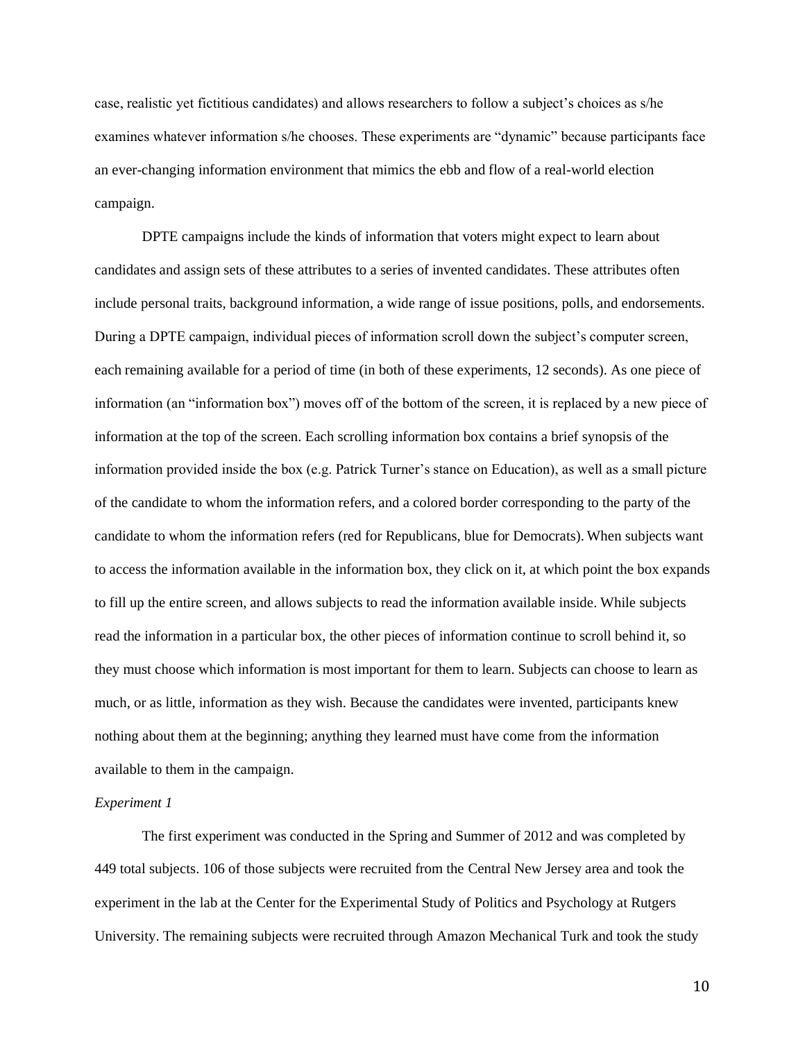case, realistic yet fictitious candidates) and allows researchers to follow a subject's choices as s/he examines whatever information s/he chooses. These experiments are "dynamic" because participants face an ever-changing information environment that mimics the ebb and flow of a real-world election campaign.

DPTE campaigns include the kinds of information that voters might expect to learn about candidates and assign sets of these attributes to a series of invented candidates. These attributes often include personal traits, background information, a wide range of issue positions, polls, and endorsements. During a DPTE campaign, individual pieces of information scroll down the subject's computer screen, each remaining available for a period of time (in both of these experiments, 12 seconds). As one piece of information (an "information box") moves off of the bottom of the screen, it is replaced by a new piece of information at the top of the screen. Each scrolling information box contains a brief synopsis of the information provided inside the box (e.g. Patrick Turner's stance on Education), as well as a small picture of the candidate to whom the information refers, and a colored border corresponding to the party of the candidate to whom the information refers (red for Republicans, blue for Democrats). When subjects want to access the information available in the information box, they click on it, at which point the box expands to fill up the entire screen, and allows subjects to read the information available inside. While subjects read the information in a particular box, the other pieces of information continue to scroll behind it, so they must choose which information is most important for them to learn. Subjects can choose to learn as much, or as little, information as they wish. Because the candidates were invented, participants knew nothing about them at the beginning; anything they learned must have come from the information available to them in the campaign.

*Experiment 1*

The first experiment was conducted in the Spring and Summer of 2012 and was completed by 449 total subjects. 106 of those subjects were recruited from the Central New Jersey area and took the experiment in the lab at the Center for the Experimental Study of Politics and Psychology at Rutgers University. The remaining subjects were recruited through Amazon Mechanical Turk and took the study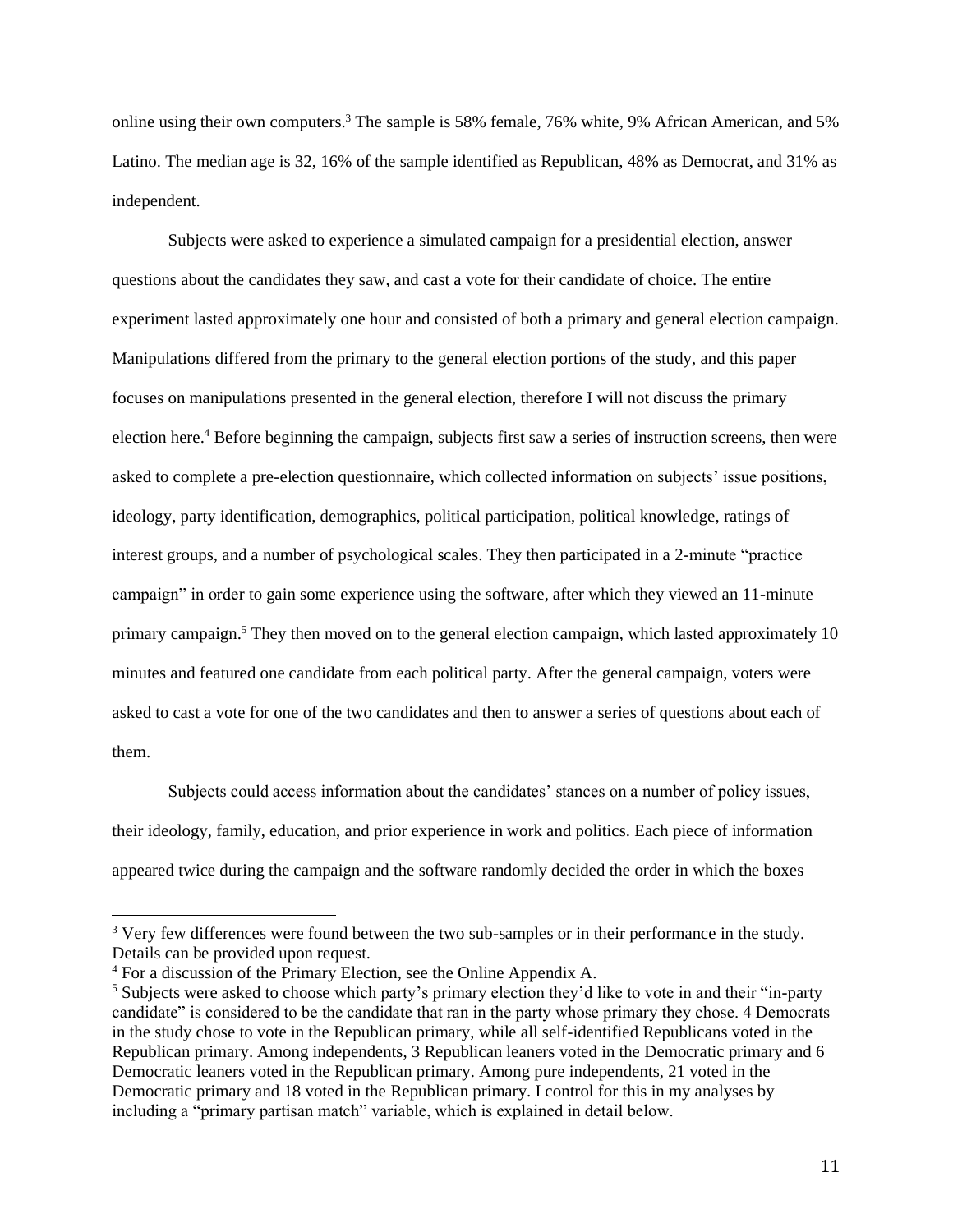online using their own computers.[3] The sample is 58% female, 76% white, 9% African American, and 5% Latino. The median age is 32, 16% of the sample identified as Republican, 48% as Democrat, and 31% as independent.

Subjects were asked to experience a simulated campaign for a presidential election, answer questions about the candidates they saw, and cast a vote for their candidate of choice. The entire experiment lasted approximately one hour and consisted of both a primary and general election campaign. Manipulations differed from the primary to the general election portions of the study, and this paper focuses on manipulations presented in the general election, therefore I will not discuss the primary election here.[4] Before beginning the campaign, subjects first saw a series of instruction screens, then were asked to complete a pre-election questionnaire, which collected information on subjects' issue positions, ideology, party identification, demographics, political participation, political knowledge, ratings of interest groups, and a number of psychological scales. They then participated in a 2-minute "practice campaign" in order to gain some experience using the software, after which they viewed an 11-minute primary campaign.[5] They then moved on to the general election campaign, which lasted approximately 10 minutes and featured one candidate from each political party. After the general campaign, voters were asked to cast a vote for one of the two candidates and then to answer a series of questions about each of them.

Subjects could access information about the candidates' stances on a number of policy issues, their ideology, family, education, and prior experience in work and politics. Each piece of information appeared twice during the campaign and the software randomly decided the order in which the boxes

[3] Very few differences were found between the two sub-samples or in their performance in the study. Details can be provided upon request.

[4] For a discussion of the Primary Election, see the Online Appendix A.

[5] Subjects were asked to choose which party's primary election they'd like to vote in and their "in-party candidate" is considered to be the candidate that ran in the party whose primary they chose. 4 Democrats in the study chose to vote in the Republican primary, while all self-identified Republicans voted in the Republican primary. Among independents, 3 Republican leaners voted in the Democratic primary and 6 Democratic leaners voted in the Republican primary. Among pure independents, 21 voted in the Democratic primary and 18 voted in the Republican primary. I control for this in my analyses by including a "primary partisan match" variable, which is explained in detail below.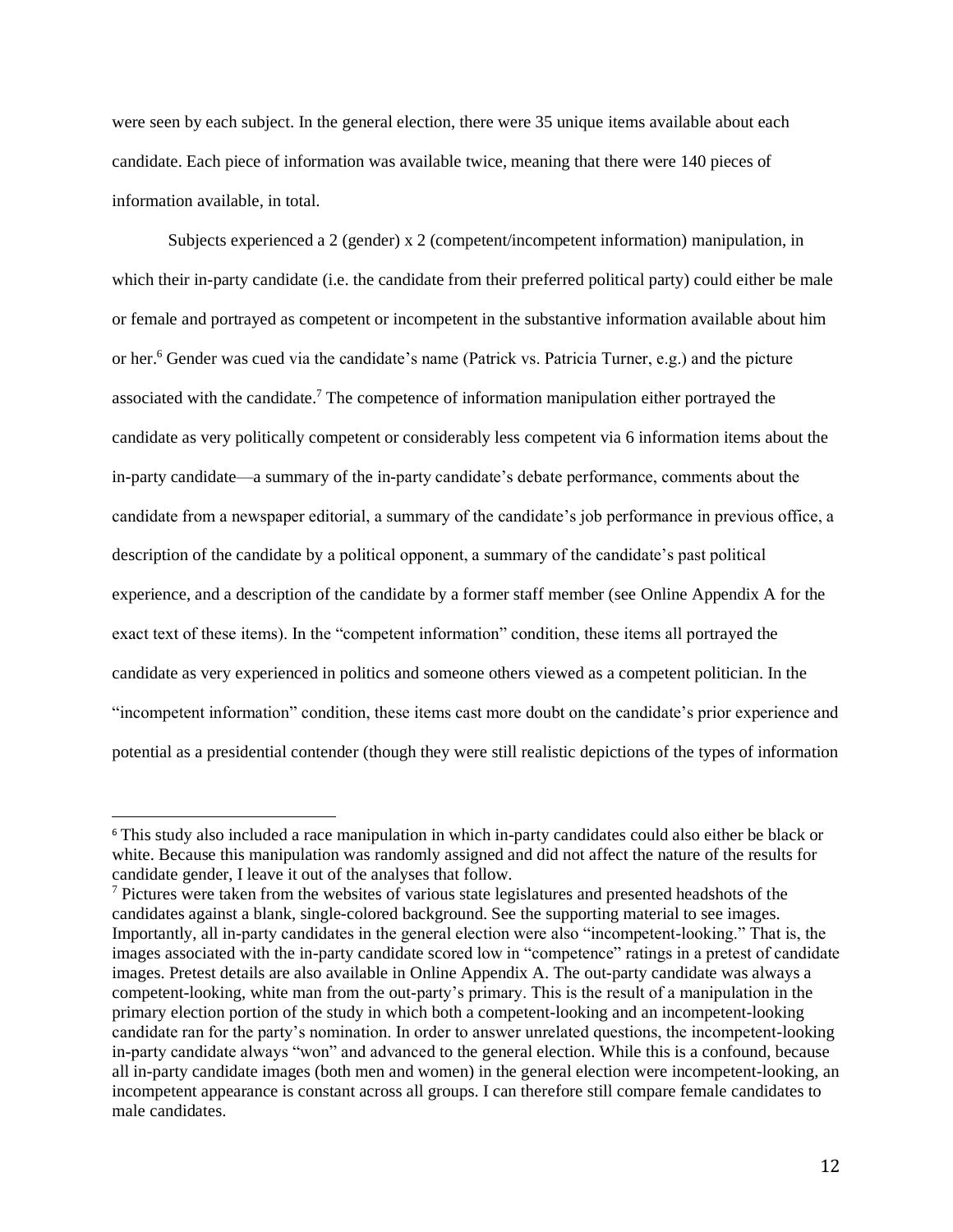were seen by each subject. In the general election, there were 35 unique items available about each candidate. Each piece of information was available twice, meaning that there were 140 pieces of information available, in total.

Subjects experienced a 2 (gender) x 2 (competent/incompetent information) manipulation, in which their in-party candidate (i.e. the candidate from their preferred political party) could either be male or female and portrayed as competent or incompetent in the substantive information available about him or her.[6] Gender was cued via the candidate's name (Patrick vs. Patricia Turner, e.g.) and the picture associated with the candidate.[7] The competence of information manipulation either portrayed the candidate as very politically competent or considerably less competent via 6 information items about the in-party candidate—a summary of the in-party candidate's debate performance, comments about the candidate from a newspaper editorial, a summary of the candidate's job performance in previous office, a description of the candidate by a political opponent, a summary of the candidate's past political experience, and a description of the candidate by a former staff member (see Online Appendix A for the exact text of these items). In the "competent information" condition, these items all portrayed the candidate as very experienced in politics and someone others viewed as a competent politician. In the "incompetent information" condition, these items cast more doubt on the candidate's prior experience and potential as a presidential contender (though they were still realistic depictions of the types of information

[6] This study also included a race manipulation in which in-party candidates could also either be black or white. Because this manipulation was randomly assigned and did not affect the nature of the results for candidate gender, I leave it out of the analyses that follow.

[7] Pictures were taken from the websites of various state legislatures and presented headshots of the candidates against a blank, single-colored background. See the supporting material to see images. Importantly, all in-party candidates in the general election were also "incompetent-looking." That is, the images associated with the in-party candidate scored low in "competence" ratings in a pretest of candidate images. Pretest details are also available in Online Appendix A. The out-party candidate was always a competent-looking, white man from the out-party's primary. This is the result of a manipulation in the primary election portion of the study in which both a competent-looking and an incompetent-looking candidate ran for the party's nomination. In order to answer unrelated questions, the incompetent-looking in-party candidate always "won" and advanced to the general election. While this is a confound, because all in-party candidate images (both men and women) in the general election were incompetent-looking, an incompetent appearance is constant across all groups. I can therefore still compare female candidates to male candidates.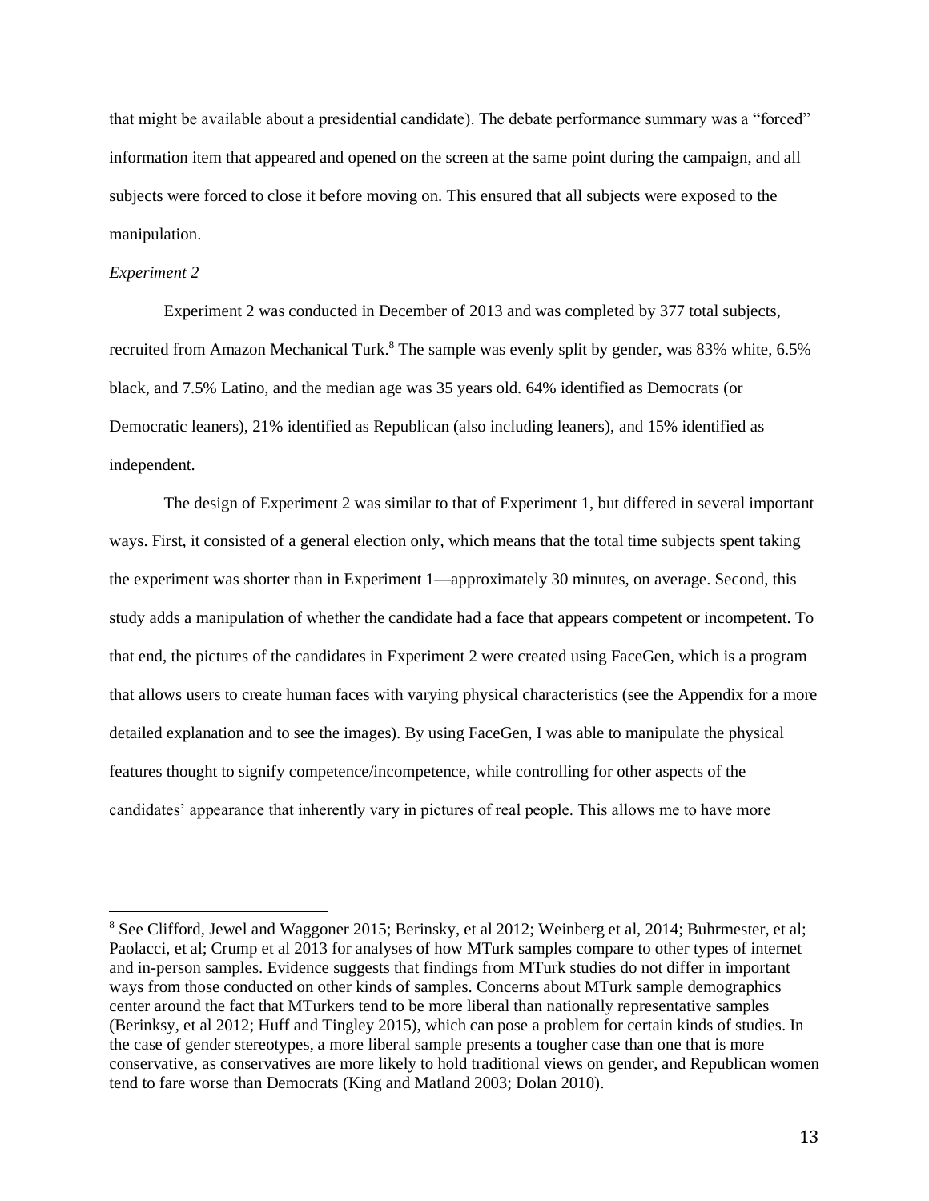that might be available about a presidential candidate). The debate performance summary was a "forced" information item that appeared and opened on the screen at the same point during the campaign, and all subjects were forced to close it before moving on. This ensured that all subjects were exposed to the manipulation.

*Experiment 2*

Experiment 2 was conducted in December of 2013 and was completed by 377 total subjects, recruited from Amazon Mechanical Turk.[8] The sample was evenly split by gender, was 83% white, 6.5% black, and 7.5% Latino, and the median age was 35 years old. 64% identified as Democrats (or Democratic leaners), 21% identified as Republican (also including leaners), and 15% identified as independent.

The design of Experiment 2 was similar to that of Experiment 1, but differed in several important ways. First, it consisted of a general election only, which means that the total time subjects spent taking the experiment was shorter than in Experiment 1—approximately 30 minutes, on average. Second, this study adds a manipulation of whether the candidate had a face that appears competent or incompetent. To that end, the pictures of the candidates in Experiment 2 were created using FaceGen, which is a program that allows users to create human faces with varying physical characteristics (see the Appendix for a more detailed explanation and to see the images). By using FaceGen, I was able to manipulate the physical features thought to signify competence/incompetence, while controlling for other aspects of the candidates' appearance that inherently vary in pictures of real people. This allows me to have more

---

[8] See Clifford, Jewel and Waggoner 2015; Berinsky, et al 2012; Weinberg et al, 2014; Buhrmester, et al; Paolacci, et al; Crump et al 2013 for analyses of how MTurk samples compare to other types of internet and in-person samples. Evidence suggests that findings from MTurk studies do not differ in important ways from those conducted on other kinds of samples. Concerns about MTurk sample demographics center around the fact that MTurkers tend to be more liberal than nationally representative samples (Berinksy, et al 2012; Huff and Tingley 2015), which can pose a problem for certain kinds of studies. In the case of gender stereotypes, a more liberal sample presents a tougher case than one that is more conservative, as conservatives are more likely to hold traditional views on gender, and Republican women tend to fare worse than Democrats (King and Matland 2003; Dolan 2010).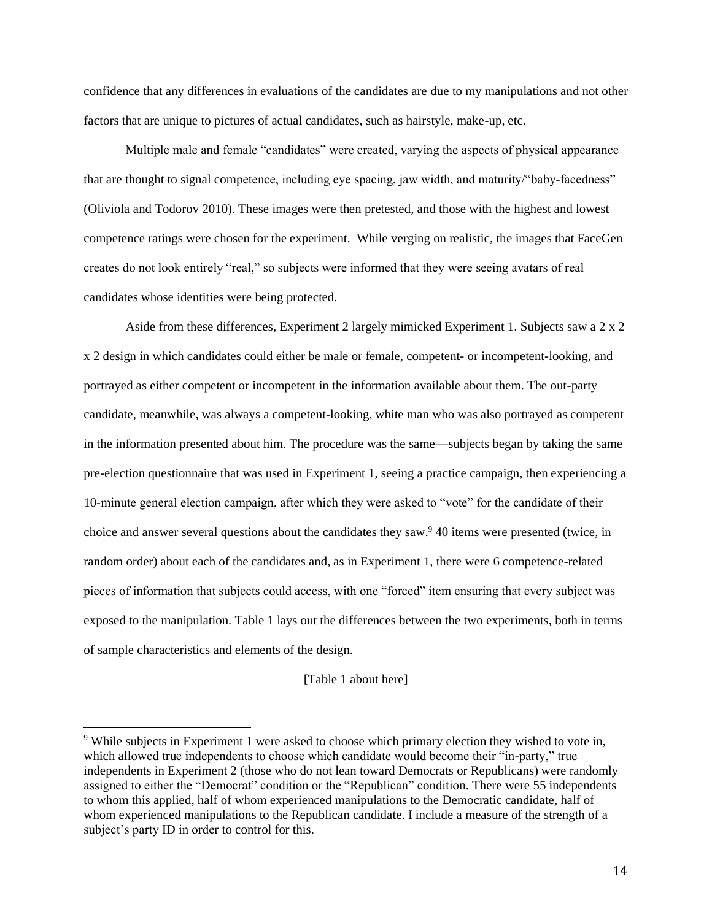confidence that any differences in evaluations of the candidates are due to my manipulations and not other factors that are unique to pictures of actual candidates, such as hairstyle, make-up, etc.

Multiple male and female "candidates" were created, varying the aspects of physical appearance that are thought to signal competence, including eye spacing, jaw width, and maturity/"baby-facedness" (Oliviola and Todorov 2010). These images were then pretested, and those with the highest and lowest competence ratings were chosen for the experiment. While verging on realistic, the images that FaceGen creates do not look entirely "real," so subjects were informed that they were seeing avatars of real candidates whose identities were being protected.

Aside from these differences, Experiment 2 largely mimicked Experiment 1. Subjects saw a 2 x 2 x 2 design in which candidates could either be male or female, competent- or incompetent-looking, and portrayed as either competent or incompetent in the information available about them. The out-party candidate, meanwhile, was always a competent-looking, white man who was also portrayed as competent in the information presented about him. The procedure was the same—subjects began by taking the same pre-election questionnaire that was used in Experiment 1, seeing a practice campaign, then experiencing a 10-minute general election campaign, after which they were asked to "vote" for the candidate of their choice and answer several questions about the candidates they saw.[9] 40 items were presented (twice, in random order) about each of the candidates and, as in Experiment 1, there were 6 competence-related pieces of information that subjects could access, with one "forced" item ensuring that every subject was exposed to the manipulation. Table 1 lays out the differences between the two experiments, both in terms of sample characteristics and elements of the design.

[Table 1 about here]

[9] While subjects in Experiment 1 were asked to choose which primary election they wished to vote in, which allowed true independents to choose which candidate would become their "in-party," true independents in Experiment 2 (those who do not lean toward Democrats or Republicans) were randomly assigned to either the "Democrat" condition or the "Republican" condition. There were 55 independents to whom this applied, half of whom experienced manipulations to the Democratic candidate, half of whom experienced manipulations to the Republican candidate. I include a measure of the strength of a subject's party ID in order to control for this.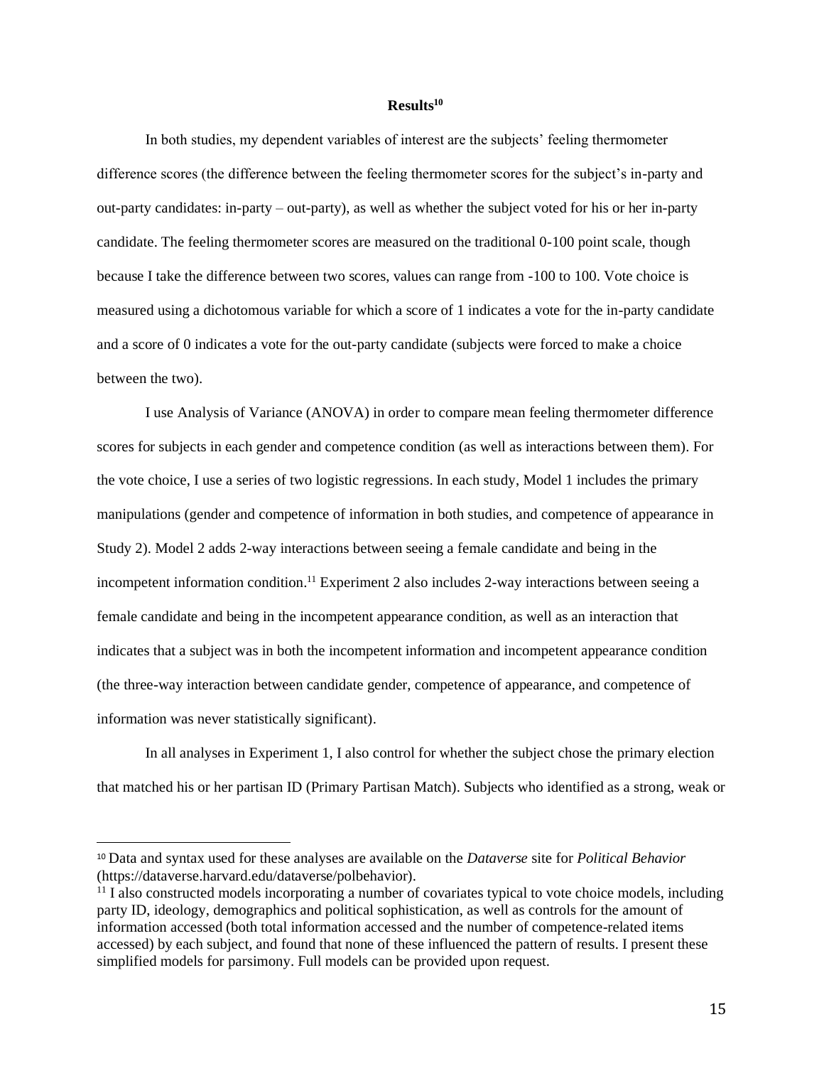## Results[10]

In both studies, my dependent variables of interest are the subjects' feeling thermometer difference scores (the difference between the feeling thermometer scores for the subject's in-party and out-party candidates: in-party – out-party), as well as whether the subject voted for his or her in-party candidate. The feeling thermometer scores are measured on the traditional 0-100 point scale, though because I take the difference between two scores, values can range from -100 to 100. Vote choice is measured using a dichotomous variable for which a score of 1 indicates a vote for the in-party candidate and a score of 0 indicates a vote for the out-party candidate (subjects were forced to make a choice between the two).

I use Analysis of Variance (ANOVA) in order to compare mean feeling thermometer difference scores for subjects in each gender and competence condition (as well as interactions between them). For the vote choice, I use a series of two logistic regressions. In each study, Model 1 includes the primary manipulations (gender and competence of information in both studies, and competence of appearance in Study 2). Model 2 adds 2-way interactions between seeing a female candidate and being in the incompetent information condition.[11] Experiment 2 also includes 2-way interactions between seeing a female candidate and being in the incompetent appearance condition, as well as an interaction that indicates that a subject was in both the incompetent information and incompetent appearance condition (the three-way interaction between candidate gender, competence of appearance, and competence of information was never statistically significant).

In all analyses in Experiment 1, I also control for whether the subject chose the primary election that matched his or her partisan ID (Primary Partisan Match). Subjects who identified as a strong, weak or

---

[10] Data and syntax used for these analyses are available on the *Dataverse* site for *Political Behavior* (https://dataverse.harvard.edu/dataverse/polbehavior).

[11] I also constructed models incorporating a number of covariates typical to vote choice models, including party ID, ideology, demographics and political sophistication, as well as controls for the amount of information accessed (both total information accessed and the number of competence-related items accessed) by each subject, and found that none of these influenced the pattern of results. I present these simplified models for parsimony. Full models can be provided upon request.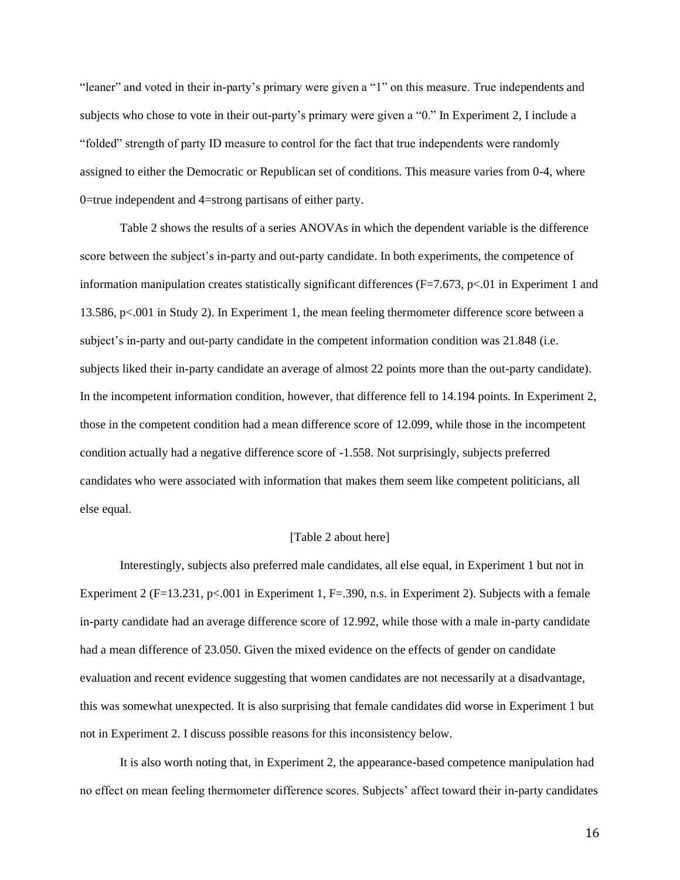"leaner" and voted in their in-party's primary were given a "1" on this measure. True independents and subjects who chose to vote in their out-party's primary were given a "0." In Experiment 2, I include a "folded" strength of party ID measure to control for the fact that true independents were randomly assigned to either the Democratic or Republican set of conditions. This measure varies from 0-4, where 0=true independent and 4=strong partisans of either party.

Table 2 shows the results of a series ANOVAs in which the dependent variable is the difference score between the subject's in-party and out-party candidate. In both experiments, the competence of information manipulation creates statistically significant differences ($F=7.673$, $p<.01$ in Experiment 1 and 13.586, $p<.001$ in Study 2). In Experiment 1, the mean feeling thermometer difference score between a subject's in-party and out-party candidate in the competent information condition was 21.848 (i.e. subjects liked their in-party candidate an average of almost 22 points more than the out-party candidate). In the incompetent information condition, however, that difference fell to 14.194 points. In Experiment 2, those in the competent condition had a mean difference score of 12.099, while those in the incompetent condition actually had a negative difference score of -1.558. Not surprisingly, subjects preferred candidates who were associated with information that makes them seem like competent politicians, all else equal.

[Table 2 about here]

Interestingly, subjects also preferred male candidates, all else equal, in Experiment 1 but not in Experiment 2 ($F=13.231$, $p<.001$ in Experiment 1, $F=.390$, n.s. in Experiment 2). Subjects with a female in-party candidate had an average difference score of 12.992, while those with a male in-party candidate had a mean difference of 23.050. Given the mixed evidence on the effects of gender on candidate evaluation and recent evidence suggesting that women candidates are not necessarily at a disadvantage, this was somewhat unexpected. It is also surprising that female candidates did worse in Experiment 1 but not in Experiment 2. I discuss possible reasons for this inconsistency below.

It is also worth noting that, in Experiment 2, the appearance-based competence manipulation had no effect on mean feeling thermometer difference scores. Subjects' affect toward their in-party candidates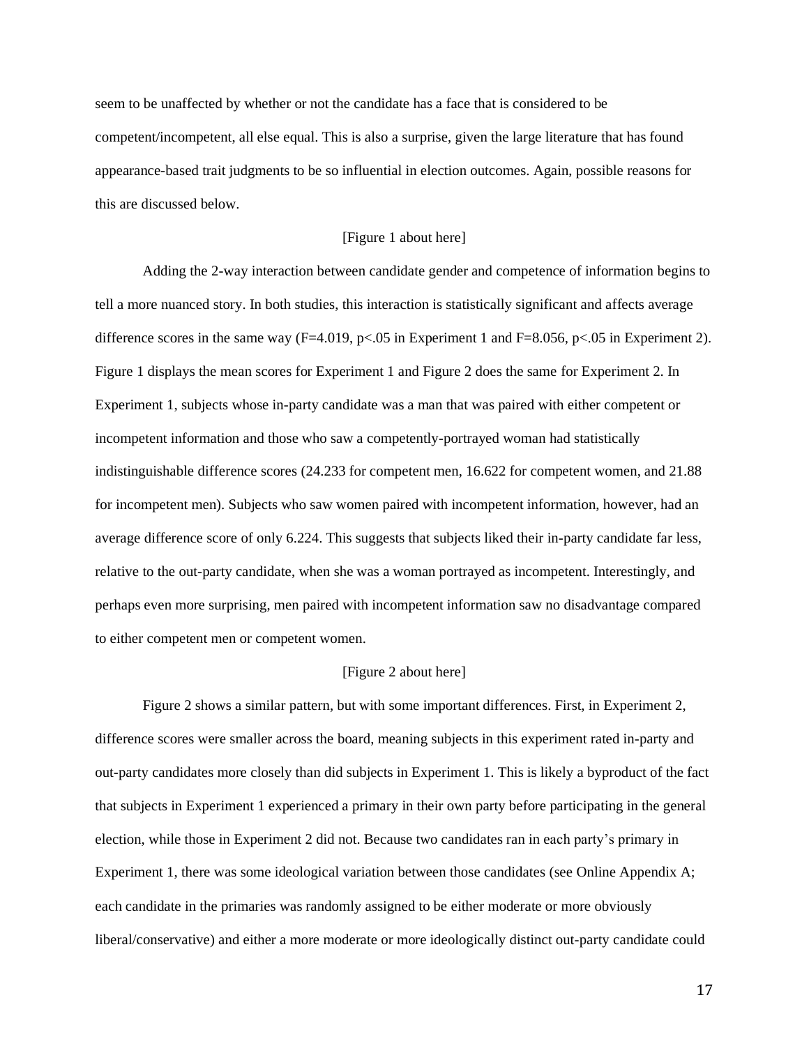seem to be unaffected by whether or not the candidate has a face that is considered to be competent/incompetent, all else equal. This is also a surprise, given the large literature that has found appearance-based trait judgments to be so influential in election outcomes. Again, possible reasons for this are discussed below.

[Figure 1 about here]

Adding the 2-way interaction between candidate gender and competence of information begins to tell a more nuanced story. In both studies, this interaction is statistically significant and affects average difference scores in the same way ($F=4.019$, $p<.05$ in Experiment 1 and $F=8.056$, $p<.05$ in Experiment 2). Figure 1 displays the mean scores for Experiment 1 and Figure 2 does the same for Experiment 2. In Experiment 1, subjects whose in-party candidate was a man that was paired with either competent or incompetent information and those who saw a competently-portrayed woman had statistically indistinguishable difference scores (24.233 for competent men, 16.622 for competent women, and 21.88 for incompetent men). Subjects who saw women paired with incompetent information, however, had an average difference score of only 6.224. This suggests that subjects liked their in-party candidate far less, relative to the out-party candidate, when she was a woman portrayed as incompetent. Interestingly, and perhaps even more surprising, men paired with incompetent information saw no disadvantage compared to either competent men or competent women.

[Figure 2 about here]

Figure 2 shows a similar pattern, but with some important differences. First, in Experiment 2, difference scores were smaller across the board, meaning subjects in this experiment rated in-party and out-party candidates more closely than did subjects in Experiment 1. This is likely a byproduct of the fact that subjects in Experiment 1 experienced a primary in their own party before participating in the general election, while those in Experiment 2 did not. Because two candidates ran in each party's primary in Experiment 1, there was some ideological variation between those candidates (see Online Appendix A; each candidate in the primaries was randomly assigned to be either moderate or more obviously liberal/conservative) and either a more moderate or more ideologically distinct out-party candidate could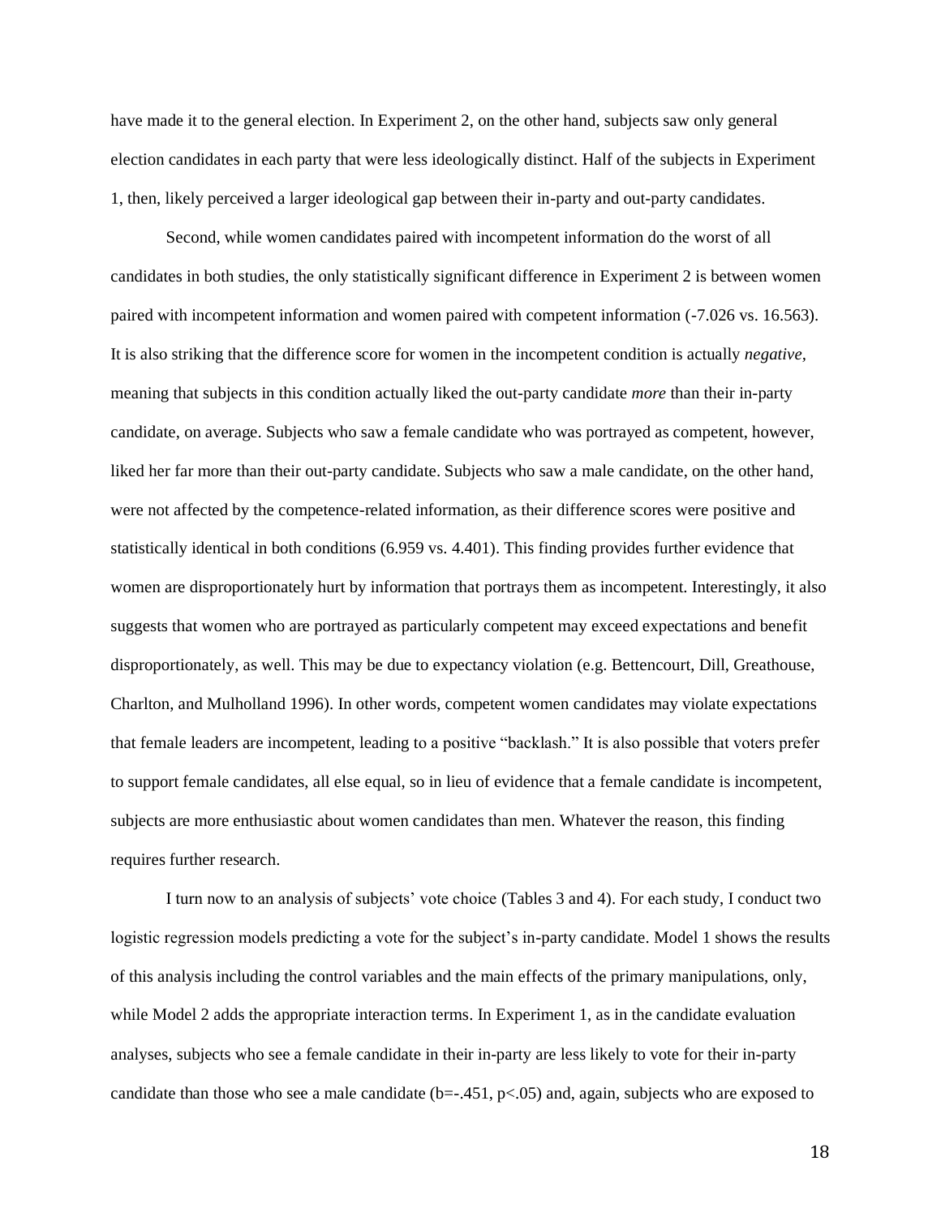have made it to the general election. In Experiment 2, on the other hand, subjects saw only general election candidates in each party that were less ideologically distinct. Half of the subjects in Experiment 1, then, likely perceived a larger ideological gap between their in-party and out-party candidates.

Second, while women candidates paired with incompetent information do the worst of all candidates in both studies, the only statistically significant difference in Experiment 2 is between women paired with incompetent information and women paired with competent information (-7.026 vs. 16.563). It is also striking that the difference score for women in the incompetent condition is actually *negative*, meaning that subjects in this condition actually liked the out-party candidate *more* than their in-party candidate, on average. Subjects who saw a female candidate who was portrayed as competent, however, liked her far more than their out-party candidate. Subjects who saw a male candidate, on the other hand, were not affected by the competence-related information, as their difference scores were positive and statistically identical in both conditions (6.959 vs. 4.401). This finding provides further evidence that women are disproportionately hurt by information that portrays them as incompetent. Interestingly, it also suggests that women who are portrayed as particularly competent may exceed expectations and benefit disproportionately, as well. This may be due to expectancy violation (e.g. Bettencourt, Dill, Greathouse, Charlton, and Mulholland 1996). In other words, competent women candidates may violate expectations that female leaders are incompetent, leading to a positive "backlash." It is also possible that voters prefer to support female candidates, all else equal, so in lieu of evidence that a female candidate is incompetent, subjects are more enthusiastic about women candidates than men. Whatever the reason, this finding requires further research.

I turn now to an analysis of subjects' vote choice (Tables 3 and 4). For each study, I conduct two logistic regression models predicting a vote for the subject's in-party candidate. Model 1 shows the results of this analysis including the control variables and the main effects of the primary manipulations, only, while Model 2 adds the appropriate interaction terms. In Experiment 1, as in the candidate evaluation analyses, subjects who see a female candidate in their in-party are less likely to vote for their in-party candidate than those who see a male candidate ($b=-.451$, $p<.05$) and, again, subjects who are exposed to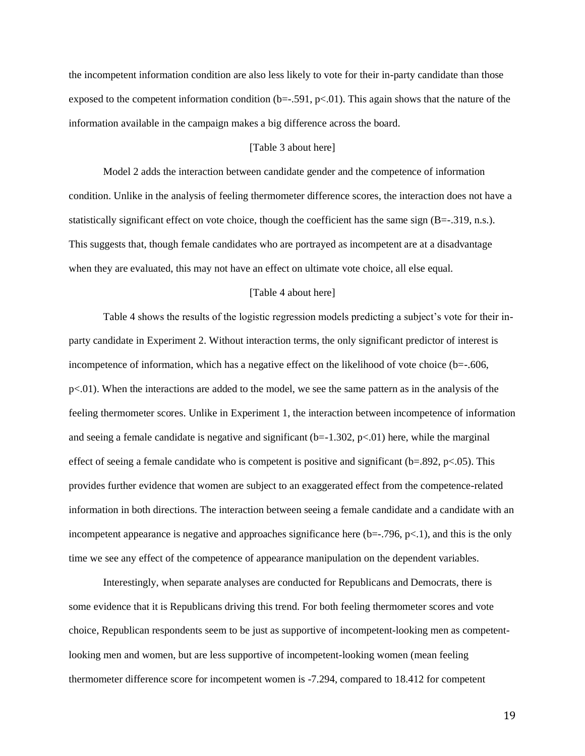the incompetent information condition are also less likely to vote for their in-party candidate than those exposed to the competent information condition ($b=-.591$, $p<.01$). This again shows that the nature of the information available in the campaign makes a big difference across the board.

[Table 3 about here]

Model 2 adds the interaction between candidate gender and the competence of information condition. Unlike in the analysis of feeling thermometer difference scores, the interaction does not have a statistically significant effect on vote choice, though the coefficient has the same sign ($B=-.319$, n.s.). This suggests that, though female candidates who are portrayed as incompetent are at a disadvantage when they are evaluated, this may not have an effect on ultimate vote choice, all else equal.

[Table 4 about here]

Table 4 shows the results of the logistic regression models predicting a subject's vote for their in-party candidate in Experiment 2. Without interaction terms, the only significant predictor of interest is incompetence of information, which has a negative effect on the likelihood of vote choice ($b=-.606$, $p<.01$). When the interactions are added to the model, we see the same pattern as in the analysis of the feeling thermometer scores. Unlike in Experiment 1, the interaction between incompetence of information and seeing a female candidate is negative and significant ($b=-1.302$, $p<.01$) here, while the marginal effect of seeing a female candidate who is competent is positive and significant ($b=.892$, $p<.05$). This provides further evidence that women are subject to an exaggerated effect from the competence-related information in both directions. The interaction between seeing a female candidate and a candidate with an incompetent appearance is negative and approaches significance here ($b=-.796$, $p<.1$), and this is the only time we see any effect of the competence of appearance manipulation on the dependent variables.

Interestingly, when separate analyses are conducted for Republicans and Democrats, there is some evidence that it is Republicans driving this trend. For both feeling thermometer scores and vote choice, Republican respondents seem to be just as supportive of incompetent-looking men as competent-looking men and women, but are less supportive of incompetent-looking women (mean feeling thermometer difference score for incompetent women is -7.294, compared to 18.412 for competent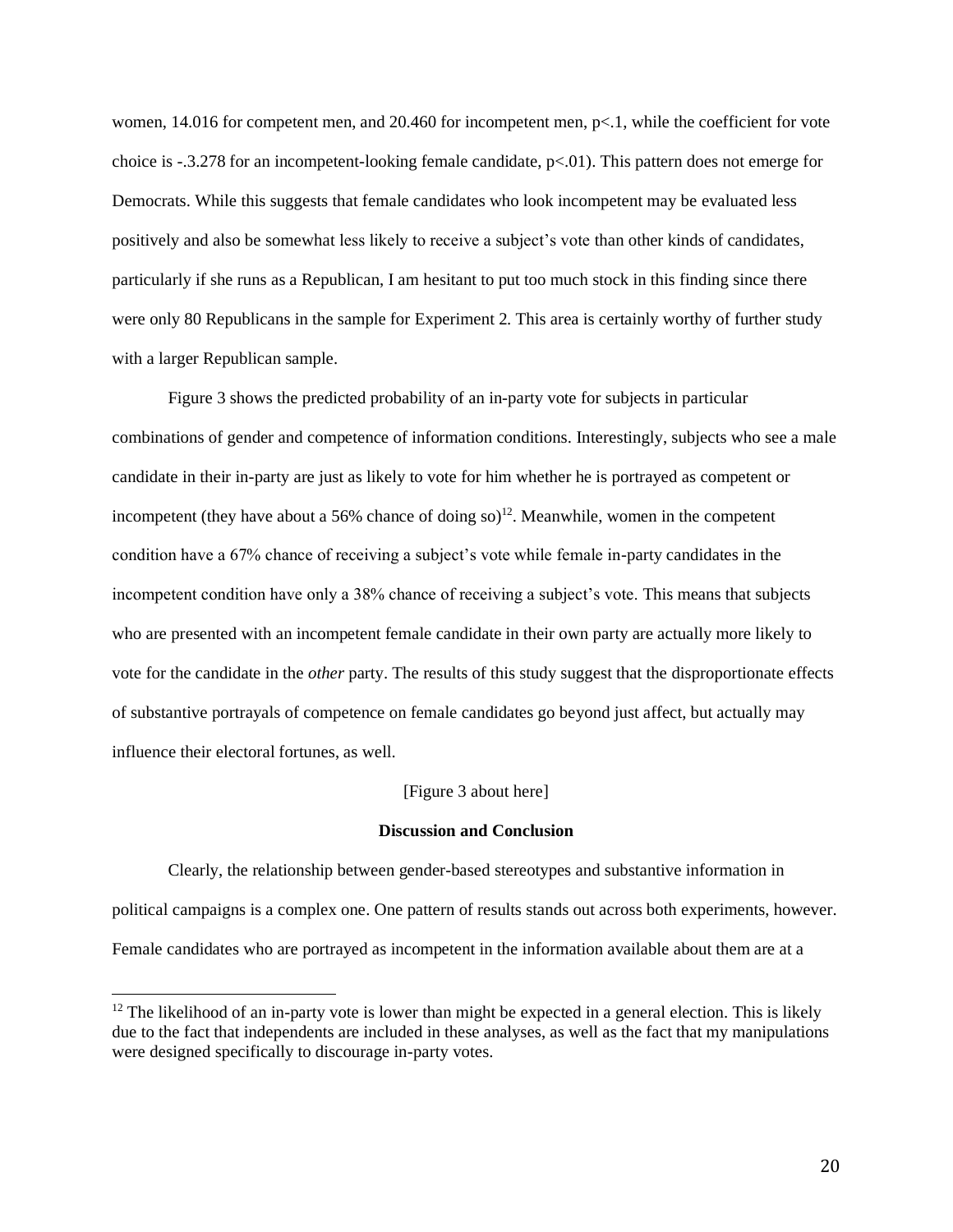women, 14.016 for competent men, and 20.460 for incompetent men, $p<.1$, while the coefficient for vote choice is -.3.278 for an incompetent-looking female candidate, $p<.01$). This pattern does not emerge for Democrats. While this suggests that female candidates who look incompetent may be evaluated less positively and also be somewhat less likely to receive a subject's vote than other kinds of candidates, particularly if she runs as a Republican, I am hesitant to put too much stock in this finding since there were only 80 Republicans in the sample for Experiment 2. This area is certainly worthy of further study with a larger Republican sample.

Figure 3 shows the predicted probability of an in-party vote for subjects in particular combinations of gender and competence of information conditions. Interestingly, subjects who see a male candidate in their in-party are just as likely to vote for him whether he is portrayed as competent or incompetent (they have about a 56% chance of doing so)[12]. Meanwhile, women in the competent condition have a 67% chance of receiving a subject's vote while female in-party candidates in the incompetent condition have only a 38% chance of receiving a subject's vote. This means that subjects who are presented with an incompetent female candidate in their own party are actually more likely to vote for the candidate in the *other* party. The results of this study suggest that the disproportionate effects of substantive portrayals of competence on female candidates go beyond just affect, but actually may influence their electoral fortunes, as well.

[Figure 3 about here]

## Discussion and Conclusion

Clearly, the relationship between gender-based stereotypes and substantive information in political campaigns is a complex one. One pattern of results stands out across both experiments, however. Female candidates who are portrayed as incompetent in the information available about them are at a

[12] The likelihood of an in-party vote is lower than might be expected in a general election. This is likely due to the fact that independents are included in these analyses, as well as the fact that my manipulations were designed specifically to discourage in-party votes.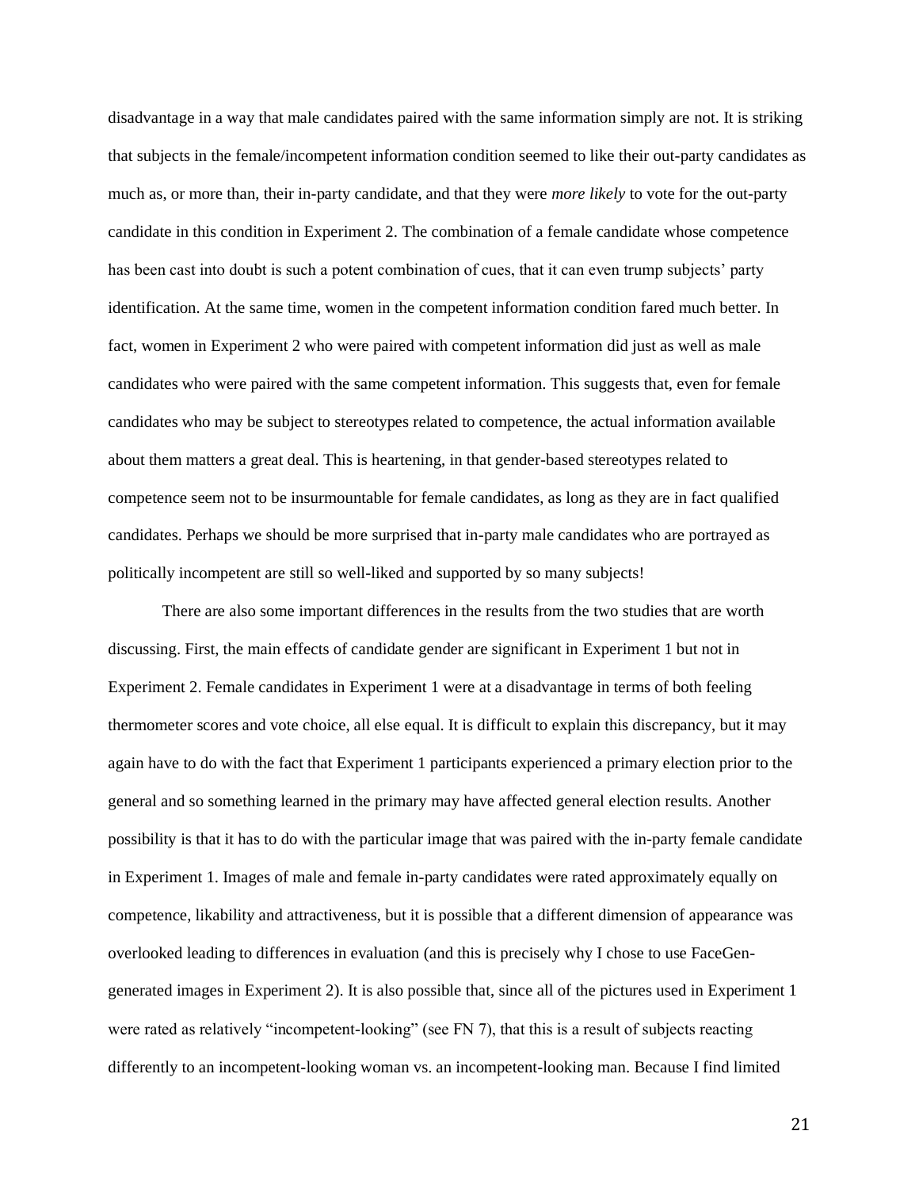disadvantage in a way that male candidates paired with the same information simply are not. It is striking that subjects in the female/incompetent information condition seemed to like their out-party candidates as much as, or more than, their in-party candidate, and that they were *more likely* to vote for the out-party candidate in this condition in Experiment 2. The combination of a female candidate whose competence has been cast into doubt is such a potent combination of cues, that it can even trump subjects' party identification. At the same time, women in the competent information condition fared much better. In fact, women in Experiment 2 who were paired with competent information did just as well as male candidates who were paired with the same competent information. This suggests that, even for female candidates who may be subject to stereotypes related to competence, the actual information available about them matters a great deal. This is heartening, in that gender-based stereotypes related to competence seem not to be insurmountable for female candidates, as long as they are in fact qualified candidates. Perhaps we should be more surprised that in-party male candidates who are portrayed as politically incompetent are still so well-liked and supported by so many subjects!

There are also some important differences in the results from the two studies that are worth discussing. First, the main effects of candidate gender are significant in Experiment 1 but not in Experiment 2. Female candidates in Experiment 1 were at a disadvantage in terms of both feeling thermometer scores and vote choice, all else equal. It is difficult to explain this discrepancy, but it may again have to do with the fact that Experiment 1 participants experienced a primary election prior to the general and so something learned in the primary may have affected general election results. Another possibility is that it has to do with the particular image that was paired with the in-party female candidate in Experiment 1. Images of male and female in-party candidates were rated approximately equally on competence, likability and attractiveness, but it is possible that a different dimension of appearance was overlooked leading to differences in evaluation (and this is precisely why I chose to use FaceGen-generated images in Experiment 2). It is also possible that, since all of the pictures used in Experiment 1 were rated as relatively "incompetent-looking" (see FN 7), that this is a result of subjects reacting differently to an incompetent-looking woman vs. an incompetent-looking man. Because I find limited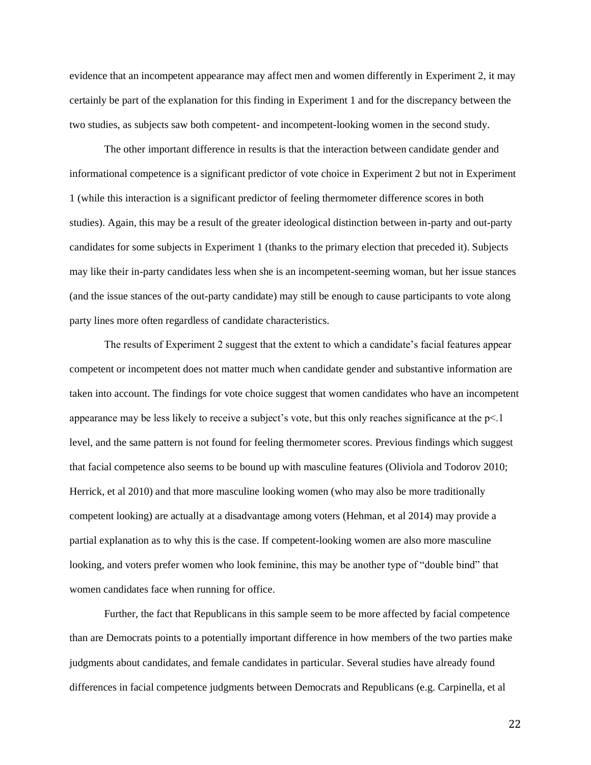evidence that an incompetent appearance may affect men and women differently in Experiment 2, it may certainly be part of the explanation for this finding in Experiment 1 and for the discrepancy between the two studies, as subjects saw both competent- and incompetent-looking women in the second study.

The other important difference in results is that the interaction between candidate gender and informational competence is a significant predictor of vote choice in Experiment 2 but not in Experiment 1 (while this interaction is a significant predictor of feeling thermometer difference scores in both studies). Again, this may be a result of the greater ideological distinction between in-party and out-party candidates for some subjects in Experiment 1 (thanks to the primary election that preceded it). Subjects may like their in-party candidates less when she is an incompetent-seeming woman, but her issue stances (and the issue stances of the out-party candidate) may still be enough to cause participants to vote along party lines more often regardless of candidate characteristics.

The results of Experiment 2 suggest that the extent to which a candidate's facial features appear competent or incompetent does not matter much when candidate gender and substantive information are taken into account. The findings for vote choice suggest that women candidates who have an incompetent appearance may be less likely to receive a subject's vote, but this only reaches significance at the $p<.1$ level, and the same pattern is not found for feeling thermometer scores. Previous findings which suggest that facial competence also seems to be bound up with masculine features (Oliviola and Todorov 2010; Herrick, et al 2010) and that more masculine looking women (who may also be more traditionally competent looking) are actually at a disadvantage among voters (Hehman, et al 2014) may provide a partial explanation as to why this is the case. If competent-looking women are also more masculine looking, and voters prefer women who look feminine, this may be another type of "double bind" that women candidates face when running for office.

Further, the fact that Republicans in this sample seem to be more affected by facial competence than are Democrats points to a potentially important difference in how members of the two parties make judgments about candidates, and female candidates in particular. Several studies have already found differences in facial competence judgments between Democrats and Republicans (e.g. Carpinella, et al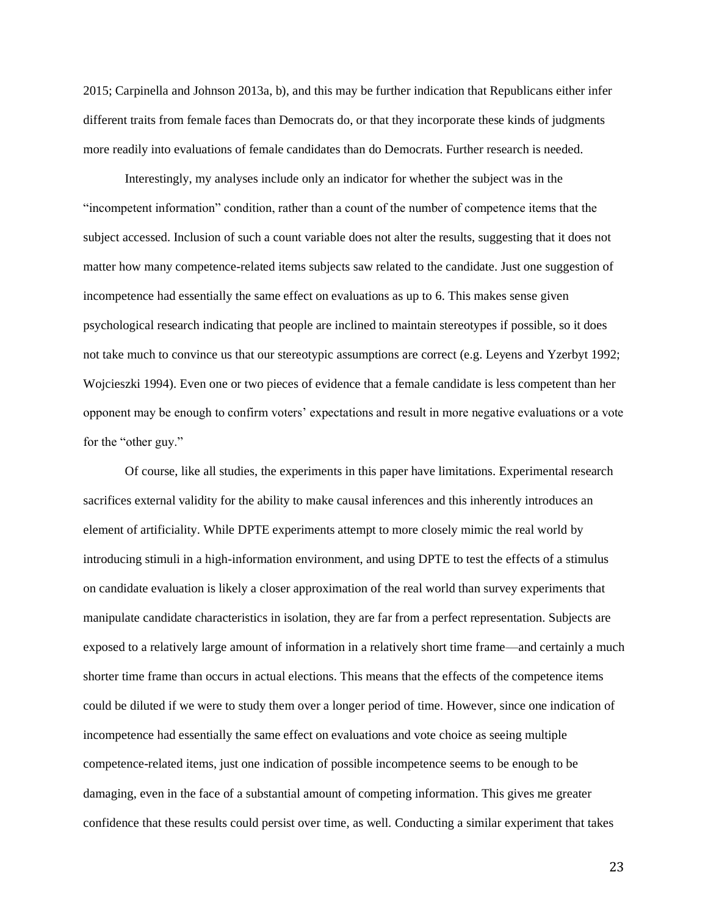2015; Carpinella and Johnson 2013a, b), and this may be further indication that Republicans either infer different traits from female faces than Democrats do, or that they incorporate these kinds of judgments more readily into evaluations of female candidates than do Democrats. Further research is needed.

Interestingly, my analyses include only an indicator for whether the subject was in the "incompetent information" condition, rather than a count of the number of competence items that the subject accessed. Inclusion of such a count variable does not alter the results, suggesting that it does not matter how many competence-related items subjects saw related to the candidate. Just one suggestion of incompetence had essentially the same effect on evaluations as up to 6. This makes sense given psychological research indicating that people are inclined to maintain stereotypes if possible, so it does not take much to convince us that our stereotypic assumptions are correct (e.g. Leyens and Yzerbyt 1992; Wojcieszki 1994). Even one or two pieces of evidence that a female candidate is less competent than her opponent may be enough to confirm voters' expectations and result in more negative evaluations or a vote for the "other guy."

Of course, like all studies, the experiments in this paper have limitations. Experimental research sacrifices external validity for the ability to make causal inferences and this inherently introduces an element of artificiality. While DPTE experiments attempt to more closely mimic the real world by introducing stimuli in a high-information environment, and using DPTE to test the effects of a stimulus on candidate evaluation is likely a closer approximation of the real world than survey experiments that manipulate candidate characteristics in isolation, they are far from a perfect representation. Subjects are exposed to a relatively large amount of information in a relatively short time frame—and certainly a much shorter time frame than occurs in actual elections. This means that the effects of the competence items could be diluted if we were to study them over a longer period of time. However, since one indication of incompetence had essentially the same effect on evaluations and vote choice as seeing multiple competence-related items, just one indication of possible incompetence seems to be enough to be damaging, even in the face of a substantial amount of competing information. This gives me greater confidence that these results could persist over time, as well. Conducting a similar experiment that takes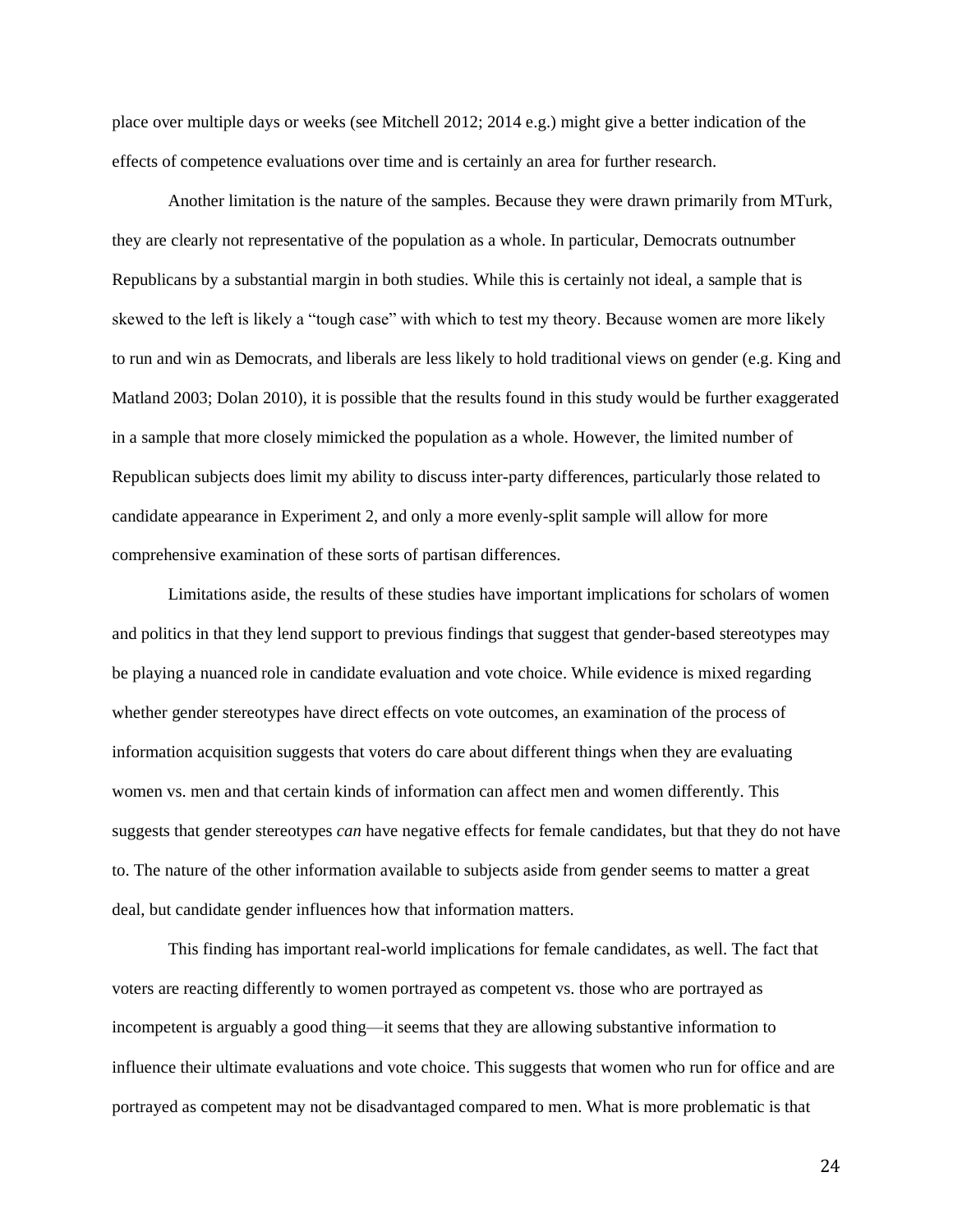place over multiple days or weeks (see Mitchell 2012; 2014 e.g.) might give a better indication of the effects of competence evaluations over time and is certainly an area for further research.

Another limitation is the nature of the samples. Because they were drawn primarily from MTurk, they are clearly not representative of the population as a whole. In particular, Democrats outnumber Republicans by a substantial margin in both studies. While this is certainly not ideal, a sample that is skewed to the left is likely a "tough case" with which to test my theory. Because women are more likely to run and win as Democrats, and liberals are less likely to hold traditional views on gender (e.g. King and Matland 2003; Dolan 2010), it is possible that the results found in this study would be further exaggerated in a sample that more closely mimicked the population as a whole. However, the limited number of Republican subjects does limit my ability to discuss inter-party differences, particularly those related to candidate appearance in Experiment 2, and only a more evenly-split sample will allow for more comprehensive examination of these sorts of partisan differences.

Limitations aside, the results of these studies have important implications for scholars of women and politics in that they lend support to previous findings that suggest that gender-based stereotypes may be playing a nuanced role in candidate evaluation and vote choice. While evidence is mixed regarding whether gender stereotypes have direct effects on vote outcomes, an examination of the process of information acquisition suggests that voters do care about different things when they are evaluating women vs. men and that certain kinds of information can affect men and women differently. This suggests that gender stereotypes *can* have negative effects for female candidates, but that they do not have to. The nature of the other information available to subjects aside from gender seems to matter a great deal, but candidate gender influences how that information matters.

This finding has important real-world implications for female candidates, as well. The fact that voters are reacting differently to women portrayed as competent vs. those who are portrayed as incompetent is arguably a good thing—it seems that they are allowing substantive information to influence their ultimate evaluations and vote choice. This suggests that women who run for office and are portrayed as competent may not be disadvantaged compared to men. What is more problematic is that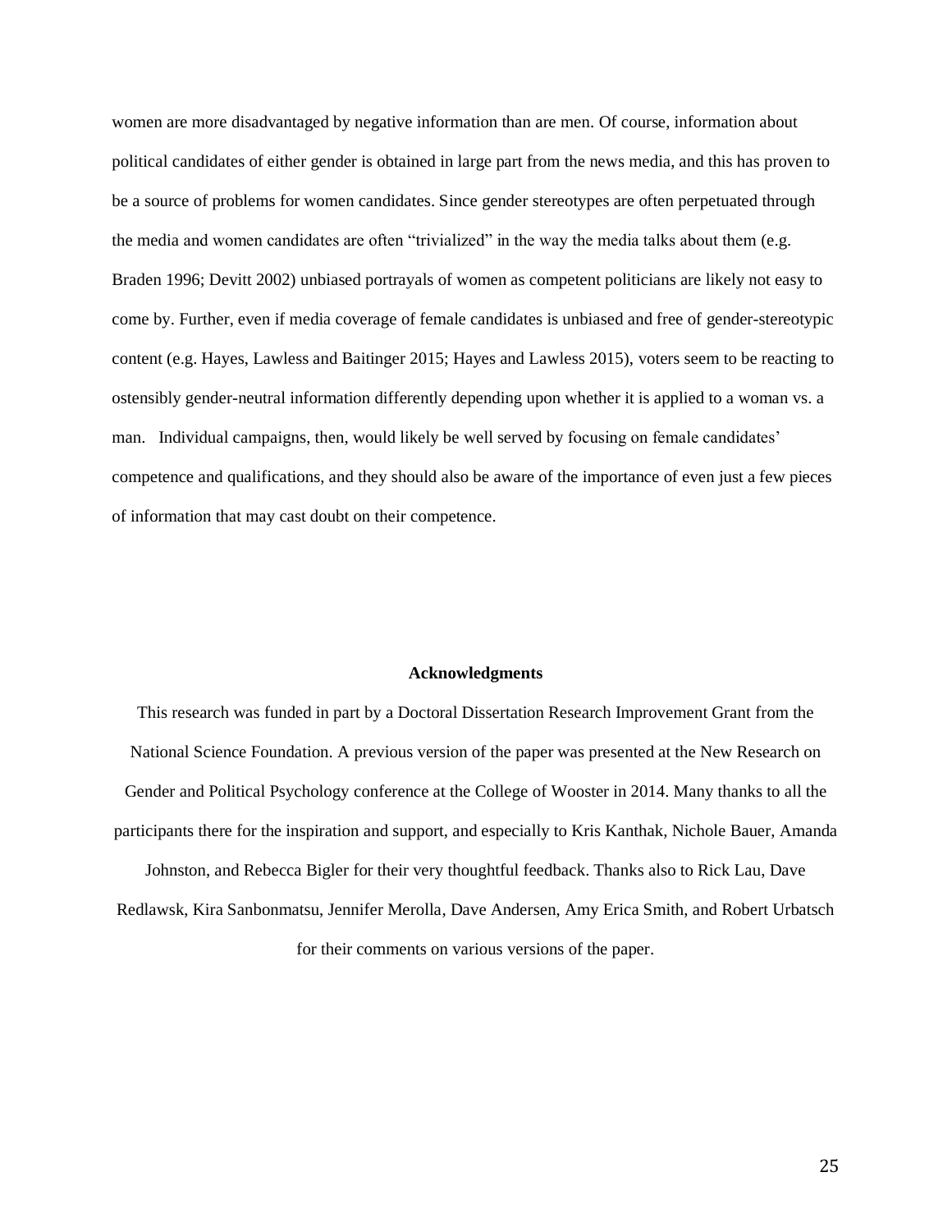women are more disadvantaged by negative information than are men. Of course, information about political candidates of either gender is obtained in large part from the news media, and this has proven to be a source of problems for women candidates. Since gender stereotypes are often perpetuated through the media and women candidates are often "trivialized" in the way the media talks about them (e.g. Braden 1996; Devitt 2002) unbiased portrayals of women as competent politicians are likely not easy to come by. Further, even if media coverage of female candidates is unbiased and free of gender-stereotypic content (e.g. Hayes, Lawless and Baitinger 2015; Hayes and Lawless 2015), voters seem to be reacting to ostensibly gender-neutral information differently depending upon whether it is applied to a woman vs. a man. Individual campaigns, then, would likely be well served by focusing on female candidates' competence and qualifications, and they should also be aware of the importance of even just a few pieces of information that may cast doubt on their competence.

## Acknowledgments

This research was funded in part by a Doctoral Dissertation Research Improvement Grant from the National Science Foundation. A previous version of the paper was presented at the New Research on Gender and Political Psychology conference at the College of Wooster in 2014. Many thanks to all the participants there for the inspiration and support, and especially to Kris Kanthak, Nichole Bauer, Amanda Johnston, and Rebecca Bigler for their very thoughtful feedback. Thanks also to Rick Lau, Dave Redlawsk, Kira Sanbonmatsu, Jennifer Merolla, Dave Andersen, Amy Erica Smith, and Robert Urbatsch for their comments on various versions of the paper.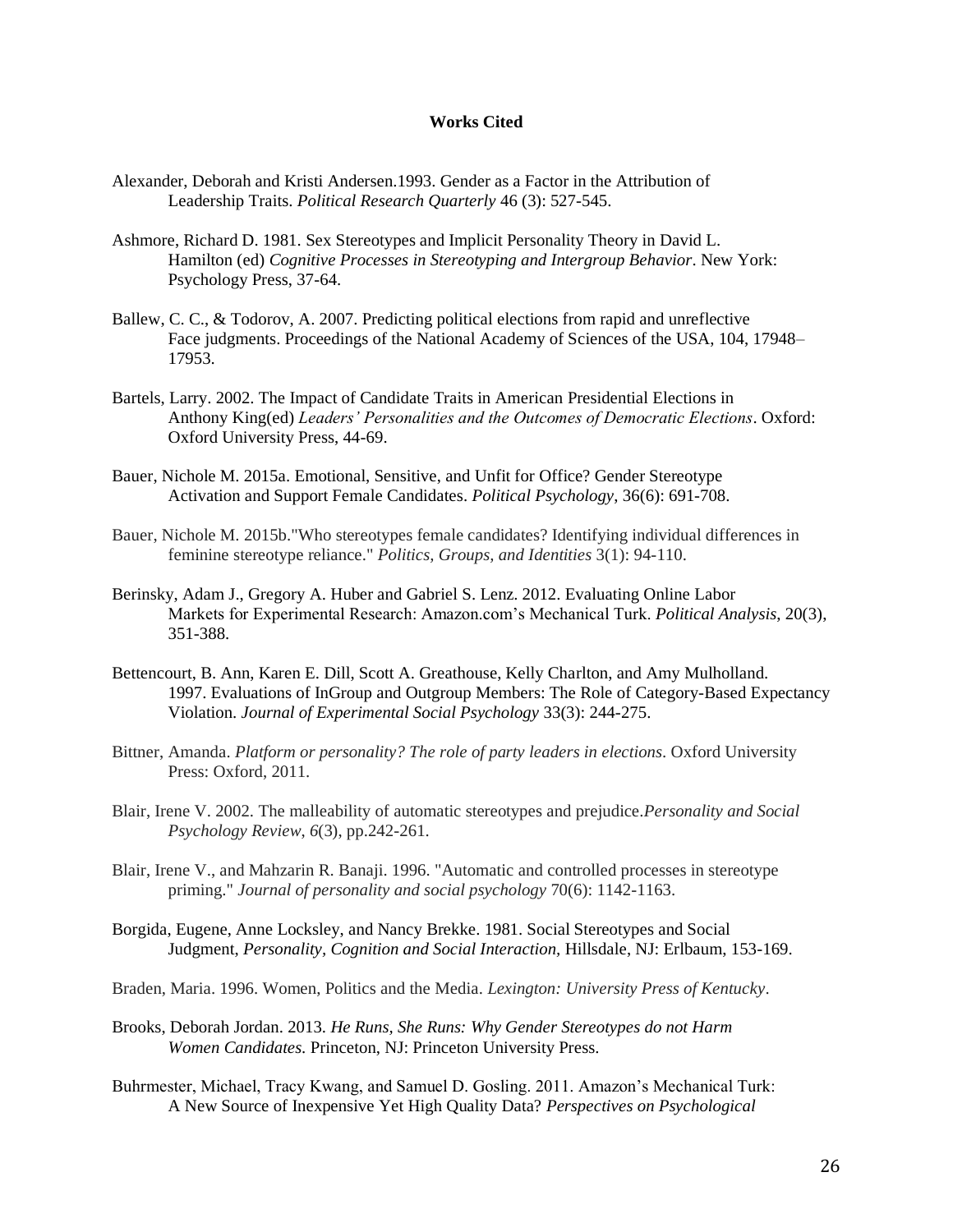**Works Cited**

Alexander, Deborah and Kristi Andersen.1993. Gender as a Factor in the Attribution of Leadership Traits. *Political Research Quarterly* 46 (3): 527-545.

Ashmore, Richard D. 1981. Sex Stereotypes and Implicit Personality Theory in David L. Hamilton (ed) *Cognitive Processes in Stereotyping and Intergroup Behavior*. New York: Psychology Press, 37-64.

Ballew, C. C., & Todorov, A. 2007. Predicting political elections from rapid and unreflective Face judgments. Proceedings of the National Academy of Sciences of the USA, 104, 17948–17953.

Bartels, Larry. 2002. The Impact of Candidate Traits in American Presidential Elections in Anthony King(ed) *Leaders' Personalities and the Outcomes of Democratic Elections*. Oxford: Oxford University Press, 44-69.

Bauer, Nichole M. 2015a. Emotional, Sensitive, and Unfit for Office? Gender Stereotype Activation and Support Female Candidates. *Political Psychology*, 36(6): 691-708.

Bauer, Nichole M. 2015b."Who stereotypes female candidates? Identifying individual differences in feminine stereotype reliance." *Politics, Groups, and Identities* 3(1): 94-110.

Berinsky, Adam J., Gregory A. Huber and Gabriel S. Lenz. 2012. Evaluating Online Labor Markets for Experimental Research: Amazon.com's Mechanical Turk. *Political Analysis*, 20(3), 351-388.

Bettencourt, B. Ann, Karen E. Dill, Scott A. Greathouse, Kelly Charlton, and Amy Mulholland. 1997. Evaluations of InGroup and Outgroup Members: The Role of Category-Based Expectancy Violation. *Journal of Experimental Social Psychology* 33(3): 244-275.

Bittner, Amanda. *Platform or personality? The role of party leaders in elections*. Oxford University Press: Oxford, 2011.

Blair, Irene V. 2002. The malleability of automatic stereotypes and prejudice.*Personality and Social Psychology Review*, *6*(3), pp.242-261.

Blair, Irene V., and Mahzarin R. Banaji. 1996. "Automatic and controlled processes in stereotype priming." *Journal of personality and social psychology* 70(6): 1142-1163.

Borgida, Eugene, Anne Locksley, and Nancy Brekke. 1981. Social Stereotypes and Social Judgment, *Personality, Cognition and Social Interaction*, Hillsdale, NJ: Erlbaum, 153-169.

Braden, Maria. 1996. Women, Politics and the Media. *Lexington: University Press of Kentucky*.

Brooks, Deborah Jordan. 2013. *He Runs, She Runs: Why Gender Stereotypes do not Harm Women Candidates.* Princeton, NJ: Princeton University Press.

Buhrmester, Michael, Tracy Kwang, and Samuel D. Gosling. 2011. Amazon's Mechanical Turk: A New Source of Inexpensive Yet High Quality Data? *Perspectives on Psychological*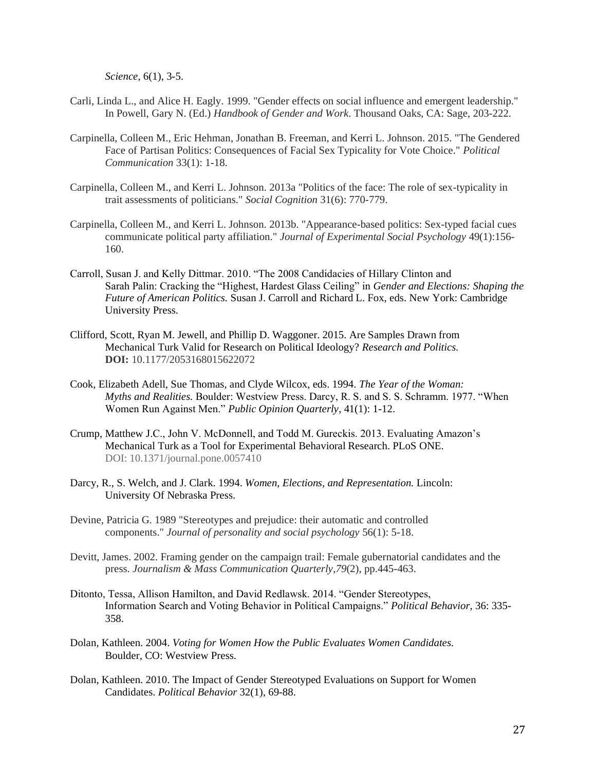*Science*, 6(1), 3-5.

Carli, Linda L., and Alice H. Eagly. 1999. "Gender effects on social influence and emergent leadership." In Powell, Gary N. (Ed.) *Handbook of Gender and Work*. Thousand Oaks, CA: Sage, 203-222.

Carpinella, Colleen M., Eric Hehman, Jonathan B. Freeman, and Kerri L. Johnson. 2015. "The Gendered Face of Partisan Politics: Consequences of Facial Sex Typicality for Vote Choice." *Political Communication* 33(1): 1-18.

Carpinella, Colleen M., and Kerri L. Johnson. 2013a "Politics of the face: The role of sex-typicality in trait assessments of politicians." *Social Cognition* 31(6): 770-779.

Carpinella, Colleen M., and Kerri L. Johnson. 2013b. "Appearance-based politics: Sex-typed facial cues communicate political party affiliation." *Journal of Experimental Social Psychology* 49(1):156-160.

Carroll, Susan J. and Kelly Dittmar. 2010. "The 2008 Candidacies of Hillary Clinton and Sarah Palin: Cracking the "Highest, Hardest Glass Ceiling" in *Gender and Elections: Shaping the Future of American Politics.* Susan J. Carroll and Richard L. Fox, eds. New York: Cambridge University Press.

Clifford, Scott, Ryan M. Jewell, and Phillip D. Waggoner. 2015. Are Samples Drawn from Mechanical Turk Valid for Research on Political Ideology? *Research and Politics.* **DOI:** 10.1177/2053168015622072

Cook, Elizabeth Adell, Sue Thomas, and Clyde Wilcox, eds. 1994. *The Year of the Woman: Myths and Realities.* Boulder: Westview Press. Darcy, R. S. and S. S. Schramm. 1977. "When Women Run Against Men." *Public Opinion Quarterly*, 41(1): 1-12.

Crump, Matthew J.C., John V. McDonnell, and Todd M. Gureckis. 2013. Evaluating Amazon's Mechanical Turk as a Tool for Experimental Behavioral Research. PLoS ONE. DOI: 10.1371/journal.pone.0057410

Darcy, R., S. Welch, and J. Clark. 1994. *Women, Elections, and Representation.* Lincoln: University Of Nebraska Press.

Devine, Patricia G. 1989 "Stereotypes and prejudice: their automatic and controlled components." *Journal of personality and social psychology* 56(1): 5-18.

Devitt, James. 2002. Framing gender on the campaign trail: Female gubernatorial candidates and the press. *Journalism & Mass Communication Quarterly*,*79*(2), pp.445-463.

Ditonto, Tessa, Allison Hamilton, and David Redlawsk. 2014. "Gender Stereotypes, Information Search and Voting Behavior in Political Campaigns." *Political Behavior*, 36: 335-358.

Dolan, Kathleen. 2004. *Voting for Women How the Public Evaluates Women Candidates.* Boulder, CO: Westview Press.

Dolan, Kathleen. 2010. The Impact of Gender Stereotyped Evaluations on Support for Women Candidates. *Political Behavior* 32(1), 69-88.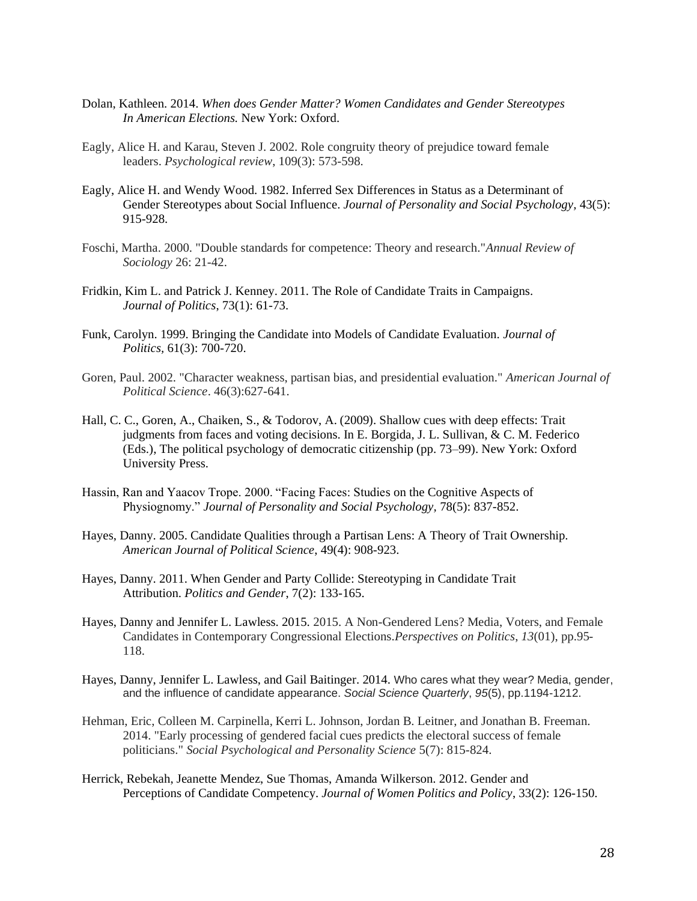Dolan, Kathleen. 2014. *When does Gender Matter? Women Candidates and Gender Stereotypes In American Elections.* New York: Oxford.

Eagly, Alice H. and Karau, Steven J. 2002. Role congruity theory of prejudice toward female leaders. *Psychological review*, 109(3): 573-598.

Eagly, Alice H. and Wendy Wood. 1982. Inferred Sex Differences in Status as a Determinant of Gender Stereotypes about Social Influence. *Journal of Personality and Social Psychology*, 43(5): 915-928.

Foschi, Martha. 2000. "Double standards for competence: Theory and research."*Annual Review of Sociology* 26: 21-42.

Fridkin, Kim L. and Patrick J. Kenney. 2011. The Role of Candidate Traits in Campaigns. *Journal of Politics*, 73(1): 61-73.

Funk, Carolyn. 1999. Bringing the Candidate into Models of Candidate Evaluation. *Journal of Politics*, 61(3): 700-720.

Goren, Paul. 2002. "Character weakness, partisan bias, and presidential evaluation." *American Journal of Political Science*. 46(3):627-641.

Hall, C. C., Goren, A., Chaiken, S., & Todorov, A. (2009). Shallow cues with deep effects: Trait judgments from faces and voting decisions. In E. Borgida, J. L. Sullivan, & C. M. Federico (Eds.), The political psychology of democratic citizenship (pp. 73–99). New York: Oxford University Press.

Hassin, Ran and Yaacov Trope. 2000. "Facing Faces: Studies on the Cognitive Aspects of Physiognomy." *Journal of Personality and Social Psychology*, 78(5): 837-852.

Hayes, Danny. 2005. Candidate Qualities through a Partisan Lens: A Theory of Trait Ownership. *American Journal of Political Science*, 49(4): 908-923.

Hayes, Danny. 2011. When Gender and Party Collide: Stereotyping in Candidate Trait Attribution. *Politics and Gender*, 7(2): 133-165.

Hayes, Danny and Jennifer L. Lawless. 2015. 2015. A Non-Gendered Lens? Media, Voters, and Female Candidates in Contemporary Congressional Elections.*Perspectives on Politics*, *13*(01), pp.95-118.

Hayes, Danny, Jennifer L. Lawless, and Gail Baitinger. 2014. Who cares what they wear? Media, gender, and the influence of candidate appearance. *Social Science Quarterly*, *95*(5), pp.1194-1212.

Hehman, Eric, Colleen M. Carpinella, Kerri L. Johnson, Jordan B. Leitner, and Jonathan B. Freeman. 2014. "Early processing of gendered facial cues predicts the electoral success of female politicians." *Social Psychological and Personality Science* 5(7): 815-824.

Herrick, Rebekah, Jeanette Mendez, Sue Thomas, Amanda Wilkerson. 2012. Gender and Perceptions of Candidate Competency. *Journal of Women Politics and Policy*, 33(2): 126-150.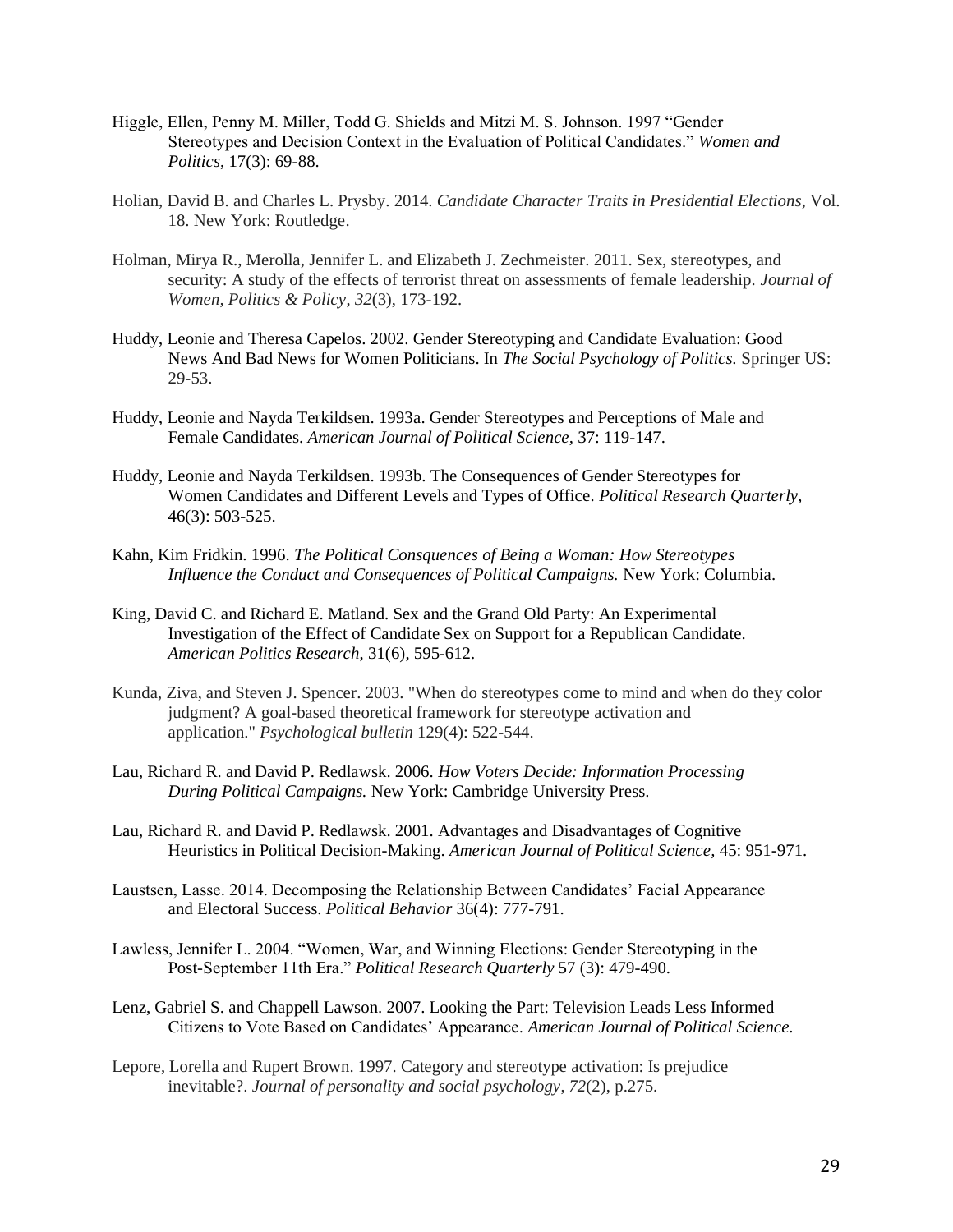Higgle, Ellen, Penny M. Miller, Todd G. Shields and Mitzi M. S. Johnson. 1997 "Gender Stereotypes and Decision Context in the Evaluation of Political Candidates." *Women and Politics*, 17(3): 69-88.

Holian, David B. and Charles L. Prysby. 2014. *Candidate Character Traits in Presidential Elections*, Vol. 18. New York: Routledge.

Holman, Mirya R., Merolla, Jennifer L. and Elizabeth J. Zechmeister. 2011. Sex, stereotypes, and security: A study of the effects of terrorist threat on assessments of female leadership. *Journal of Women, Politics & Policy*, *32*(3), 173-192.

Huddy, Leonie and Theresa Capelos. 2002. Gender Stereotyping and Candidate Evaluation: Good News And Bad News for Women Politicians. In *The Social Psychology of Politics.* Springer US: 29-53.

Huddy, Leonie and Nayda Terkildsen. 1993a. Gender Stereotypes and Perceptions of Male and Female Candidates. *American Journal of Political Science*, 37: 119-147.

Huddy, Leonie and Nayda Terkildsen. 1993b. The Consequences of Gender Stereotypes for Women Candidates and Different Levels and Types of Office. *Political Research Quarterly*, 46(3): 503-525.

Kahn, Kim Fridkin. 1996. *The Political Consquences of Being a Woman: How Stereotypes Influence the Conduct and Consequences of Political Campaigns.* New York: Columbia.

King, David C. and Richard E. Matland. Sex and the Grand Old Party: An Experimental Investigation of the Effect of Candidate Sex on Support for a Republican Candidate. *American Politics Research*, 31(6), 595-612.

Kunda, Ziva, and Steven J. Spencer. 2003. "When do stereotypes come to mind and when do they color judgment? A goal-based theoretical framework for stereotype activation and application." *Psychological bulletin* 129(4): 522-544.

Lau, Richard R. and David P. Redlawsk. 2006. *How Voters Decide: Information Processing During Political Campaigns.* New York: Cambridge University Press.

Lau, Richard R. and David P. Redlawsk. 2001. Advantages and Disadvantages of Cognitive Heuristics in Political Decision-Making. *American Journal of Political Science,* 45: 951-971.

Laustsen, Lasse. 2014. Decomposing the Relationship Between Candidates' Facial Appearance and Electoral Success. *Political Behavior* 36(4): 777-791.

Lawless, Jennifer L. 2004. "Women, War, and Winning Elections: Gender Stereotyping in the Post-September 11th Era." *Political Research Quarterly* 57 (3): 479-490.

Lenz, Gabriel S. and Chappell Lawson. 2007. Looking the Part: Television Leads Less Informed Citizens to Vote Based on Candidates' Appearance. *American Journal of Political Science.*

Lepore, Lorella and Rupert Brown. 1997. Category and stereotype activation: Is prejudice inevitable?. *Journal of personality and social psychology*, *72*(2), p.275.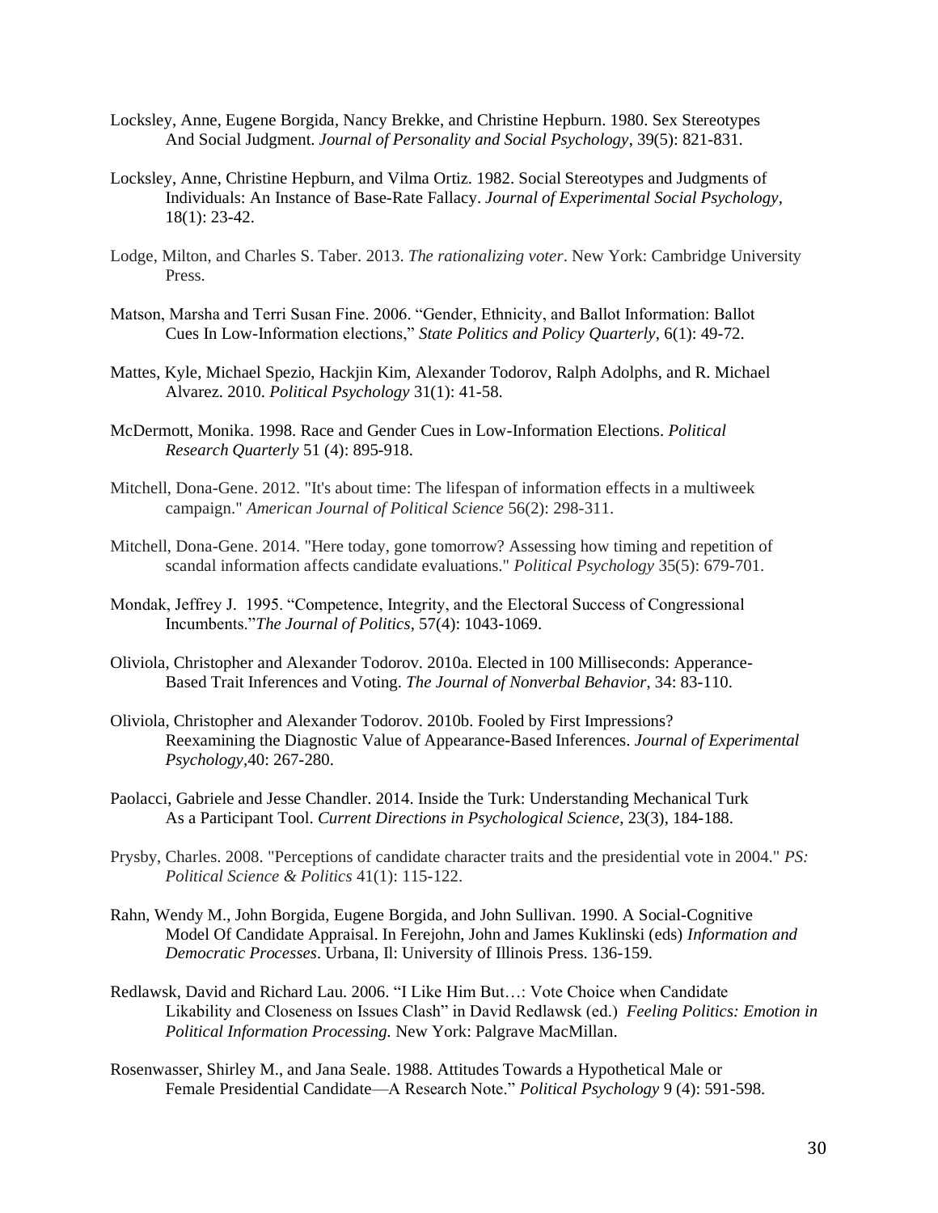Locksley, Anne, Eugene Borgida, Nancy Brekke, and Christine Hepburn. 1980. Sex Stereotypes And Social Judgment. *Journal of Personality and Social Psychology*, 39(5): 821-831.

Locksley, Anne, Christine Hepburn, and Vilma Ortiz. 1982. Social Stereotypes and Judgments of Individuals: An Instance of Base-Rate Fallacy. *Journal of Experimental Social Psychology*, 18(1): 23-42.

Lodge, Milton, and Charles S. Taber. 2013. *The rationalizing voter*. New York: Cambridge University Press.

Matson, Marsha and Terri Susan Fine. 2006. "Gender, Ethnicity, and Ballot Information: Ballot Cues In Low-Information elections," *State Politics and Policy Quarterly*, 6(1): 49-72.

Mattes, Kyle, Michael Spezio, Hackjin Kim, Alexander Todorov, Ralph Adolphs, and R. Michael Alvarez. 2010. *Political Psychology* 31(1): 41-58.

McDermott, Monika. 1998. Race and Gender Cues in Low-Information Elections. *Political Research Quarterly* 51 (4): 895-918.

Mitchell, Dona-Gene. 2012. "It's about time: The lifespan of information effects in a multiweek campaign." *American Journal of Political Science* 56(2): 298-311.

Mitchell, Dona-Gene. 2014. "Here today, gone tomorrow? Assessing how timing and repetition of scandal information affects candidate evaluations." *Political Psychology* 35(5): 679-701.

Mondak, Jeffrey J. 1995. "Competence, Integrity, and the Electoral Success of Congressional Incumbents."*The Journal of Politics*, 57(4): 1043-1069.

Oliviola, Christopher and Alexander Todorov. 2010a. Elected in 100 Milliseconds: Apperance-Based Trait Inferences and Voting. *The Journal of Nonverbal Behavior*, 34: 83-110.

Oliviola, Christopher and Alexander Todorov. 2010b. Fooled by First Impressions? Reexamining the Diagnostic Value of Appearance-Based Inferences. *Journal of Experimental Psychology*,40: 267-280.

Paolacci, Gabriele and Jesse Chandler. 2014. Inside the Turk: Understanding Mechanical Turk As a Participant Tool. *Current Directions in Psychological Science*, 23(3), 184-188.

Prysby, Charles. 2008. "Perceptions of candidate character traits and the presidential vote in 2004." *PS: Political Science & Politics* 41(1): 115-122.

Rahn, Wendy M., John Borgida, Eugene Borgida, and John Sullivan. 1990. A Social-Cognitive Model Of Candidate Appraisal. In Ferejohn, John and James Kuklinski (eds) *Information and Democratic Processes*. Urbana, Il: University of Illinois Press. 136-159.

Redlawsk, David and Richard Lau. 2006. "I Like Him But…: Vote Choice when Candidate Likability and Closeness on Issues Clash" in David Redlawsk (ed.) *Feeling Politics: Emotion in Political Information Processing.* New York: Palgrave MacMillan.

Rosenwasser, Shirley M., and Jana Seale. 1988. Attitudes Towards a Hypothetical Male or Female Presidential Candidate—A Research Note." *Political Psychology* 9 (4): 591-598.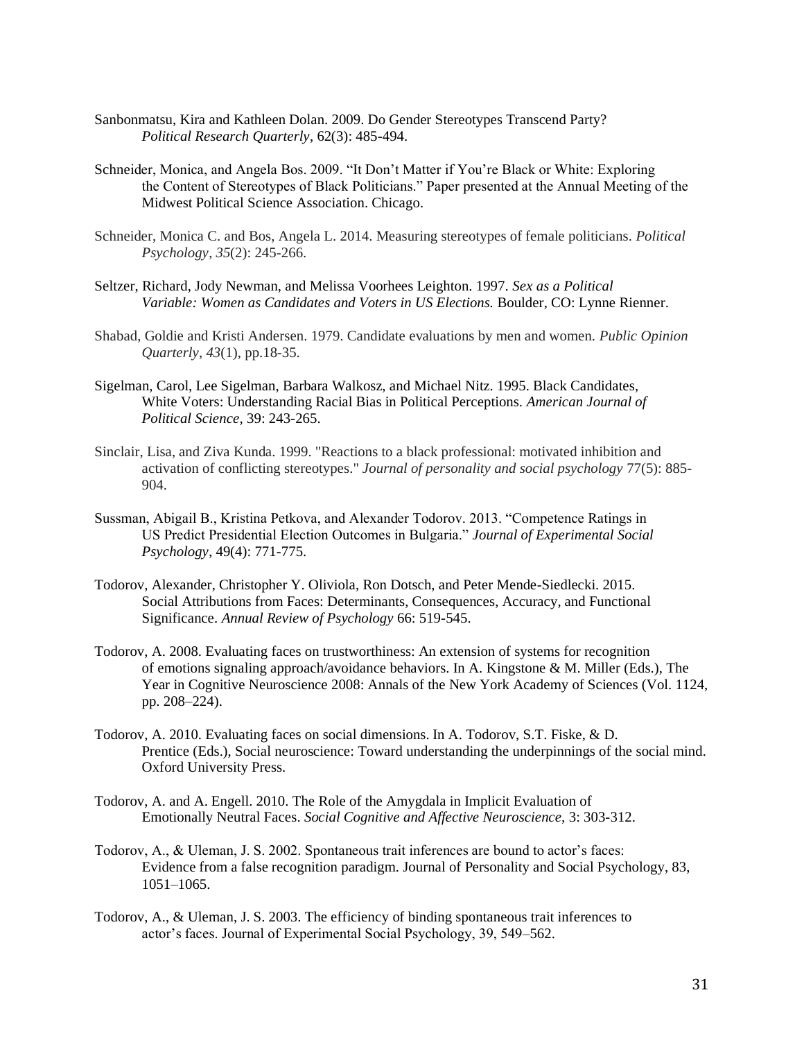Sanbonmatsu, Kira and Kathleen Dolan. 2009. Do Gender Stereotypes Transcend Party? *Political Research Quarterly*, 62(3): 485-494.

Schneider, Monica, and Angela Bos. 2009. "It Don't Matter if You're Black or White: Exploring the Content of Stereotypes of Black Politicians." Paper presented at the Annual Meeting of the Midwest Political Science Association. Chicago.

Schneider, Monica C. and Bos, Angela L. 2014. Measuring stereotypes of female politicians. *Political Psychology*, *35*(2): 245-266.

Seltzer, Richard, Jody Newman, and Melissa Voorhees Leighton. 1997. *Sex as a Political Variable: Women as Candidates and Voters in US Elections.* Boulder, CO: Lynne Rienner.

Shabad, Goldie and Kristi Andersen. 1979. Candidate evaluations by men and women. *Public Opinion Quarterly*, *43*(1), pp.18-35.

Sigelman, Carol, Lee Sigelman, Barbara Walkosz, and Michael Nitz. 1995. Black Candidates, White Voters: Understanding Racial Bias in Political Perceptions. *American Journal of Political Science,* 39: 243-265.

Sinclair, Lisa, and Ziva Kunda. 1999. "Reactions to a black professional: motivated inhibition and activation of conflicting stereotypes." *Journal of personality and social psychology* 77(5): 885-904.

Sussman, Abigail B., Kristina Petkova, and Alexander Todorov. 2013. "Competence Ratings in US Predict Presidential Election Outcomes in Bulgaria." *Journal of Experimental Social Psychology*, 49(4): 771-775.

Todorov, Alexander, Christopher Y. Oliviola, Ron Dotsch, and Peter Mende-Siedlecki. 2015. Social Attributions from Faces: Determinants, Consequences, Accuracy, and Functional Significance. *Annual Review of Psychology* 66: 519-545.

Todorov, A. 2008. Evaluating faces on trustworthiness: An extension of systems for recognition of emotions signaling approach/avoidance behaviors. In A. Kingstone & M. Miller (Eds.), The Year in Cognitive Neuroscience 2008: Annals of the New York Academy of Sciences (Vol. 1124, pp. 208–224).

Todorov, A. 2010. Evaluating faces on social dimensions. In A. Todorov, S.T. Fiske, & D. Prentice (Eds.), Social neuroscience: Toward understanding the underpinnings of the social mind. Oxford University Press.

Todorov, A. and A. Engell. 2010. The Role of the Amygdala in Implicit Evaluation of Emotionally Neutral Faces. *Social Cognitive and Affective Neuroscience,* 3: 303-312.

Todorov, A., & Uleman, J. S. 2002. Spontaneous trait inferences are bound to actor's faces: Evidence from a false recognition paradigm. Journal of Personality and Social Psychology, 83, 1051–1065.

Todorov, A., & Uleman, J. S. 2003. The efficiency of binding spontaneous trait inferences to actor's faces. Journal of Experimental Social Psychology, 39, 549–562.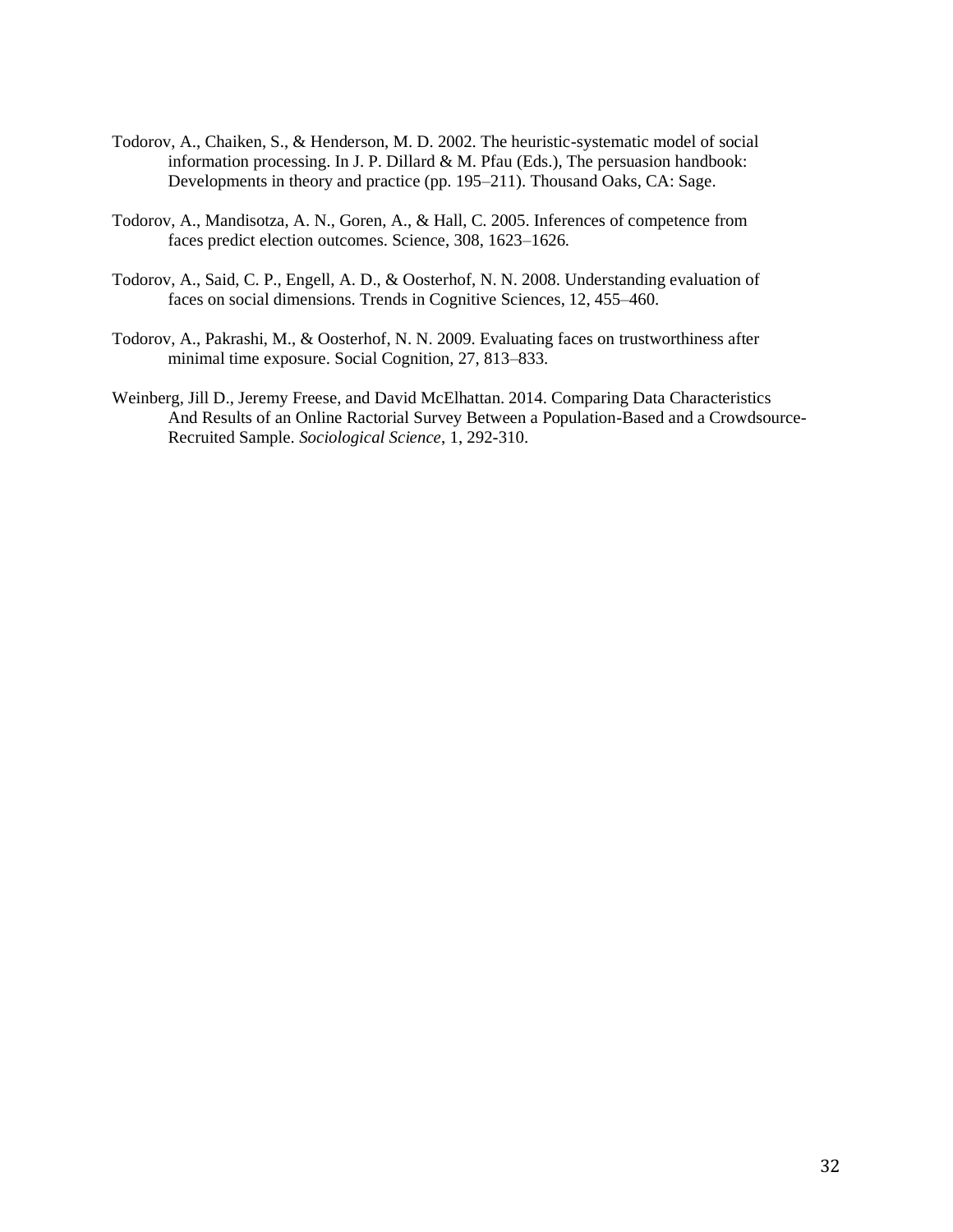Todorov, A., Chaiken, S., & Henderson, M. D. 2002. The heuristic-systematic model of social information processing. In J. P. Dillard & M. Pfau (Eds.), The persuasion handbook: Developments in theory and practice (pp. 195–211). Thousand Oaks, CA: Sage.

Todorov, A., Mandisotza, A. N., Goren, A., & Hall, C. 2005. Inferences of competence from faces predict election outcomes. Science, 308, 1623–1626.

Todorov, A., Said, C. P., Engell, A. D., & Oosterhof, N. N. 2008. Understanding evaluation of faces on social dimensions. Trends in Cognitive Sciences, 12, 455–460.

Todorov, A., Pakrashi, M., & Oosterhof, N. N. 2009. Evaluating faces on trustworthiness after minimal time exposure. Social Cognition, 27, 813–833.

Weinberg, Jill D., Jeremy Freese, and David McElhattan. 2014. Comparing Data Characteristics And Results of an Online Ractorial Survey Between a Population-Based and a Crowdsource-Recruited Sample. *Sociological Science*, 1, 292-310.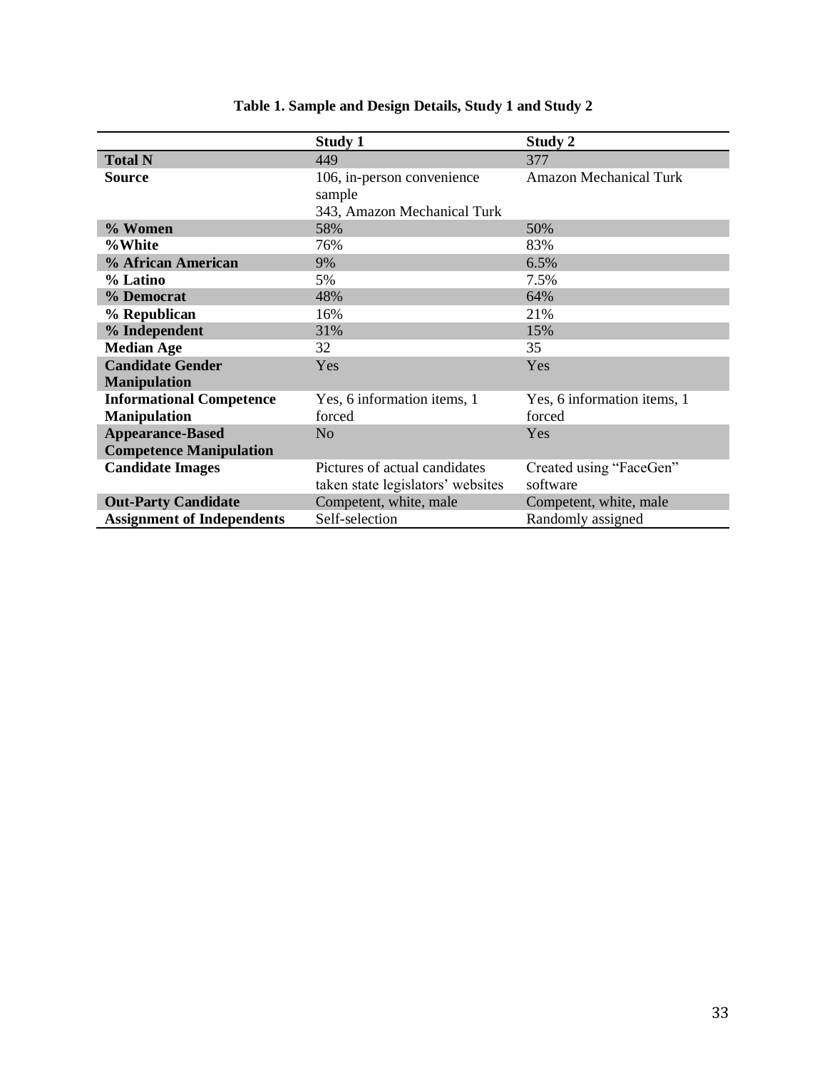**Table 1. Sample and Design Details, Study 1 and Study 2**

| | Study 1 | Study 2 |
|---|---|---|
| **Total N** | 449 | 377 |
| **Source** | 106, in-person convenience sample<br>343, Amazon Mechanical Turk | Amazon Mechanical Turk |
| **% Women** | 58% | 50% |
| **%White** | 76% | 83% |
| **% African American** | 9% | 6.5% |
| **% Latino** | 5% | 7.5% |
| **% Democrat** | 48% | 64% |
| **% Republican** | 16% | 21% |
| **% Independent** | 31% | 15% |
| **Median Age** | 32 | 35 |
| **Candidate Gender Manipulation** | Yes | Yes |
| **Informational Competence Manipulation** | Yes, 6 information items, 1 forced | Yes, 6 information items, 1 forced |
| **Appearance-Based Competence Manipulation** | No | Yes |
| **Candidate Images** | Pictures of actual candidates taken state legislators' websites | Created using "FaceGen" software |
| **Out-Party Candidate** | Competent, white, male | Competent, white, male |
| **Assignment of Independents** | Self-selection | Randomly assigned |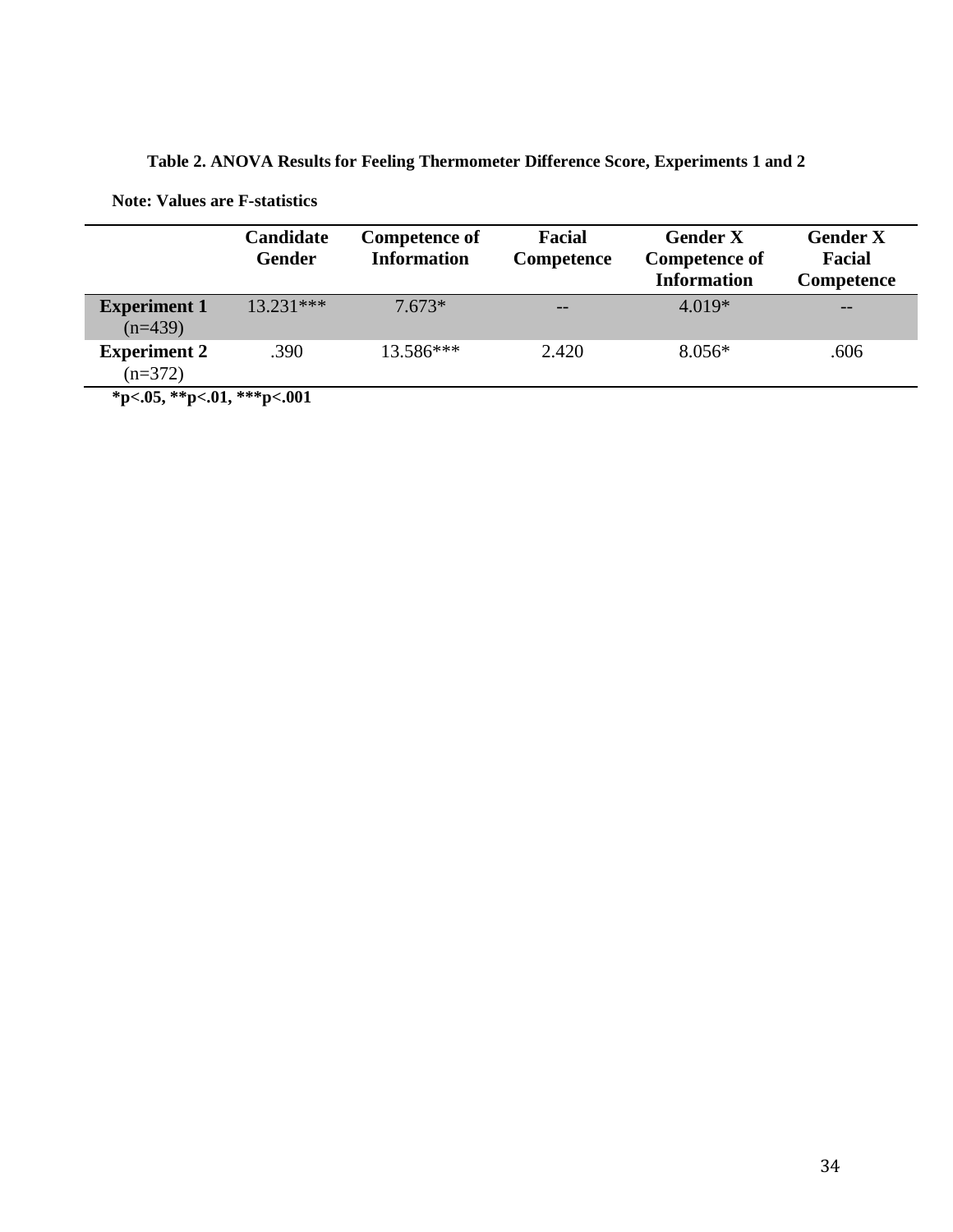**Table 2. ANOVA Results for Feeling Thermometer Difference Score, Experiments 1 and 2**

**Note: Values are F-statistics**

| | Candidate Gender | Competence of Information | Facial Competence | Gender X Competence of Information | Gender X Facial Competence |
|---|---|---|---|---|---|
| **Experiment 1** (n=439) | 13.231*** | 7.673* | -- | 4.019* | -- |
| **Experiment 2** (n=372) | .390 | 13.586*** | 2.420 | 8.056* | .606 |

**\*p<.05, \*\*p<.01, \*\*\*p<.001**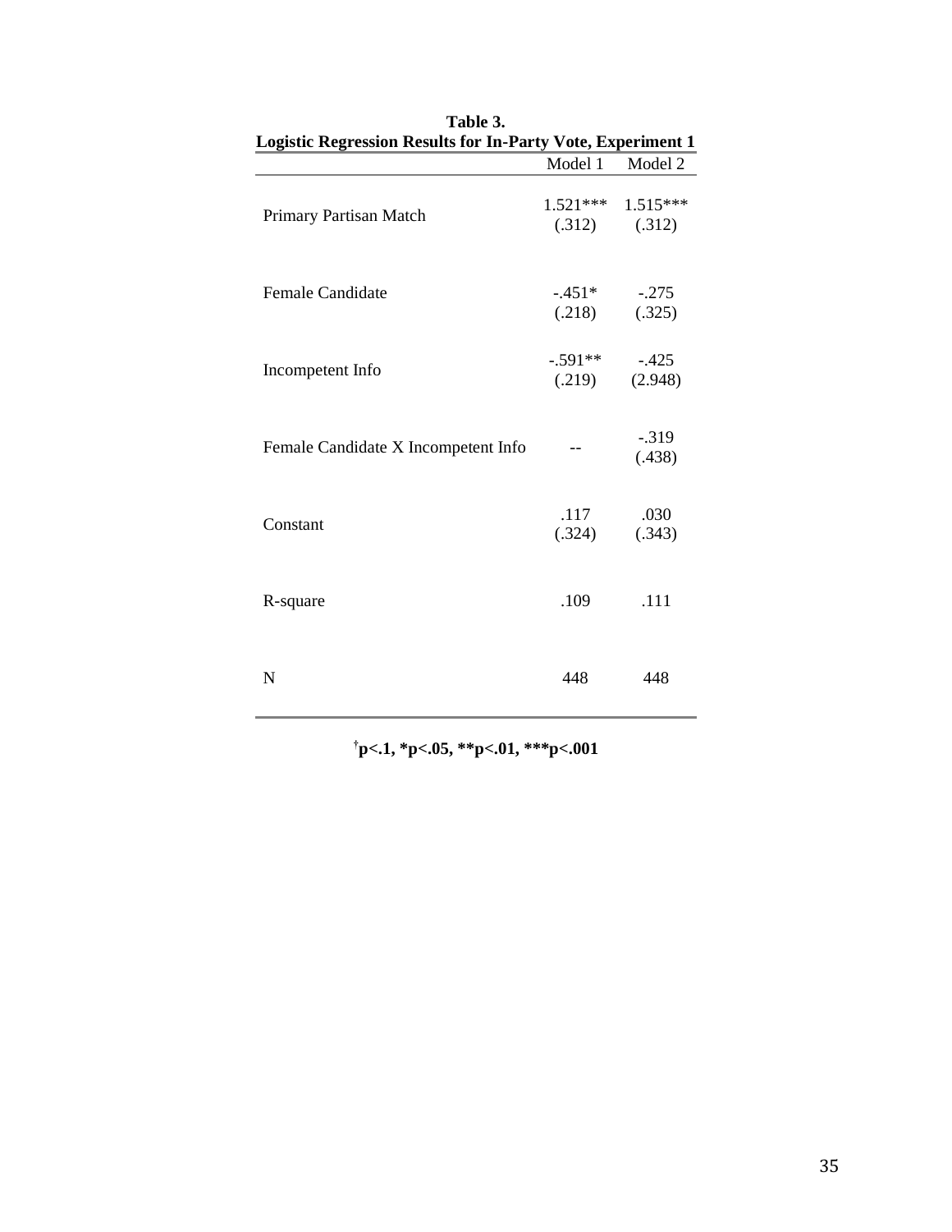**Table 3.**
**Logistic Regression Results for In-Party Vote, Experiment 1**

| | Model 1 | Model 2 |
|---|---|---|
| Primary Partisan Match | 1.521*** (.312) | 1.515*** (.312) |
| Female Candidate | -.451* (.218) | -.275 (.325) |
| Incompetent Info | -.591** (.219) | -.425 (2.948) |
| Female Candidate X Incompetent Info | -- | -.319 (.438) |
| Constant | .117 (.324) | .030 (.343) |
| R-square | .109 | .111 |
| N | 448 | 448 |

**†p<.1, *p<.05, **p<.01, ***p<.001**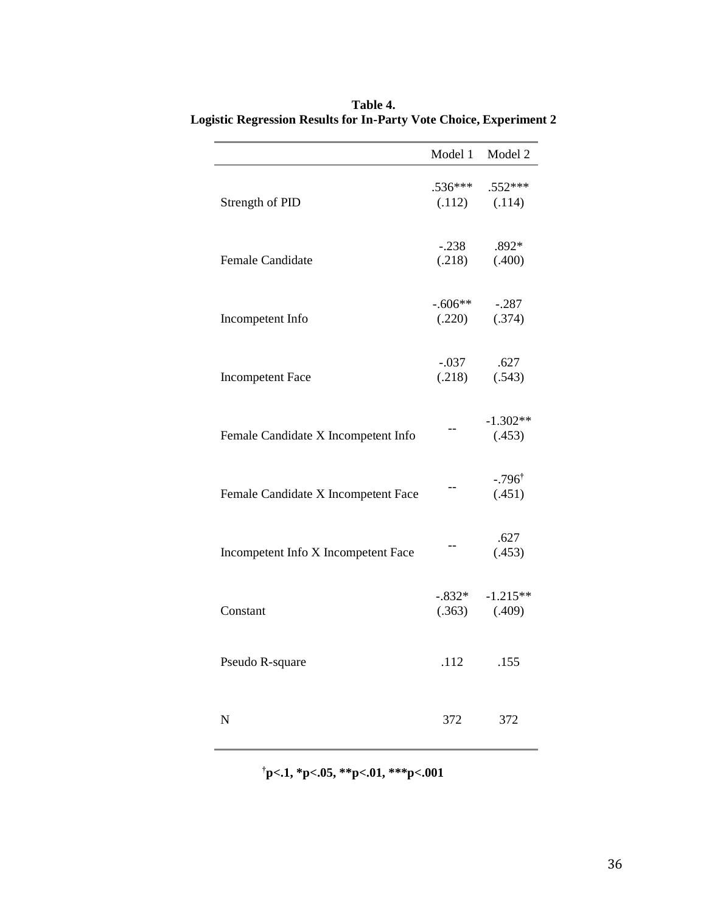**Table 4.**
**Logistic Regression Results for In-Party Vote Choice, Experiment 2**

| | Model 1 | Model 2 |
|---|---|---|
| Strength of PID | .536***<br>(.112) | .552***<br>(.114) |
| Female Candidate | -.238<br>(.218) | .892*<br>(.400) |
| Incompetent Info | -.606**<br>(.220) | -.287<br>(.374) |
| Incompetent Face | -.037<br>(.218) | .627<br>(.543) |
| Female Candidate X Incompetent Info | -- | -1.302**<br>(.453) |
| Female Candidate X Incompetent Face | -- | -.796†<br>(.451) |
| Incompetent Info X Incompetent Face | -- | .627<br>(.453) |
| Constant | -.832*<br>(.363) | -1.215**<br>(.409) |
| Pseudo R-square | .112 | .155 |
| N | 372 | 372 |

**†p<.1, *p<.05, **p<.01, ***p<.001**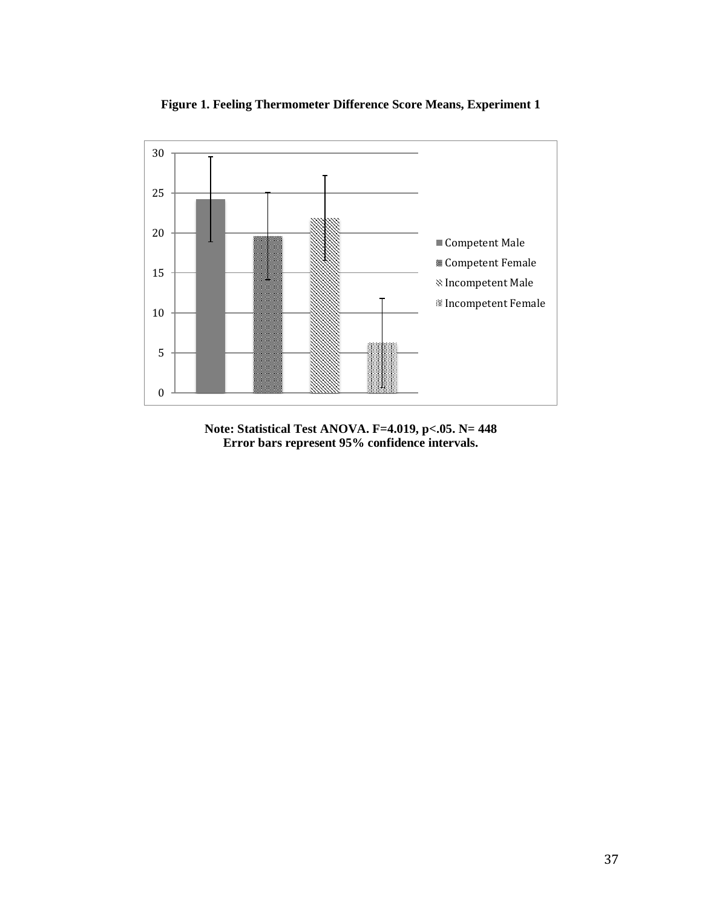**Figure 1. Feeling Thermometer Difference Score Means, Experiment 1**

| Condition | Mean (approx.) |
|---|---|
| Competent Male | 24.2 |
| Competent Female | 19.6 |
| Incompetent Male | 21.9 |
| Incompetent Female | 6.3 |

**Note: Statistical Test ANOVA. F=4.019, p<.05. N= 448**
**Error bars represent 95% confidence intervals.**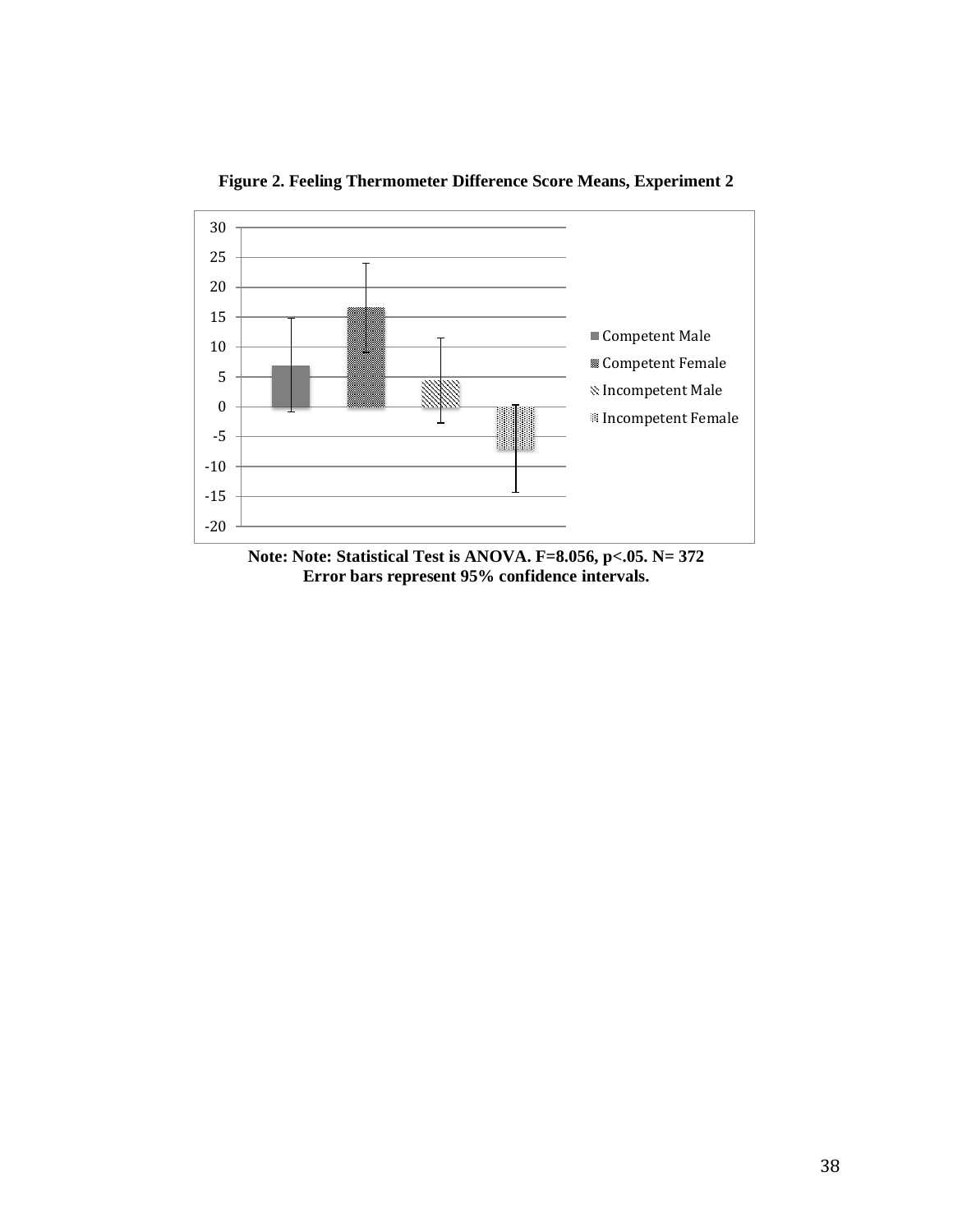**Figure 2. Feeling Thermometer Difference Score Means, Experiment 2**

**Note: Note: Statistical Test is ANOVA. F=8.056, p<.05. N= 372**
**Error bars represent 95% confidence intervals.**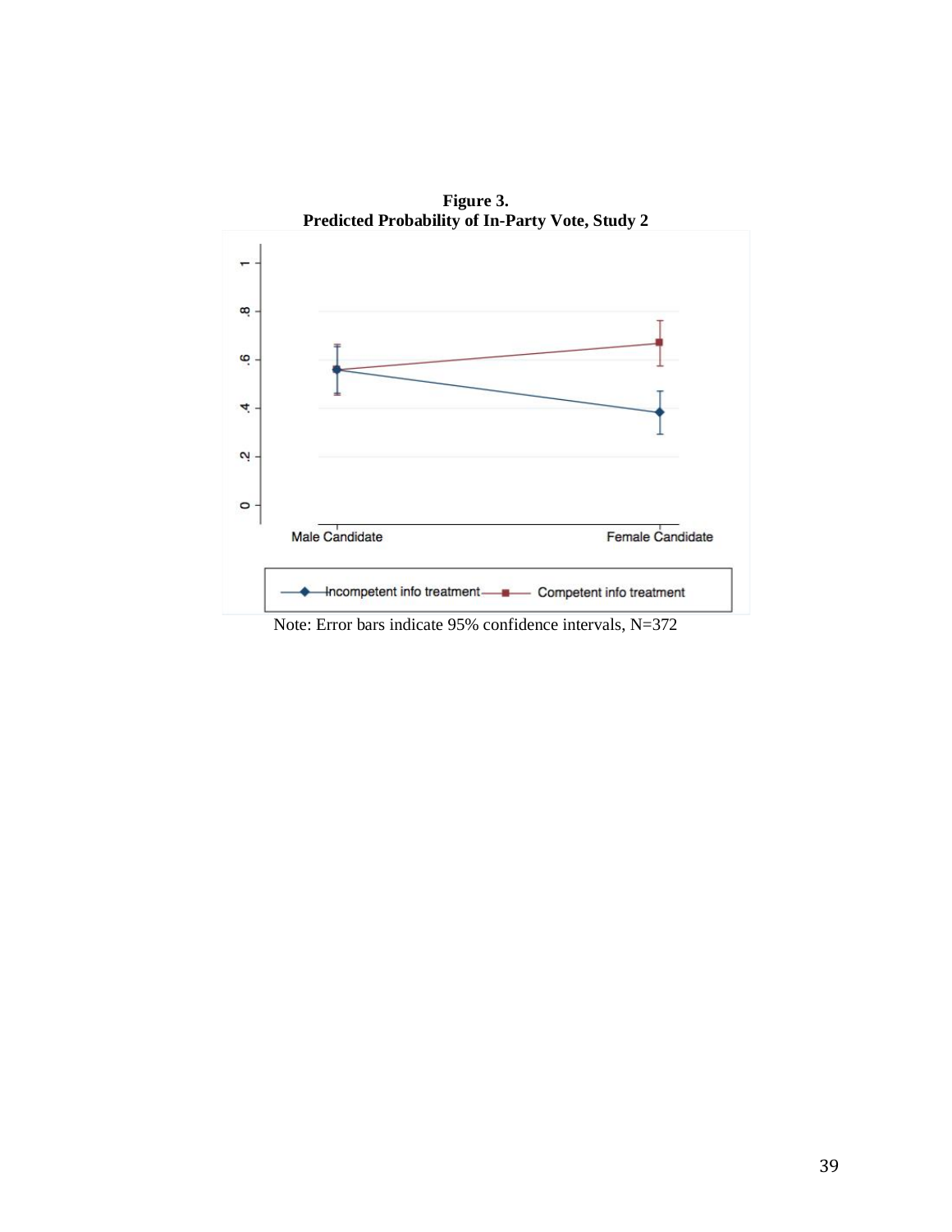**Figure 3.**
**Predicted Probability of In-Party Vote, Study 2**

Note: Error bars indicate 95% confidence intervals, N=372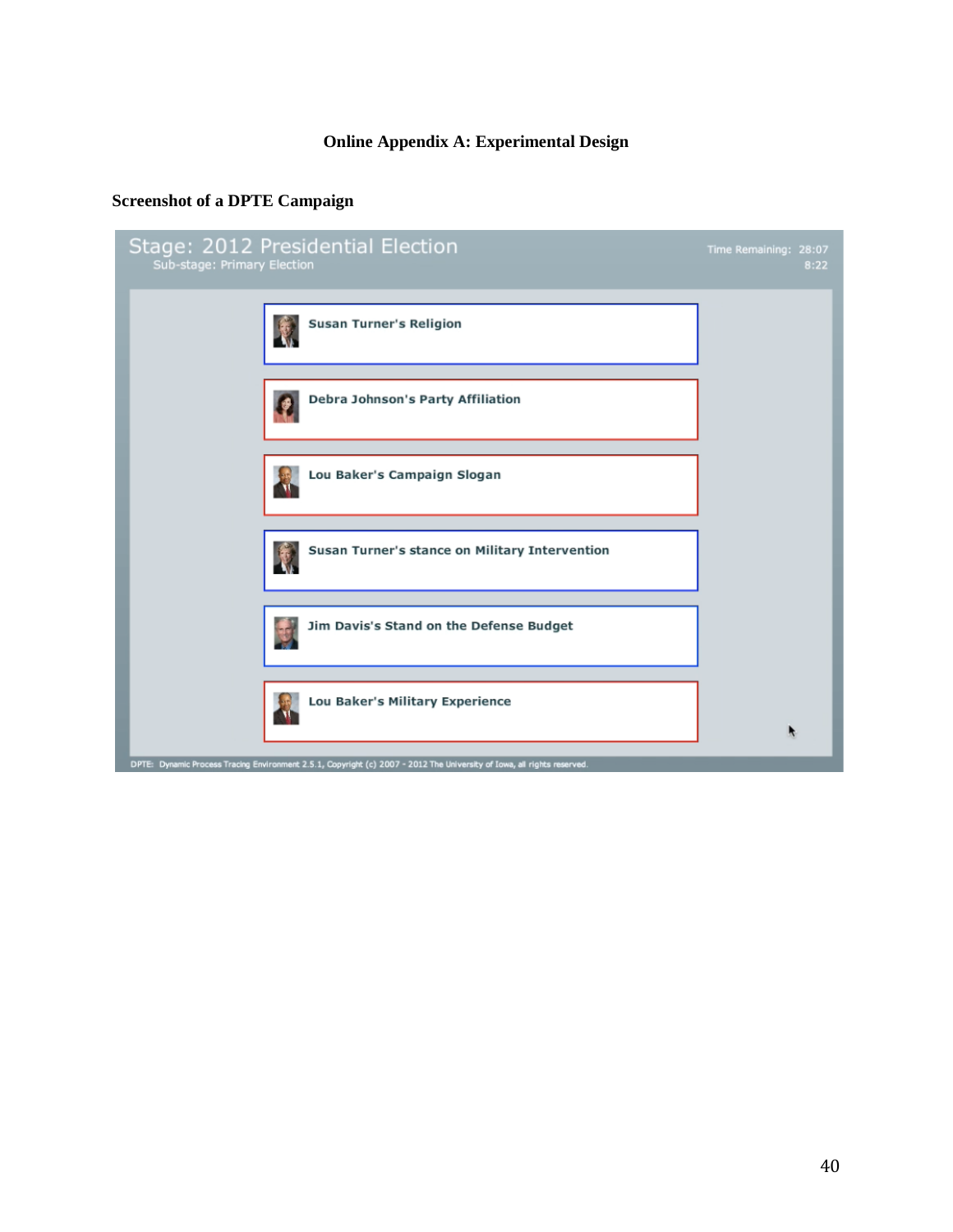**Online Appendix A: Experimental Design**

**Screenshot of a DPTE Campaign**

Stage: 2012 Presidential Election
Sub-stage: Primary Election

Time Remaining: 28:07
8:22

- Susan Turner's Religion
- Debra Johnson's Party Affiliation
- Lou Baker's Campaign Slogan
- Susan Turner's stance on Military Intervention
- Jim Davis's Stand on the Defense Budget
- Lou Baker's Military Experience

DPTE: Dynamic Process Tracing Environment 2.5.1, Copyright (c) 2007 - 2012 The University of Iowa, all rights reserved.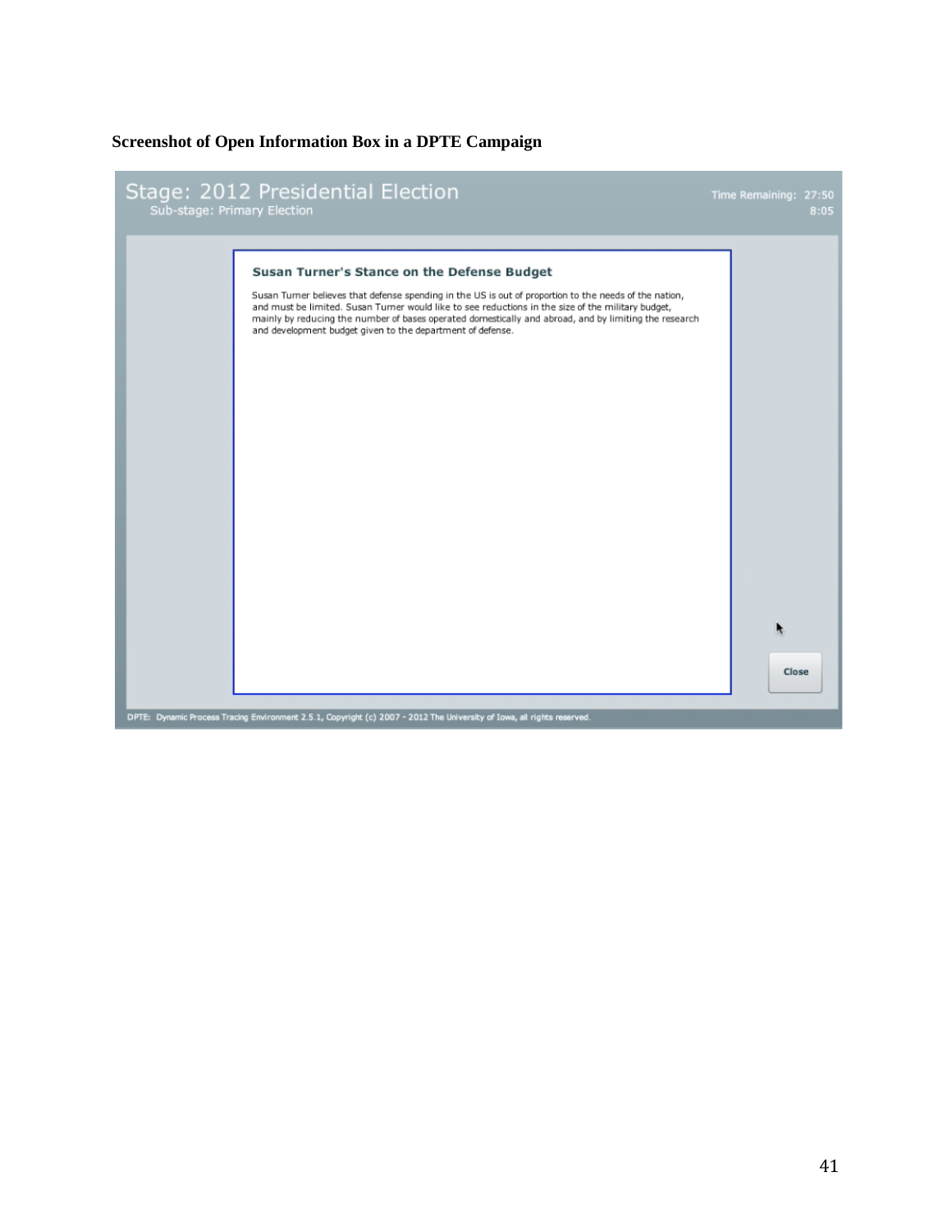**Screenshot of Open Information Box in a DPTE Campaign**

Stage: 2012 Presidential Election
Sub-stage: Primary Election

Time Remaining: 27:50
8:05

**Susan Turner's Stance on the Defense Budget**

Susan Turner believes that defense spending in the US is out of proportion to the needs of the nation, and must be limited. Susan Turner would like to see reductions in the size of the military budget, mainly by reducing the number of bases operated domestically and abroad, and by limiting the research and development budget given to the department of defense.

Close

DPTE: Dynamic Process Tracing Environment 2.5.1, Copyright (c) 2007 - 2012 The University of Iowa, all rights reserved.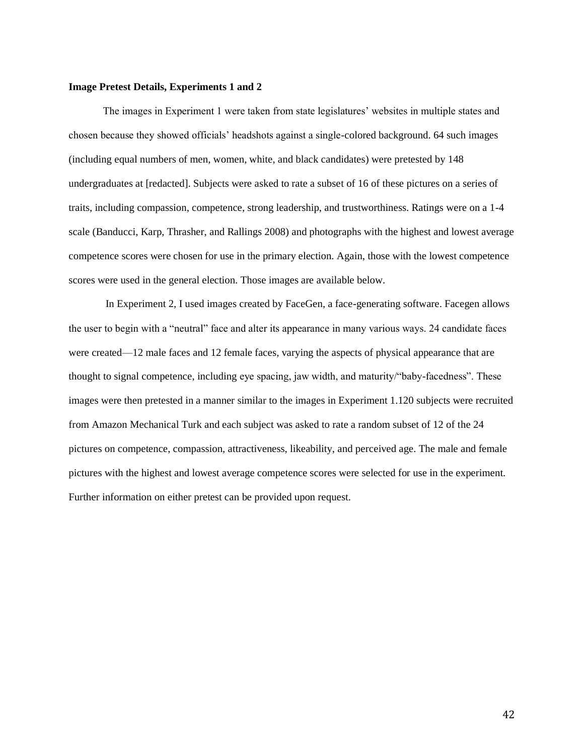**Image Pretest Details, Experiments 1 and 2**

The images in Experiment 1 were taken from state legislatures' websites in multiple states and chosen because they showed officials' headshots against a single-colored background. 64 such images (including equal numbers of men, women, white, and black candidates) were pretested by 148 undergraduates at [redacted]. Subjects were asked to rate a subset of 16 of these pictures on a series of traits, including compassion, competence, strong leadership, and trustworthiness. Ratings were on a 1-4 scale (Banducci, Karp, Thrasher, and Rallings 2008) and photographs with the highest and lowest average competence scores were chosen for use in the primary election. Again, those with the lowest competence scores were used in the general election. Those images are available below.

In Experiment 2, I used images created by FaceGen, a face-generating software. Facegen allows the user to begin with a "neutral" face and alter its appearance in many various ways. 24 candidate faces were created—12 male faces and 12 female faces, varying the aspects of physical appearance that are thought to signal competence, including eye spacing, jaw width, and maturity/"baby-facedness". These images were then pretested in a manner similar to the images in Experiment 1.120 subjects were recruited from Amazon Mechanical Turk and each subject was asked to rate a random subset of 12 of the 24 pictures on competence, compassion, attractiveness, likeability, and perceived age. The male and female pictures with the highest and lowest average competence scores were selected for use in the experiment. Further information on either pretest can be provided upon request.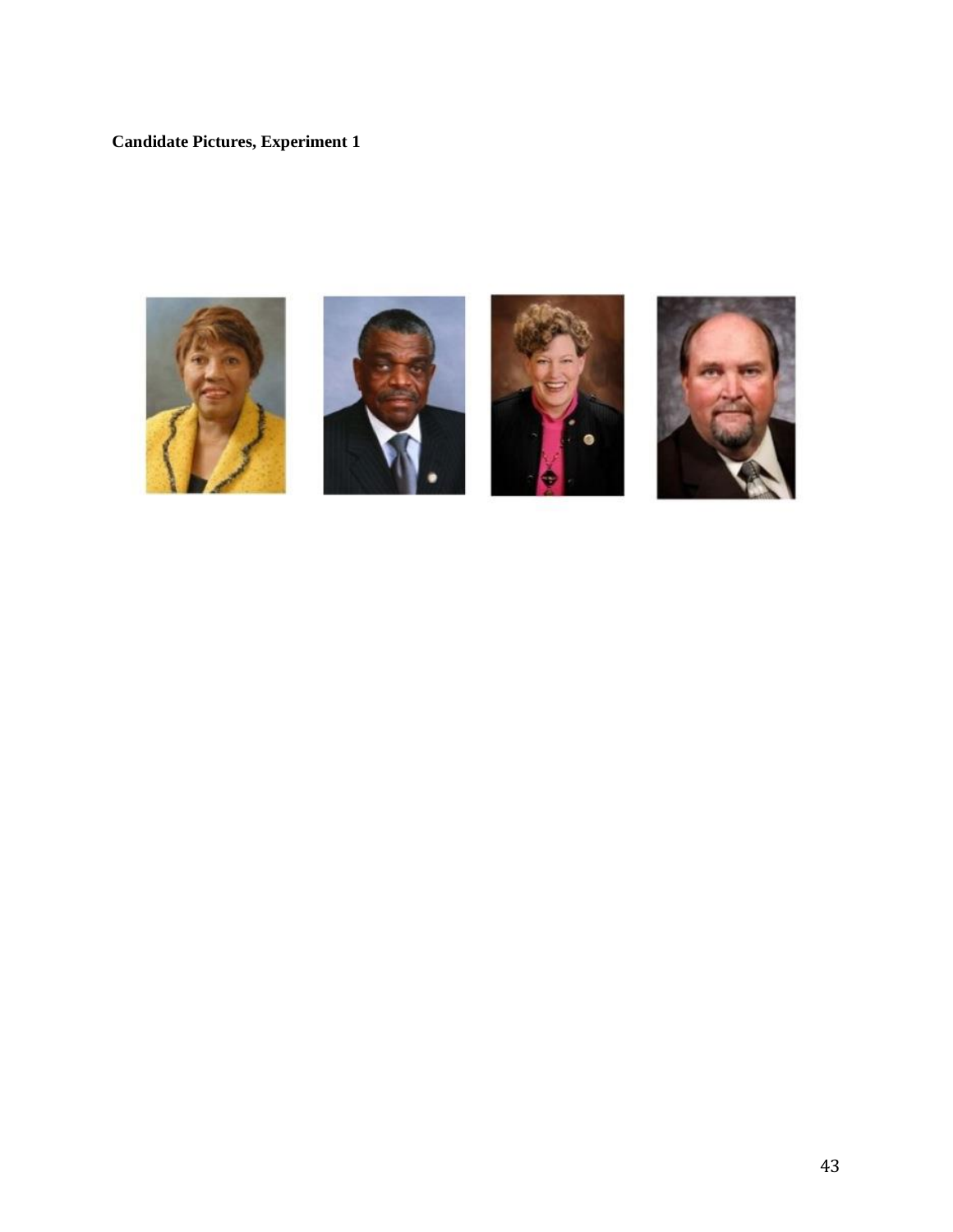**Candidate Pictures, Experiment 1**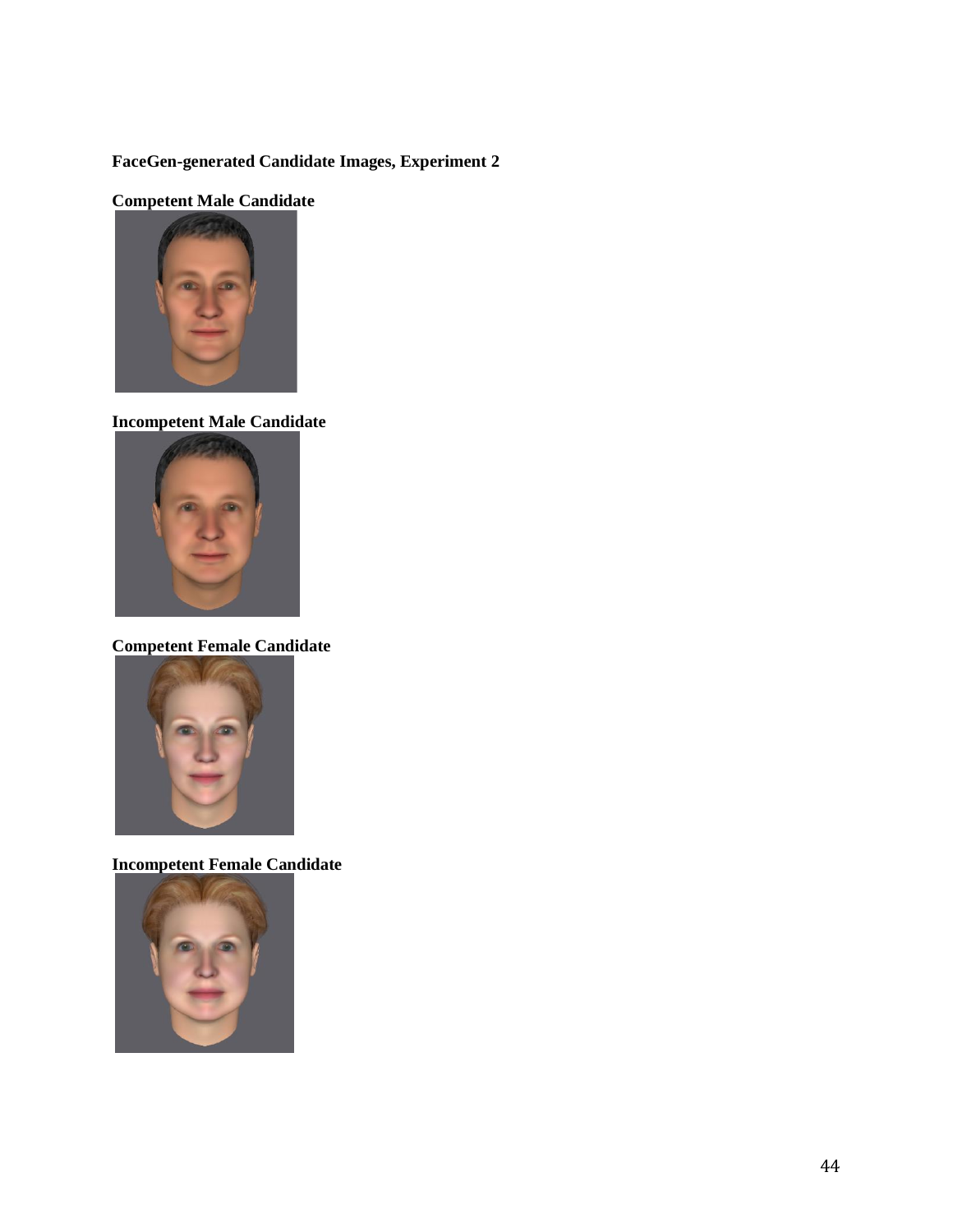**FaceGen-generated Candidate Images, Experiment 2**

**Competent Male Candidate**

**Incompetent Male Candidate**

**Competent Female Candidate**

**Incompetent Female Candidate**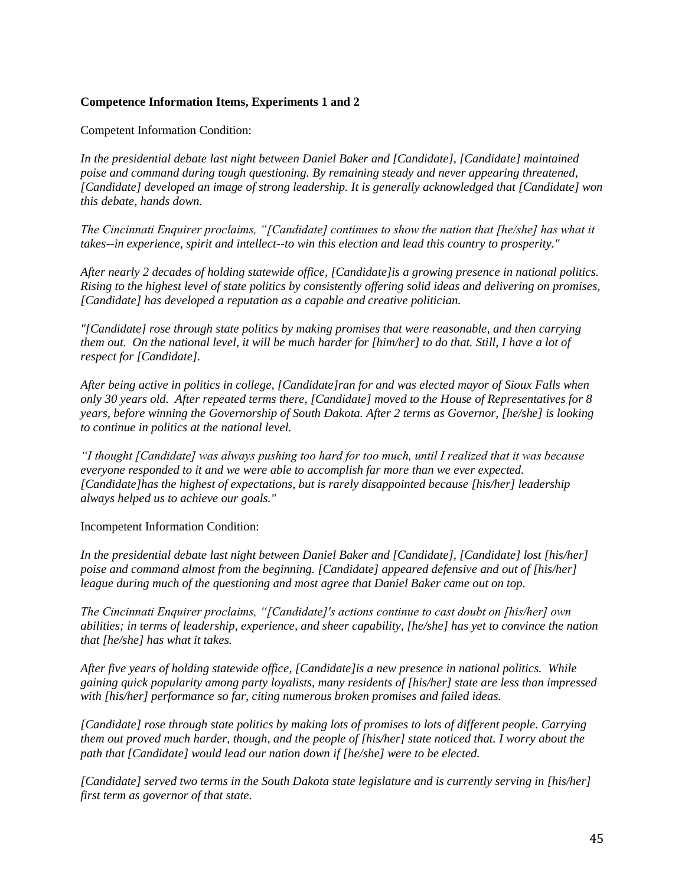**Competence Information Items, Experiments 1 and 2**

Competent Information Condition:

*In the presidential debate last night between Daniel Baker and [Candidate], [Candidate] maintained poise and command during tough questioning. By remaining steady and never appearing threatened, [Candidate] developed an image of strong leadership. It is generally acknowledged that [Candidate] won this debate, hands down.*

*The Cincinnati Enquirer proclaims, "[Candidate] continues to show the nation that [he/she] has what it takes--in experience, spirit and intellect--to win this election and lead this country to prosperity."*

*After nearly 2 decades of holding statewide office, [Candidate]is a growing presence in national politics. Rising to the highest level of state politics by consistently offering solid ideas and delivering on promises, [Candidate] has developed a reputation as a capable and creative politician.*

*"[Candidate] rose through state politics by making promises that were reasonable, and then carrying them out. On the national level, it will be much harder for [him/her] to do that. Still, I have a lot of respect for [Candidate].*

*After being active in politics in college, [Candidate]ran for and was elected mayor of Sioux Falls when only 30 years old. After repeated terms there, [Candidate] moved to the House of Representatives for 8 years, before winning the Governorship of South Dakota. After 2 terms as Governor, [he/she] is looking to continue in politics at the national level.*

*"I thought [Candidate] was always pushing too hard for too much, until I realized that it was because everyone responded to it and we were able to accomplish far more than we ever expected. [Candidate]has the highest of expectations, but is rarely disappointed because [his/her] leadership always helped us to achieve our goals."*

Incompetent Information Condition:

*In the presidential debate last night between Daniel Baker and [Candidate], [Candidate] lost [his/her] poise and command almost from the beginning. [Candidate] appeared defensive and out of [his/her] league during much of the questioning and most agree that Daniel Baker came out on top.*

*The Cincinnati Enquirer proclaims, "[Candidate]'s actions continue to cast doubt on [his/her] own abilities; in terms of leadership, experience, and sheer capability, [he/she] has yet to convince the nation that [he/she] has what it takes.*

*After five years of holding statewide office, [Candidate]is a new presence in national politics. While gaining quick popularity among party loyalists, many residents of [his/her] state are less than impressed with [his/her] performance so far, citing numerous broken promises and failed ideas.*

*[Candidate] rose through state politics by making lots of promises to lots of different people. Carrying them out proved much harder, though, and the people of [his/her] state noticed that. I worry about the path that [Candidate] would lead our nation down if [he/she] were to be elected.*

*[Candidate] served two terms in the South Dakota state legislature and is currently serving in [his/her] first term as governor of that state.*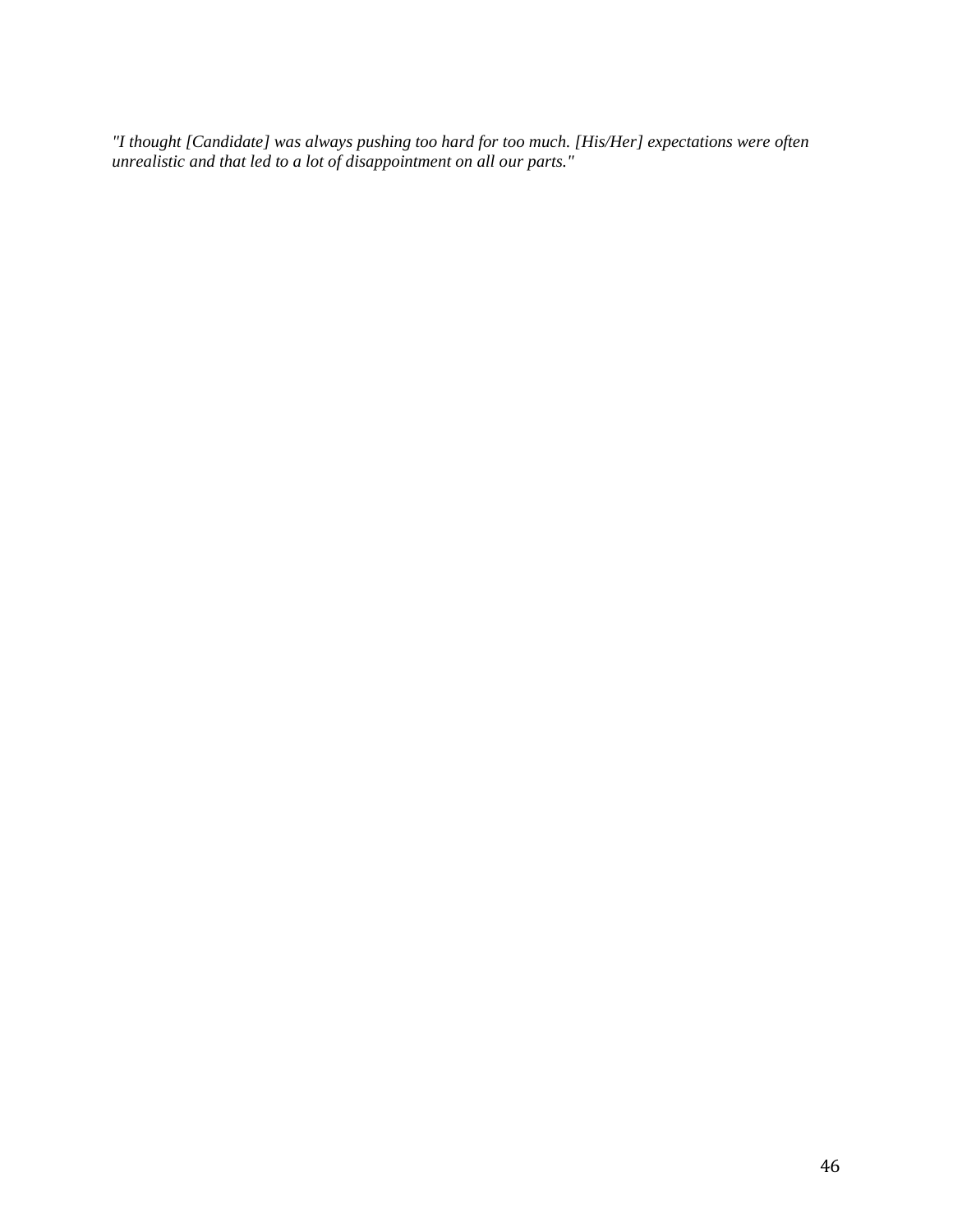*"I thought [Candidate] was always pushing too hard for too much. [His/Her] expectations were often unrealistic and that led to a lot of disappointment on all our parts."*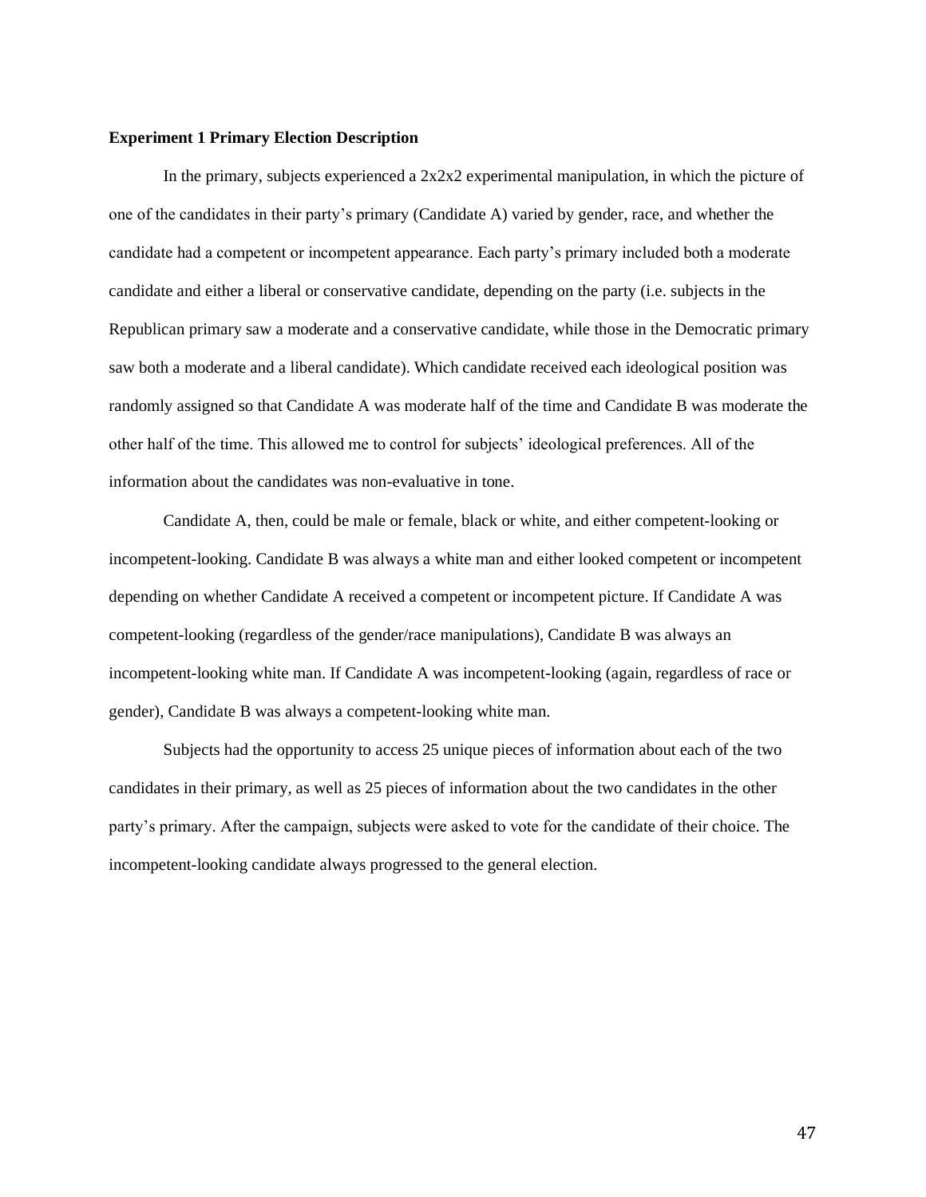**Experiment 1 Primary Election Description**

In the primary, subjects experienced a 2x2x2 experimental manipulation, in which the picture of one of the candidates in their party's primary (Candidate A) varied by gender, race, and whether the candidate had a competent or incompetent appearance. Each party's primary included both a moderate candidate and either a liberal or conservative candidate, depending on the party (i.e. subjects in the Republican primary saw a moderate and a conservative candidate, while those in the Democratic primary saw both a moderate and a liberal candidate). Which candidate received each ideological position was randomly assigned so that Candidate A was moderate half of the time and Candidate B was moderate the other half of the time. This allowed me to control for subjects' ideological preferences. All of the information about the candidates was non-evaluative in tone.

Candidate A, then, could be male or female, black or white, and either competent-looking or incompetent-looking. Candidate B was always a white man and either looked competent or incompetent depending on whether Candidate A received a competent or incompetent picture. If Candidate A was competent-looking (regardless of the gender/race manipulations), Candidate B was always an incompetent-looking white man. If Candidate A was incompetent-looking (again, regardless of race or gender), Candidate B was always a competent-looking white man.

Subjects had the opportunity to access 25 unique pieces of information about each of the two candidates in their primary, as well as 25 pieces of information about the two candidates in the other party's primary. After the campaign, subjects were asked to vote for the candidate of their choice. The incompetent-looking candidate always progressed to the general election.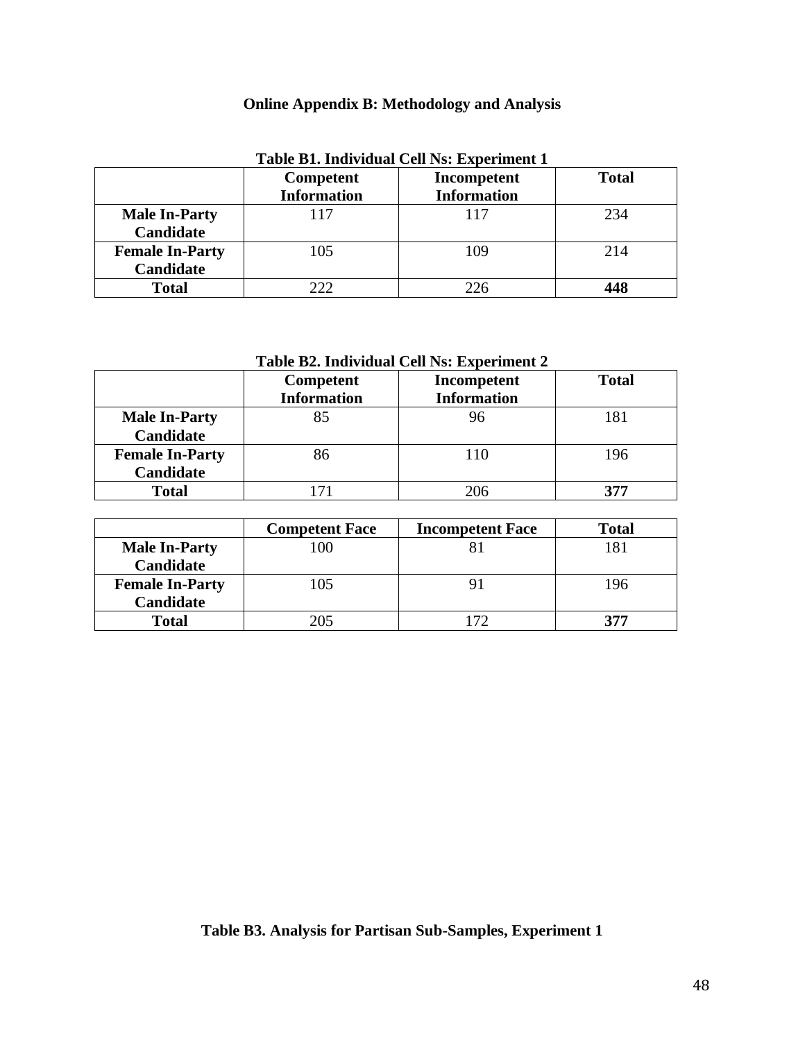# Online Appendix B: Methodology and Analysis

**Table B1. Individual Cell Ns: Experiment 1**

| | Competent Information | Incompetent Information | Total |
|---|---|---|---|
| **Male In-Party Candidate** | 117 | 117 | 234 |
| **Female In-Party Candidate** | 105 | 109 | 214 |
| **Total** | 222 | 226 | **448** |

**Table B2. Individual Cell Ns: Experiment 2**

| | Competent Information | Incompetent Information | Total |
|---|---|---|---|
| **Male In-Party Candidate** | 85 | 96 | 181 |
| **Female In-Party Candidate** | 86 | 110 | 196 |
| **Total** | 171 | 206 | **377** |

| | Competent Face | Incompetent Face | Total |
|---|---|---|---|
| **Male In-Party Candidate** | 100 | 81 | 181 |
| **Female In-Party Candidate** | 105 | 91 | 196 |
| **Total** | 205 | 172 | **377** |

**Table B3. Analysis for Partisan Sub-Samples, Experiment 1**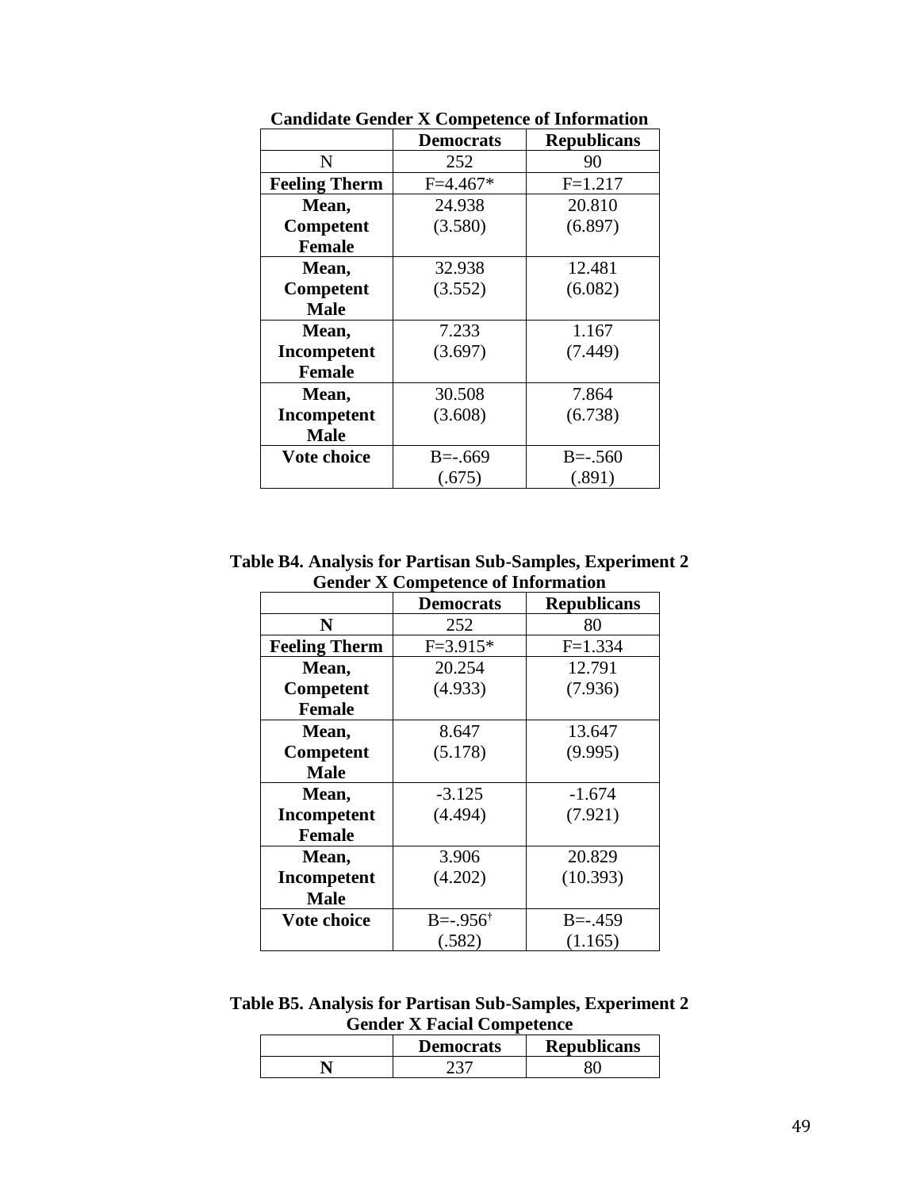**Candidate Gender X Competence of Information**

| | Democrats | Republicans |
|---|---|---|
| N | 252 | 90 |
| **Feeling Therm** | F=4.467* | F=1.217 |
| **Mean, Competent Female** | 24.938 (3.580) | 20.810 (6.897) |
| **Mean, Competent Male** | 32.938 (3.552) | 12.481 (6.082) |
| **Mean, Incompetent Female** | 7.233 (3.697) | 1.167 (7.449) |
| **Mean, Incompetent Male** | 30.508 (3.608) | 7.864 (6.738) |
| **Vote choice** | B=-.669 (.675) | B=-.560 (.891) |

**Table B4. Analysis for Partisan Sub-Samples, Experiment 2**
**Gender X Competence of Information**

| | Democrats | Republicans |
|---|---|---|
| **N** | 252 | 80 |
| **Feeling Therm** | F=3.915* | F=1.334 |
| **Mean, Competent Female** | 20.254 (4.933) | 12.791 (7.936) |
| **Mean, Competent Male** | 8.647 (5.178) | 13.647 (9.995) |
| **Mean, Incompetent Female** | -3.125 (4.494) | -1.674 (7.921) |
| **Mean, Incompetent Male** | 3.906 (4.202) | 20.829 (10.393) |
| **Vote choice** | B=-.956† (.582) | B=-.459 (1.165) |

**Table B5. Analysis for Partisan Sub-Samples, Experiment 2**
**Gender X Facial Competence**

| | Democrats | Republicans |
|---|---|---|
| **N** | 237 | 80 |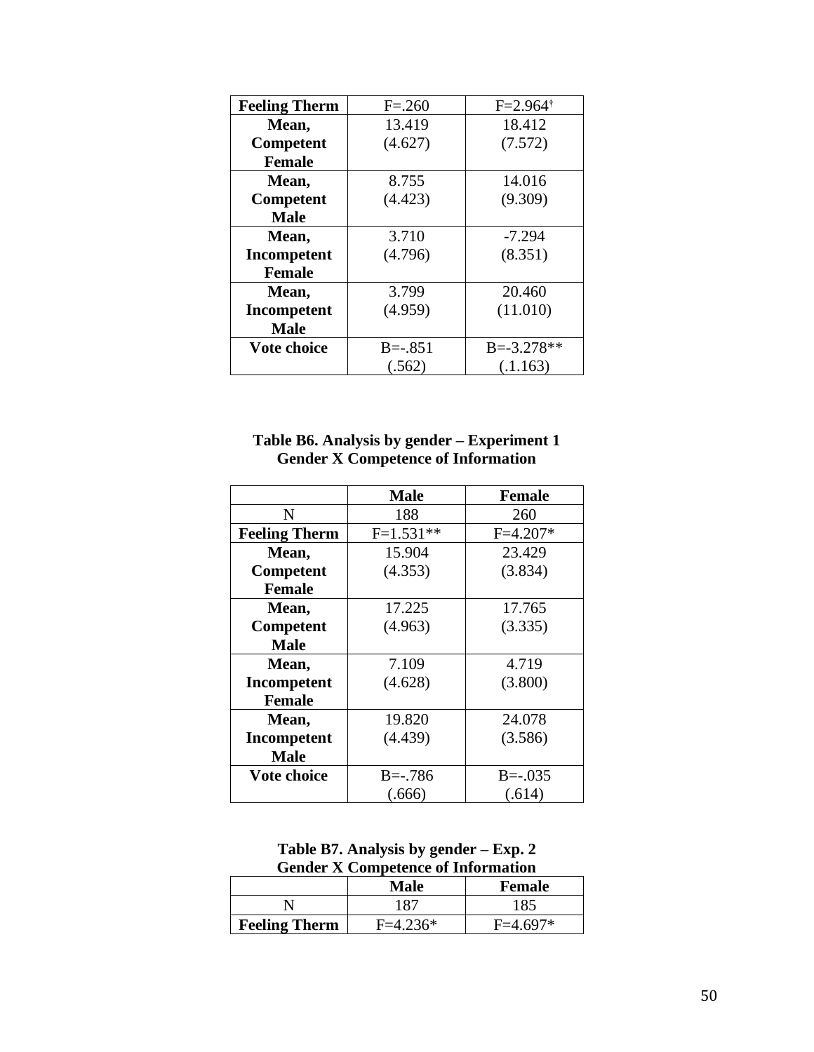| Feeling Therm | F=.260 | F=2.964[†] |
|---|---|---|
| **Mean, Competent Female** | 13.419 (4.627) | 18.412 (7.572) |
| **Mean, Competent Male** | 8.755 (4.423) | 14.016 (9.309) |
| **Mean, Incompetent Female** | 3.710 (4.796) | -7.294 (8.351) |
| **Mean, Incompetent Male** | 3.799 (4.959) | 20.460 (11.010) |
| **Vote choice** | B=-.851 (.562) | B=-3.278** (.1.163) |

**Table B6. Analysis by gender – Experiment 1**
**Gender X Competence of Information**

| | Male | Female |
|---|---|---|
| N | 188 | 260 |
| **Feeling Therm** | F=1.531** | F=4.207* |
| **Mean, Competent Female** | 15.904 (4.353) | 23.429 (3.834) |
| **Mean, Competent Male** | 17.225 (4.963) | 17.765 (3.335) |
| **Mean, Incompetent Female** | 7.109 (4.628) | 4.719 (3.800) |
| **Mean, Incompetent Male** | 19.820 (4.439) | 24.078 (3.586) |
| **Vote choice** | B=-.786 (.666) | B=-.035 (.614) |

**Table B7. Analysis by gender – Exp. 2**
**Gender X Competence of Information**

| | Male | Female |
|---|---|---|
| N | 187 | 185 |
| **Feeling Therm** | F=4.236* | F=4.697* |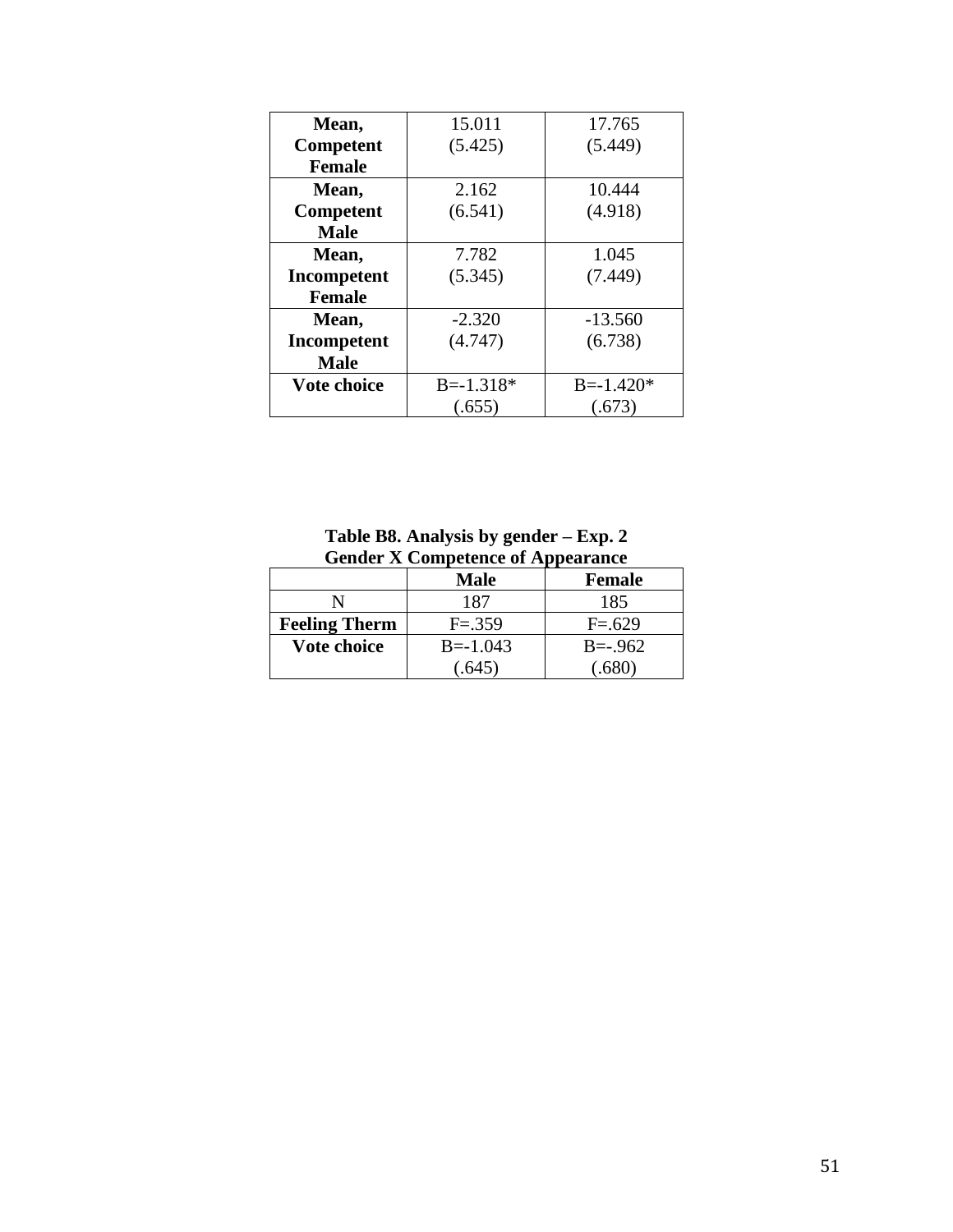| | | |
|---|---|---|
| **Mean, Competent Female** | 15.011 (5.425) | 17.765 (5.449) |
| **Mean, Competent Male** | 2.162 (6.541) | 10.444 (4.918) |
| **Mean, Incompetent Female** | 7.782 (5.345) | 1.045 (7.449) |
| **Mean, Incompetent Male** | -2.320 (4.747) | -13.560 (6.738) |
| **Vote choice** | B=-1.318* (.655) | B=-1.420* (.673) |

**Table B8. Analysis by gender – Exp. 2**
**Gender X Competence of Appearance**

| | **Male** | **Female** |
|---|---|---|
| N | 187 | 185 |
| **Feeling Therm** | F=.359 | F=.629 |
| **Vote choice** | B=-1.043 (.645) | B=-.962 (.680) |